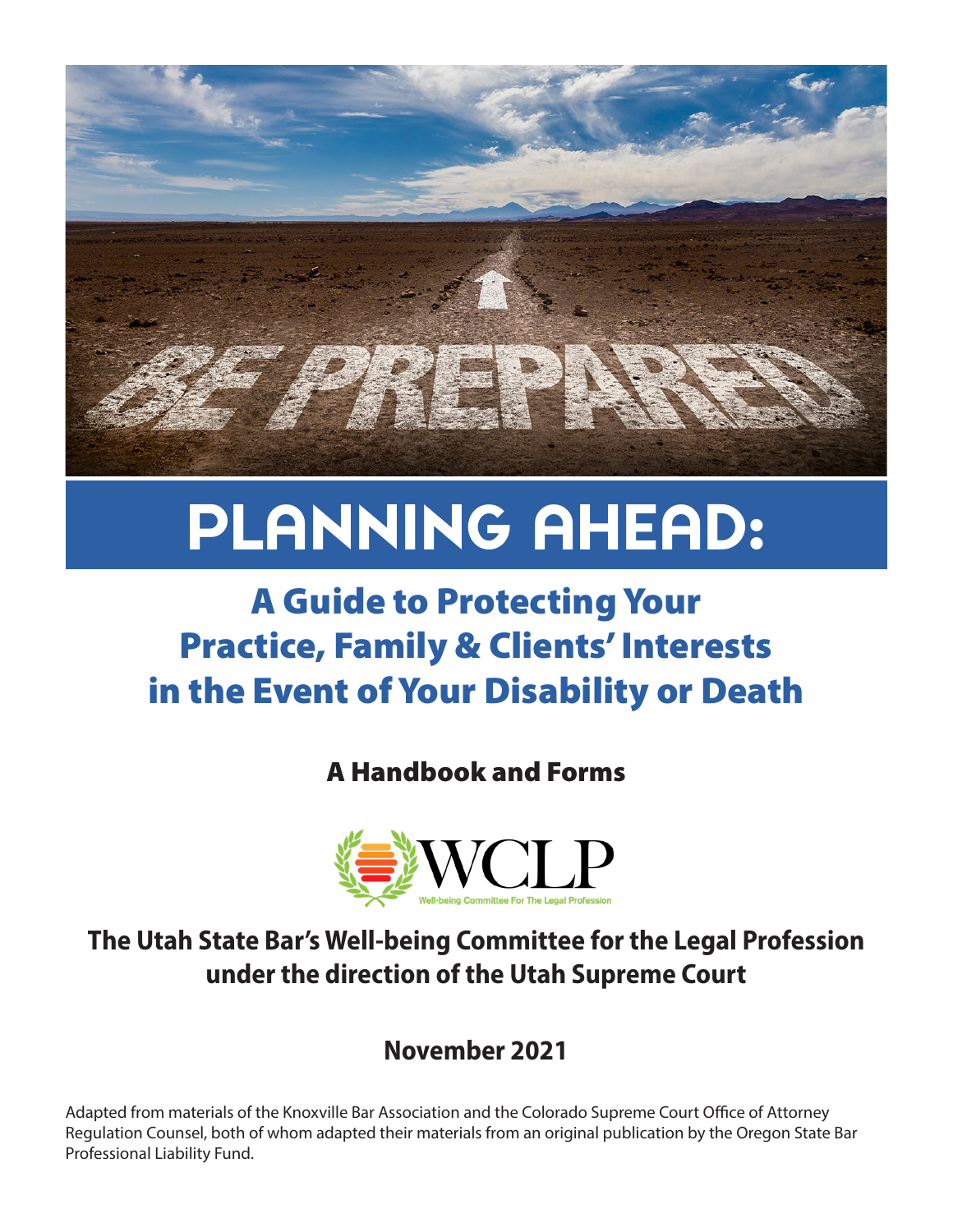# PLANNING AHEAD:

## A Guide to Protecting Your Practice, Family & Clients' Interests in the Event of Your Disability or Death

### A Handbook and Forms

WCLP

Well-being Committee For The Legal Profession

**The Utah State Bar's Well-being Committee for the Legal Profession under the direction of the Utah Supreme Court**

**November 2021**

Adapted from materials of the Knoxville Bar Association and the Colorado Supreme Court Office of Attorney Regulation Counsel, both of whom adapted their materials from an original publication by the Oregon State Bar Professional Liability Fund.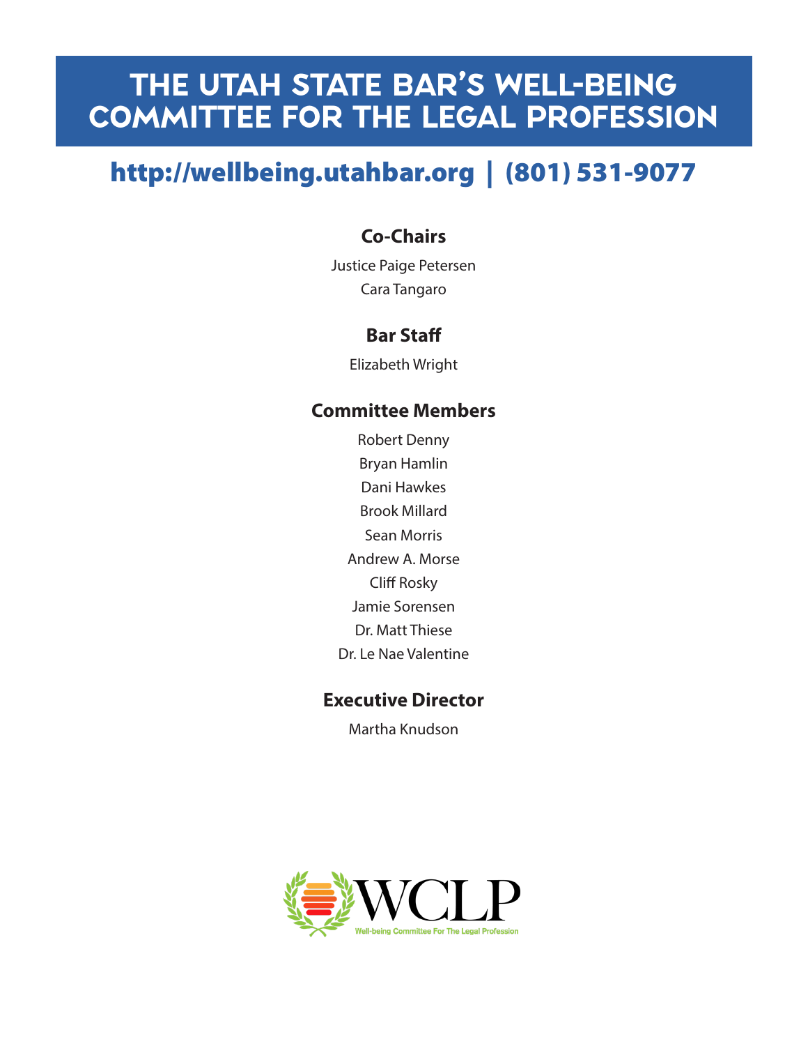# THE UTAH STATE BAR'S WELL-BEING COMMITTEE FOR THE LEGAL PROFESSION

## http://wellbeing.utahbar.org | (801) 531-9077

### Co-Chairs

Justice Paige Petersen

Cara Tangaro

### Bar Staff

Elizabeth Wright

### Committee Members

Robert Denny

Bryan Hamlin

Dani Hawkes

Brook Millard

Sean Morris

Andrew A. Morse

Cliff Rosky

Jamie Sorensen

Dr. Matt Thiese

Dr. Le Nae Valentine

### Executive Director

Martha Knudson

WCLP

Well-being Committee For The Legal Profession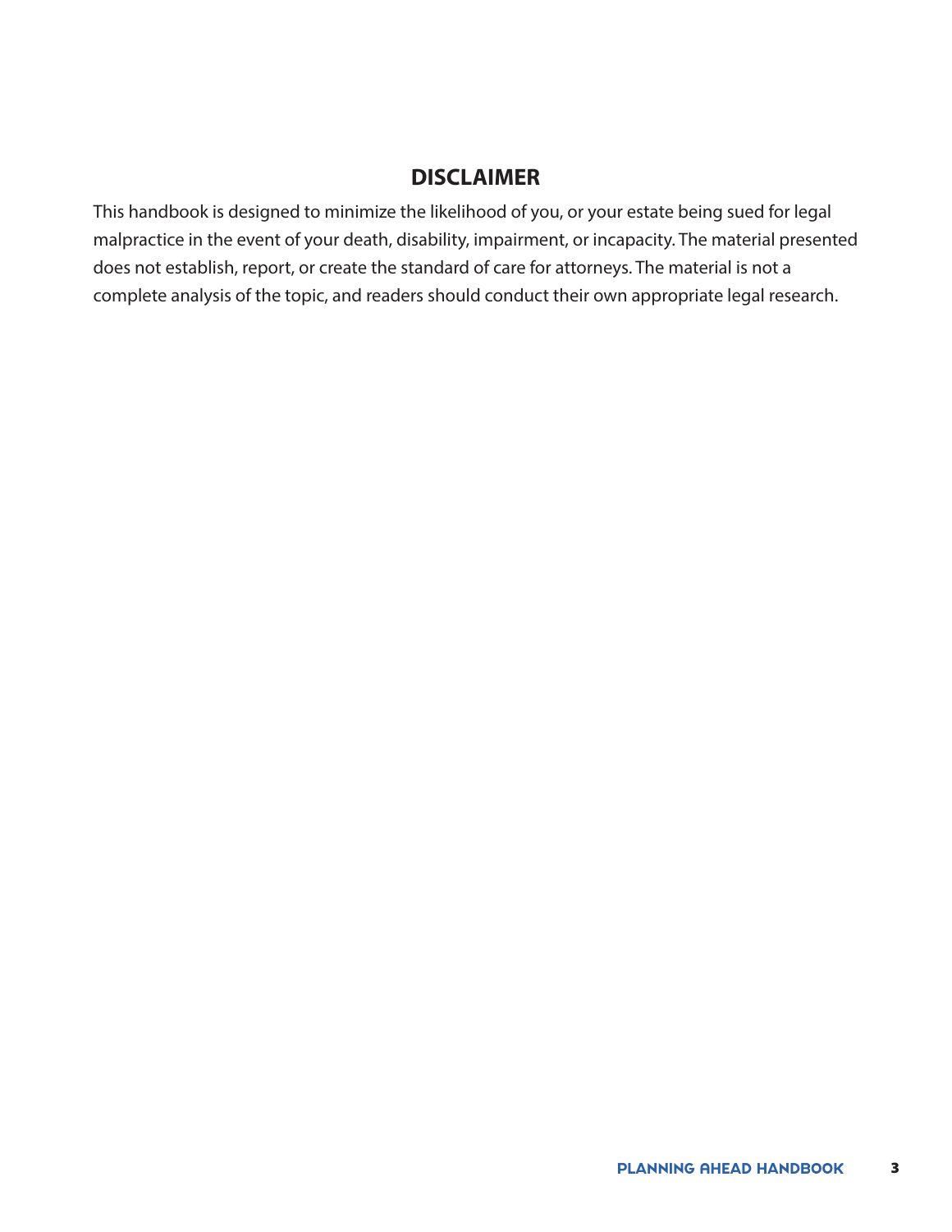## DISCLAIMER

This handbook is designed to minimize the likelihood of you, or your estate being sued for legal malpractice in the event of your death, disability, impairment, or incapacity. The material presented does not establish, report, or create the standard of care for attorneys. The material is not a complete analysis of the topic, and readers should conduct their own appropriate legal research.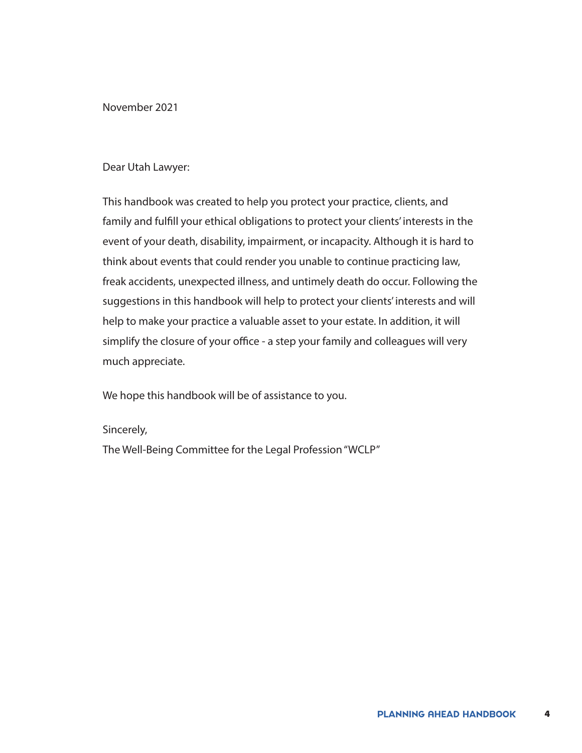November 2021

Dear Utah Lawyer:

This handbook was created to help you protect your practice, clients, and family and fulfill your ethical obligations to protect your clients' interests in the event of your death, disability, impairment, or incapacity. Although it is hard to think about events that could render you unable to continue practicing law, freak accidents, unexpected illness, and untimely death do occur. Following the suggestions in this handbook will help to protect your clients' interests and will help to make your practice a valuable asset to your estate. In addition, it will simplify the closure of your office - a step your family and colleagues will very much appreciate.

We hope this handbook will be of assistance to you.

Sincerely,
The Well-Being Committee for the Legal Profession "WCLP"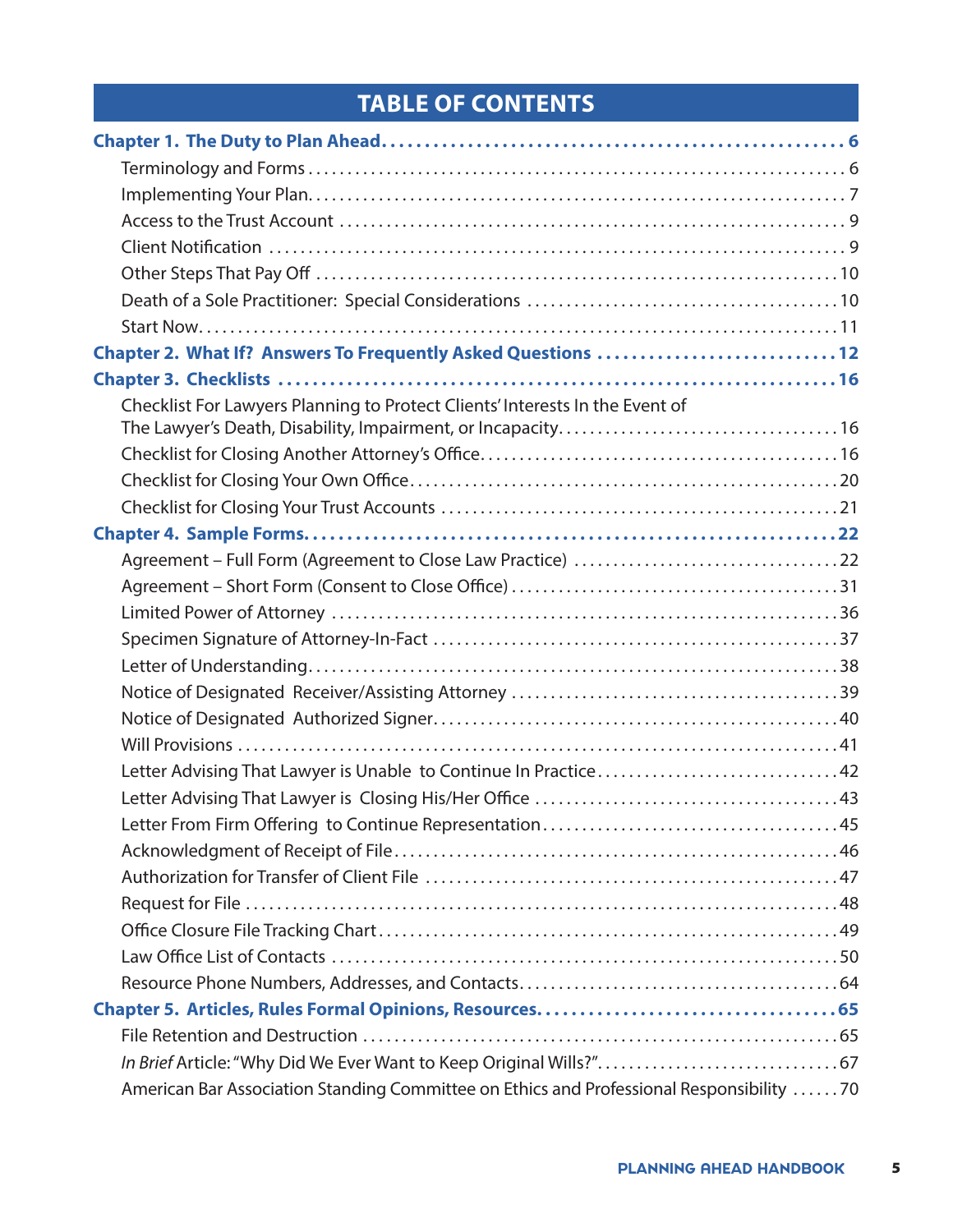# TABLE OF CONTENTS

**Chapter 1. The Duty to Plan Ahead . . . . . . . . . . 6**

- Terminology and Forms . . . . . . . . . . 6
- Implementing Your Plan. . . . . . . . . . 7
- Access to the Trust Account . . . . . . . . . . 9
- Client Notification . . . . . . . . . . 9
- Other Steps That Pay Off . . . . . . . . . . 10
- Death of a Sole Practitioner: Special Considerations . . . . . . . . . . 10
- Start Now. . . . . . . . . . 11

**Chapter 2. What If? Answers To Frequently Asked Questions . . . . . . . . . . 12**

**Chapter 3. Checklists . . . . . . . . . . 16**

- Checklist For Lawyers Planning to Protect Clients' Interests In the Event of The Lawyer's Death, Disability, Impairment, or Incapacity. . . . . . . . . . 16
- Checklist for Closing Another Attorney's Office. . . . . . . . . . 16
- Checklist for Closing Your Own Office. . . . . . . . . . 20
- Checklist for Closing Your Trust Accounts . . . . . . . . . . 21

**Chapter 4. Sample Forms. . . . . . . . . . 22**

- Agreement – Full Form (Agreement to Close Law Practice) . . . . . . . . . . 22
- Agreement – Short Form (Consent to Close Office) . . . . . . . . . . 31
- Limited Power of Attorney . . . . . . . . . . 36
- Specimen Signature of Attorney-In-Fact . . . . . . . . . . 37
- Letter of Understanding. . . . . . . . . . 38
- Notice of Designated Receiver/Assisting Attorney . . . . . . . . . . 39
- Notice of Designated Authorized Signer. . . . . . . . . . 40
- Will Provisions . . . . . . . . . . 41
- Letter Advising That Lawyer is Unable to Continue In Practice. . . . . . . . . . 42
- Letter Advising That Lawyer is Closing His/Her Office . . . . . . . . . . 43
- Letter From Firm Offering to Continue Representation. . . . . . . . . . 45
- Acknowledgment of Receipt of File. . . . . . . . . . 46
- Authorization for Transfer of Client File . . . . . . . . . . 47
- Request for File . . . . . . . . . . 48
- Office Closure File Tracking Chart. . . . . . . . . . 49
- Law Office List of Contacts . . . . . . . . . . 50
- Resource Phone Numbers, Addresses, and Contacts. . . . . . . . . . 64

**Chapter 5. Articles, Rules Formal Opinions, Resources. . . . . . . . . . 65**

- File Retention and Destruction . . . . . . . . . . 65
- *In Brief* Article: "Why Did We Ever Want to Keep Original Wills?". . . . . . . . . . 67
- American Bar Association Standing Committee on Ethics and Professional Responsibility . . . . . . 70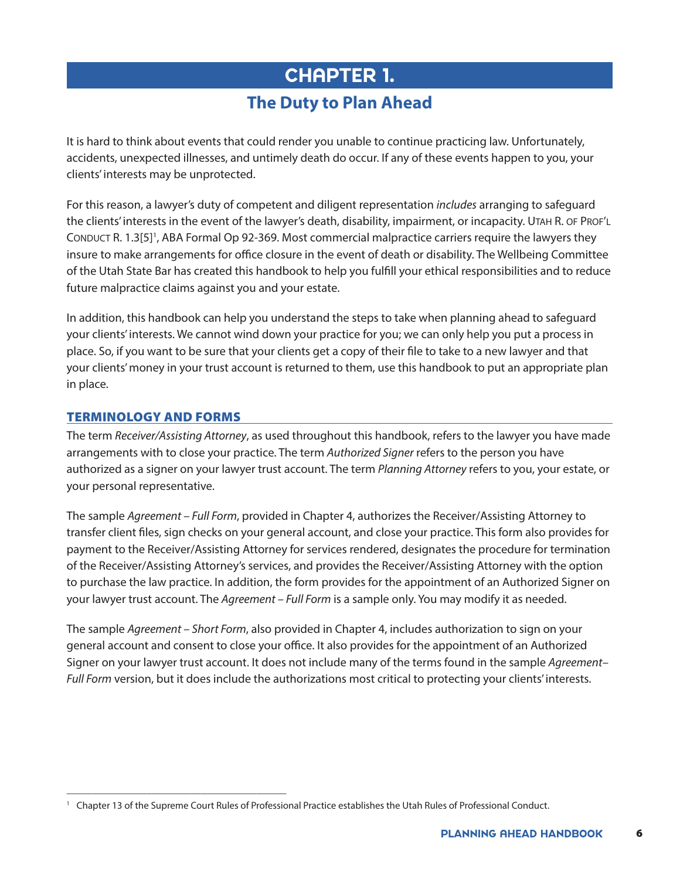# CHAPTER 1.

## The Duty to Plan Ahead

It is hard to think about events that could render you unable to continue practicing law. Unfortunately, accidents, unexpected illnesses, and untimely death do occur. If any of these events happen to you, your clients' interests may be unprotected.

For this reason, a lawyer's duty of competent and diligent representation *includes* arranging to safeguard the clients' interests in the event of the lawyer's death, disability, impairment, or incapacity. Utah R. of Prof'l Conduct R. 1.3[5][1], ABA Formal Op 92-369. Most commercial malpractice carriers require the lawyers they insure to make arrangements for office closure in the event of death or disability. The Wellbeing Committee of the Utah State Bar has created this handbook to help you fulfill your ethical responsibilities and to reduce future malpractice claims against you and your estate.

In addition, this handbook can help you understand the steps to take when planning ahead to safeguard your clients' interests. We cannot wind down your practice for you; we can only help you put a process in place. So, if you want to be sure that your clients get a copy of their file to take to a new lawyer and that your clients' money in your trust account is returned to them, use this handbook to put an appropriate plan in place.

### TERMINOLOGY AND FORMS

The term *Receiver/Assisting Attorney*, as used throughout this handbook, refers to the lawyer you have made arrangements with to close your practice. The term *Authorized Signer* refers to the person you have authorized as a signer on your lawyer trust account. The term *Planning Attorney* refers to you, your estate, or your personal representative.

The sample *Agreement – Full Form*, provided in Chapter 4, authorizes the Receiver/Assisting Attorney to transfer client files, sign checks on your general account, and close your practice. This form also provides for payment to the Receiver/Assisting Attorney for services rendered, designates the procedure for termination of the Receiver/Assisting Attorney's services, and provides the Receiver/Assisting Attorney with the option to purchase the law practice. In addition, the form provides for the appointment of an Authorized Signer on your lawyer trust account. The *Agreement – Full Form* is a sample only. You may modify it as needed.

The sample *Agreement – Short Form*, also provided in Chapter 4, includes authorization to sign on your general account and consent to close your office. It also provides for the appointment of an Authorized Signer on your lawyer trust account. It does not include many of the terms found in the sample *Agreement–Full Form* version, but it does include the authorizations most critical to protecting your clients' interests.

---

[1] Chapter 13 of the Supreme Court Rules of Professional Practice establishes the Utah Rules of Professional Conduct.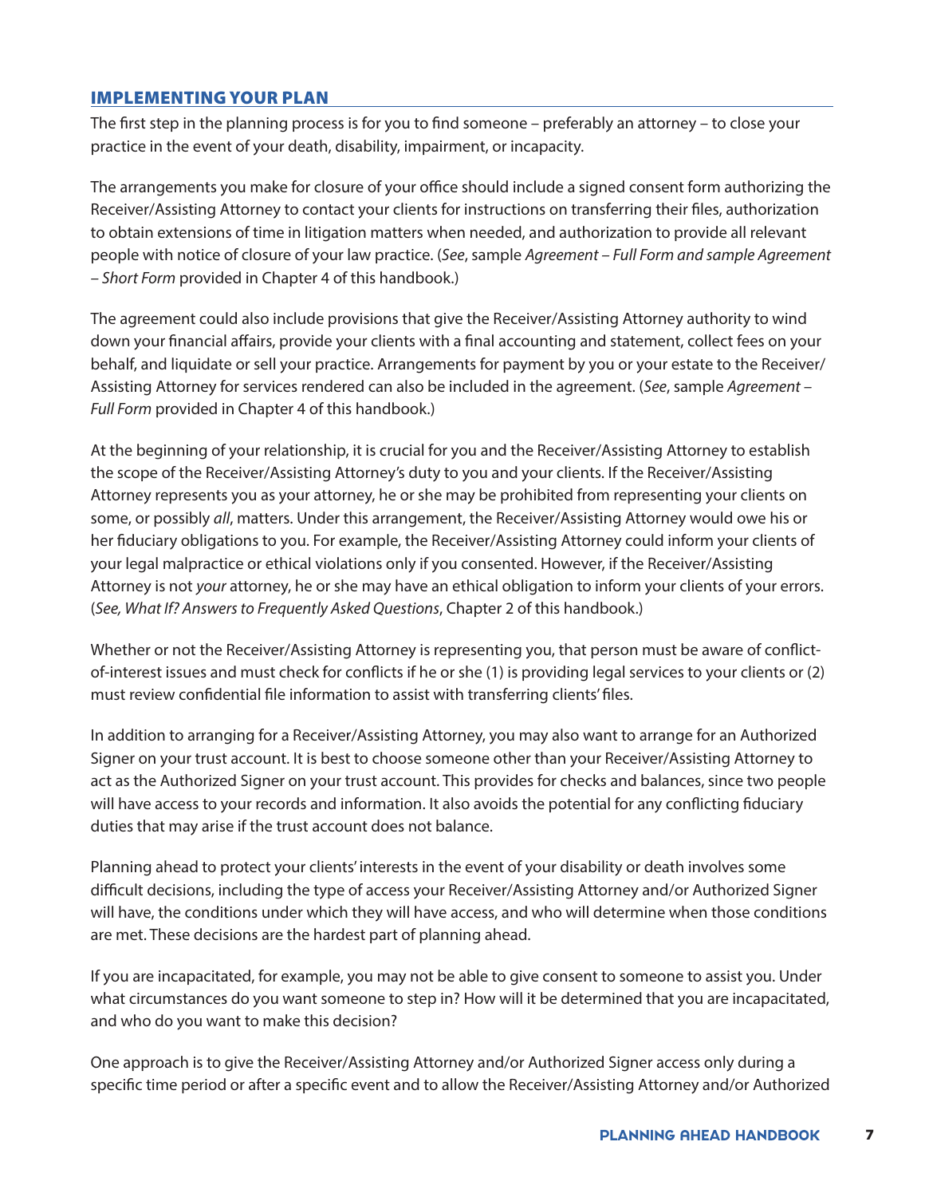## IMPLEMENTING YOUR PLAN

The first step in the planning process is for you to find someone – preferably an attorney – to close your practice in the event of your death, disability, impairment, or incapacity.

The arrangements you make for closure of your office should include a signed consent form authorizing the Receiver/Assisting Attorney to contact your clients for instructions on transferring their files, authorization to obtain extensions of time in litigation matters when needed, and authorization to provide all relevant people with notice of closure of your law practice. (*See*, sample *Agreement – Full Form and sample Agreement – Short Form* provided in Chapter 4 of this handbook.)

The agreement could also include provisions that give the Receiver/Assisting Attorney authority to wind down your financial affairs, provide your clients with a final accounting and statement, collect fees on your behalf, and liquidate or sell your practice. Arrangements for payment by you or your estate to the Receiver/Assisting Attorney for services rendered can also be included in the agreement. (*See*, sample *Agreement – Full Form* provided in Chapter 4 of this handbook.)

At the beginning of your relationship, it is crucial for you and the Receiver/Assisting Attorney to establish the scope of the Receiver/Assisting Attorney's duty to you and your clients. If the Receiver/Assisting Attorney represents you as your attorney, he or she may be prohibited from representing your clients on some, or possibly *all*, matters. Under this arrangement, the Receiver/Assisting Attorney would owe his or her fiduciary obligations to you. For example, the Receiver/Assisting Attorney could inform your clients of your legal malpractice or ethical violations only if you consented. However, if the Receiver/Assisting Attorney is not *your* attorney, he or she may have an ethical obligation to inform your clients of your errors. (*See, What If? Answers to Frequently Asked Questions*, Chapter 2 of this handbook.)

Whether or not the Receiver/Assisting Attorney is representing you, that person must be aware of conflict-of-interest issues and must check for conflicts if he or she (1) is providing legal services to your clients or (2) must review confidential file information to assist with transferring clients' files.

In addition to arranging for a Receiver/Assisting Attorney, you may also want to arrange for an Authorized Signer on your trust account. It is best to choose someone other than your Receiver/Assisting Attorney to act as the Authorized Signer on your trust account. This provides for checks and balances, since two people will have access to your records and information. It also avoids the potential for any conflicting fiduciary duties that may arise if the trust account does not balance.

Planning ahead to protect your clients' interests in the event of your disability or death involves some difficult decisions, including the type of access your Receiver/Assisting Attorney and/or Authorized Signer will have, the conditions under which they will have access, and who will determine when those conditions are met. These decisions are the hardest part of planning ahead.

If you are incapacitated, for example, you may not be able to give consent to someone to assist you. Under what circumstances do you want someone to step in? How will it be determined that you are incapacitated, and who do you want to make this decision?

One approach is to give the Receiver/Assisting Attorney and/or Authorized Signer access only during a specific time period or after a specific event and to allow the Receiver/Assisting Attorney and/or Authorized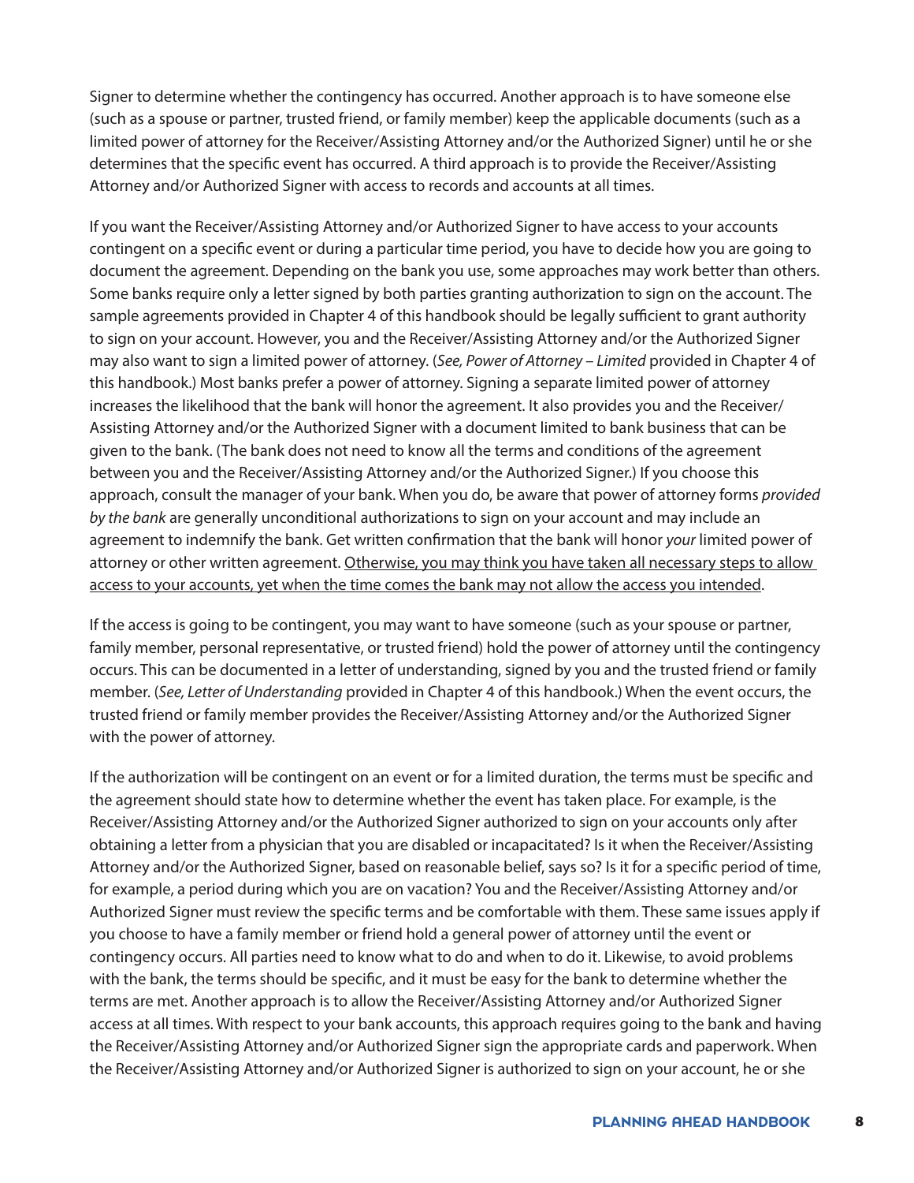Signer to determine whether the contingency has occurred. Another approach is to have someone else (such as a spouse or partner, trusted friend, or family member) keep the applicable documents (such as a limited power of attorney for the Receiver/Assisting Attorney and/or the Authorized Signer) until he or she determines that the specific event has occurred. A third approach is to provide the Receiver/Assisting Attorney and/or Authorized Signer with access to records and accounts at all times.

If you want the Receiver/Assisting Attorney and/or Authorized Signer to have access to your accounts contingent on a specific event or during a particular time period, you have to decide how you are going to document the agreement. Depending on the bank you use, some approaches may work better than others. Some banks require only a letter signed by both parties granting authorization to sign on the account. The sample agreements provided in Chapter 4 of this handbook should be legally sufficient to grant authority to sign on your account. However, you and the Receiver/Assisting Attorney and/or the Authorized Signer may also want to sign a limited power of attorney. (*See, Power of Attorney – Limited* provided in Chapter 4 of this handbook.) Most banks prefer a power of attorney. Signing a separate limited power of attorney increases the likelihood that the bank will honor the agreement. It also provides you and the Receiver/Assisting Attorney and/or the Authorized Signer with a document limited to bank business that can be given to the bank. (The bank does not need to know all the terms and conditions of the agreement between you and the Receiver/Assisting Attorney and/or the Authorized Signer.) If you choose this approach, consult the manager of your bank. When you do, be aware that power of attorney forms *provided by the bank* are generally unconditional authorizations to sign on your account and may include an agreement to indemnify the bank. Get written confirmation that the bank will honor *your* limited power of attorney or other written agreement. <u>Otherwise, you may think you have taken all necessary steps to allow access to your accounts, yet when the time comes the bank may not allow the access you intended</u>.

If the access is going to be contingent, you may want to have someone (such as your spouse or partner, family member, personal representative, or trusted friend) hold the power of attorney until the contingency occurs. This can be documented in a letter of understanding, signed by you and the trusted friend or family member. (*See, Letter of Understanding* provided in Chapter 4 of this handbook.) When the event occurs, the trusted friend or family member provides the Receiver/Assisting Attorney and/or the Authorized Signer with the power of attorney.

If the authorization will be contingent on an event or for a limited duration, the terms must be specific and the agreement should state how to determine whether the event has taken place. For example, is the Receiver/Assisting Attorney and/or the Authorized Signer authorized to sign on your accounts only after obtaining a letter from a physician that you are disabled or incapacitated? Is it when the Receiver/Assisting Attorney and/or the Authorized Signer, based on reasonable belief, says so? Is it for a specific period of time, for example, a period during which you are on vacation? You and the Receiver/Assisting Attorney and/or Authorized Signer must review the specific terms and be comfortable with them. These same issues apply if you choose to have a family member or friend hold a general power of attorney until the event or contingency occurs. All parties need to know what to do and when to do it. Likewise, to avoid problems with the bank, the terms should be specific, and it must be easy for the bank to determine whether the terms are met. Another approach is to allow the Receiver/Assisting Attorney and/or Authorized Signer access at all times. With respect to your bank accounts, this approach requires going to the bank and having the Receiver/Assisting Attorney and/or Authorized Signer sign the appropriate cards and paperwork. When the Receiver/Assisting Attorney and/or Authorized Signer is authorized to sign on your account, he or she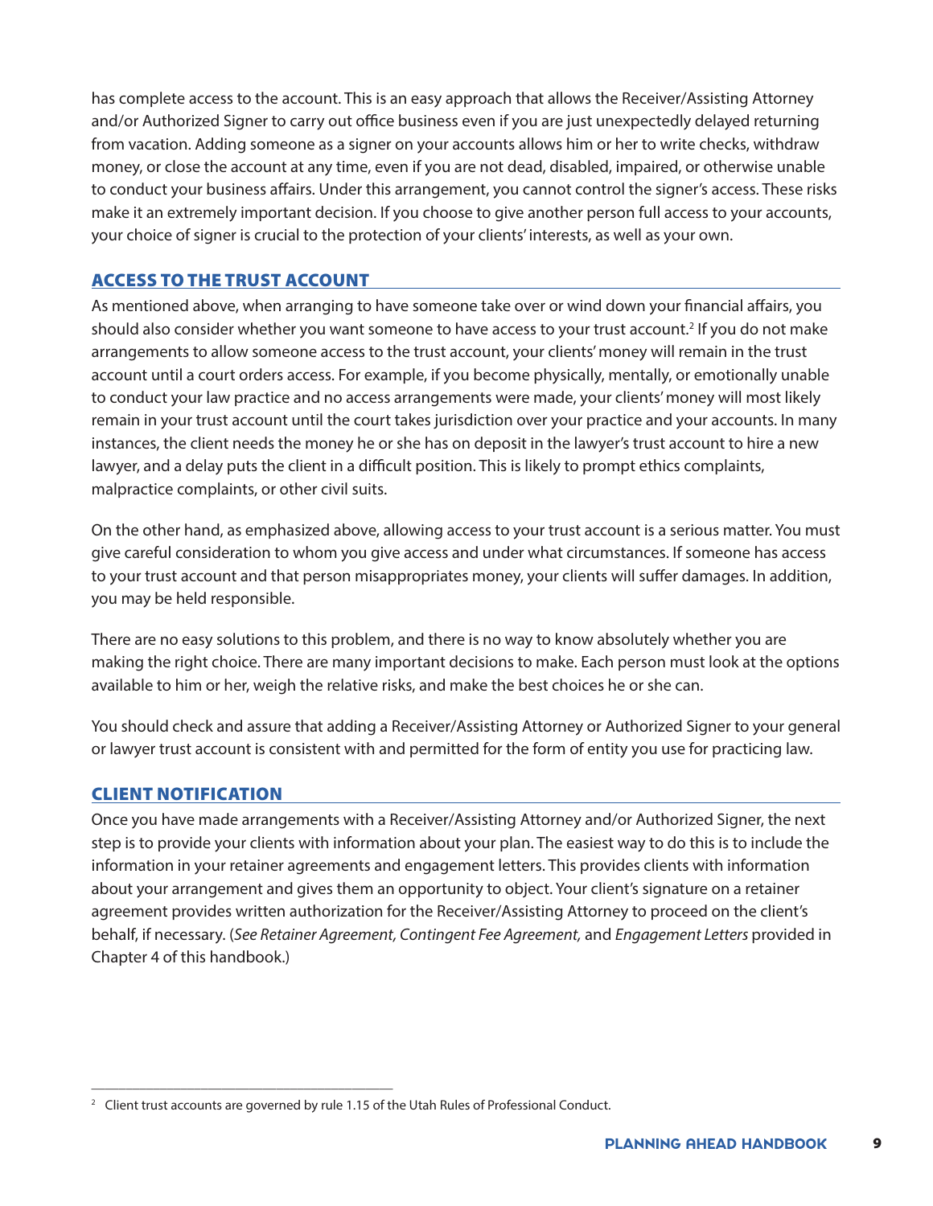has complete access to the account. This is an easy approach that allows the Receiver/Assisting Attorney and/or Authorized Signer to carry out office business even if you are just unexpectedly delayed returning from vacation. Adding someone as a signer on your accounts allows him or her to write checks, withdraw money, or close the account at any time, even if you are not dead, disabled, impaired, or otherwise unable to conduct your business affairs. Under this arrangement, you cannot control the signer's access. These risks make it an extremely important decision. If you choose to give another person full access to your accounts, your choice of signer is crucial to the protection of your clients' interests, as well as your own.

## ACCESS TO THE TRUST ACCOUNT

As mentioned above, when arranging to have someone take over or wind down your financial affairs, you should also consider whether you want someone to have access to your trust account.[2] If you do not make arrangements to allow someone access to the trust account, your clients' money will remain in the trust account until a court orders access. For example, if you become physically, mentally, or emotionally unable to conduct your law practice and no access arrangements were made, your clients' money will most likely remain in your trust account until the court takes jurisdiction over your practice and your accounts. In many instances, the client needs the money he or she has on deposit in the lawyer's trust account to hire a new lawyer, and a delay puts the client in a difficult position. This is likely to prompt ethics complaints, malpractice complaints, or other civil suits.

On the other hand, as emphasized above, allowing access to your trust account is a serious matter. You must give careful consideration to whom you give access and under what circumstances. If someone has access to your trust account and that person misappropriates money, your clients will suffer damages. In addition, you may be held responsible.

There are no easy solutions to this problem, and there is no way to know absolutely whether you are making the right choice. There are many important decisions to make. Each person must look at the options available to him or her, weigh the relative risks, and make the best choices he or she can.

You should check and assure that adding a Receiver/Assisting Attorney or Authorized Signer to your general or lawyer trust account is consistent with and permitted for the form of entity you use for practicing law.

## CLIENT NOTIFICATION

Once you have made arrangements with a Receiver/Assisting Attorney and/or Authorized Signer, the next step is to provide your clients with information about your plan. The easiest way to do this is to include the information in your retainer agreements and engagement letters. This provides clients with information about your arrangement and gives them an opportunity to object. Your client's signature on a retainer agreement provides written authorization for the Receiver/Assisting Attorney to proceed on the client's behalf, if necessary. (*See Retainer Agreement, Contingent Fee Agreement,* and *Engagement Letters* provided in Chapter 4 of this handbook.)

---

[2] Client trust accounts are governed by rule 1.15 of the Utah Rules of Professional Conduct.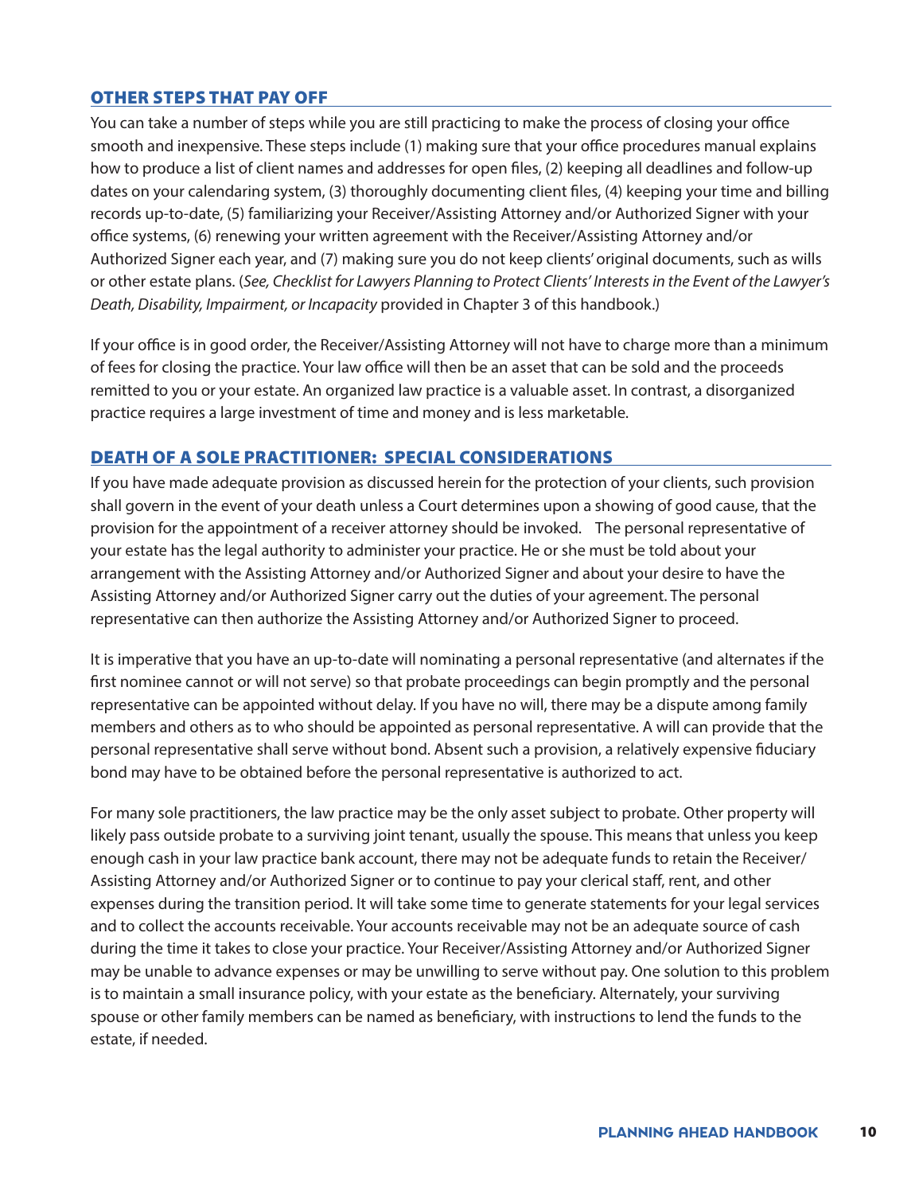## OTHER STEPS THAT PAY OFF

You can take a number of steps while you are still practicing to make the process of closing your office smooth and inexpensive. These steps include (1) making sure that your office procedures manual explains how to produce a list of client names and addresses for open files, (2) keeping all deadlines and follow-up dates on your calendaring system, (3) thoroughly documenting client files, (4) keeping your time and billing records up-to-date, (5) familiarizing your Receiver/Assisting Attorney and/or Authorized Signer with your office systems, (6) renewing your written agreement with the Receiver/Assisting Attorney and/or Authorized Signer each year, and (7) making sure you do not keep clients' original documents, such as wills or other estate plans. (*See, Checklist for Lawyers Planning to Protect Clients' Interests in the Event of the Lawyer's Death, Disability, Impairment, or Incapacity* provided in Chapter 3 of this handbook.)

If your office is in good order, the Receiver/Assisting Attorney will not have to charge more than a minimum of fees for closing the practice. Your law office will then be an asset that can be sold and the proceeds remitted to you or your estate. An organized law practice is a valuable asset. In contrast, a disorganized practice requires a large investment of time and money and is less marketable.

## DEATH OF A SOLE PRACTITIONER: SPECIAL CONSIDERATIONS

If you have made adequate provision as discussed herein for the protection of your clients, such provision shall govern in the event of your death unless a Court determines upon a showing of good cause, that the provision for the appointment of a receiver attorney should be invoked. The personal representative of your estate has the legal authority to administer your practice. He or she must be told about your arrangement with the Assisting Attorney and/or Authorized Signer and about your desire to have the Assisting Attorney and/or Authorized Signer carry out the duties of your agreement. The personal representative can then authorize the Assisting Attorney and/or Authorized Signer to proceed.

It is imperative that you have an up-to-date will nominating a personal representative (and alternates if the first nominee cannot or will not serve) so that probate proceedings can begin promptly and the personal representative can be appointed without delay. If you have no will, there may be a dispute among family members and others as to who should be appointed as personal representative. A will can provide that the personal representative shall serve without bond. Absent such a provision, a relatively expensive fiduciary bond may have to be obtained before the personal representative is authorized to act.

For many sole practitioners, the law practice may be the only asset subject to probate. Other property will likely pass outside probate to a surviving joint tenant, usually the spouse. This means that unless you keep enough cash in your law practice bank account, there may not be adequate funds to retain the Receiver/Assisting Attorney and/or Authorized Signer or to continue to pay your clerical staff, rent, and other expenses during the transition period. It will take some time to generate statements for your legal services and to collect the accounts receivable. Your accounts receivable may not be an adequate source of cash during the time it takes to close your practice. Your Receiver/Assisting Attorney and/or Authorized Signer may be unable to advance expenses or may be unwilling to serve without pay. One solution to this problem is to maintain a small insurance policy, with your estate as the beneficiary. Alternately, your surviving spouse or other family members can be named as beneficiary, with instructions to lend the funds to the estate, if needed.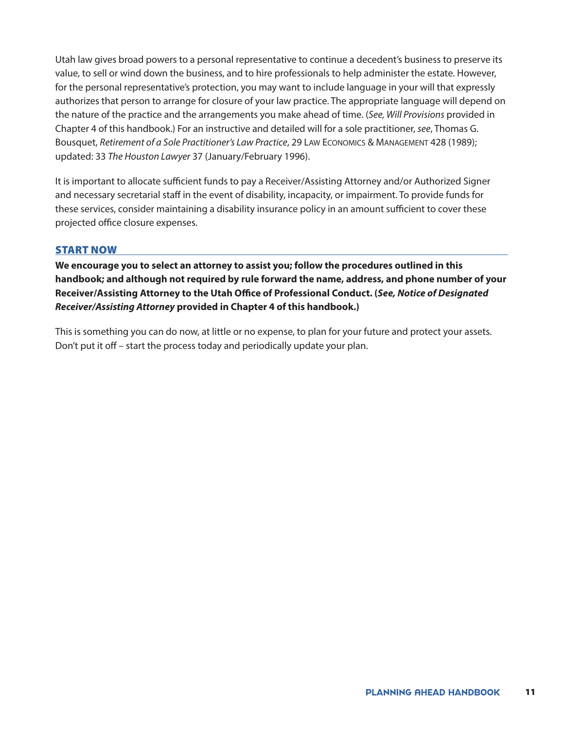Utah law gives broad powers to a personal representative to continue a decedent's business to preserve its value, to sell or wind down the business, and to hire professionals to help administer the estate. However, for the personal representative's protection, you may want to include language in your will that expressly authorizes that person to arrange for closure of your law practice. The appropriate language will depend on the nature of the practice and the arrangements you make ahead of time. (*See, Will Provisions* provided in Chapter 4 of this handbook.) For an instructive and detailed will for a sole practitioner, *see*, Thomas G. Bousquet, *Retirement of a Sole Practitioner's Law Practice*, 29 Law Economics & Management 428 (1989); updated: 33 *The Houston Lawyer* 37 (January/February 1996).

It is important to allocate sufficient funds to pay a Receiver/Assisting Attorney and/or Authorized Signer and necessary secretarial staff in the event of disability, incapacity, or impairment. To provide funds for these services, consider maintaining a disability insurance policy in an amount sufficient to cover these projected office closure expenses.

## START NOW

**We encourage you to select an attorney to assist you; follow the procedures outlined in this handbook; and although not required by rule forward the name, address, and phone number of your Receiver/Assisting Attorney to the Utah Office of Professional Conduct. (*See, Notice of Designated Receiver/Assisting Attorney* provided in Chapter 4 of this handbook.)**

This is something you can do now, at little or no expense, to plan for your future and protect your assets. Don't put it off – start the process today and periodically update your plan.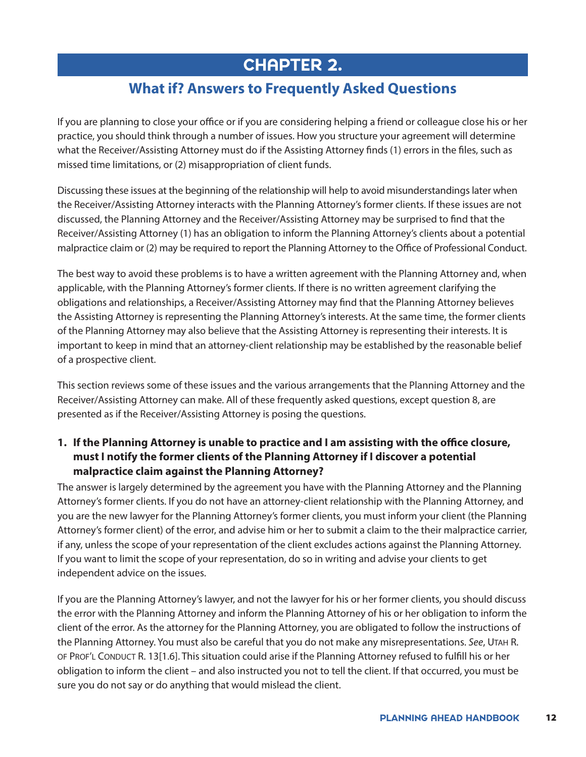# CHAPTER 2.

## What if? Answers to Frequently Asked Questions

If you are planning to close your office or if you are considering helping a friend or colleague close his or her practice, you should think through a number of issues. How you structure your agreement will determine what the Receiver/Assisting Attorney must do if the Assisting Attorney finds (1) errors in the files, such as missed time limitations, or (2) misappropriation of client funds.

Discussing these issues at the beginning of the relationship will help to avoid misunderstandings later when the Receiver/Assisting Attorney interacts with the Planning Attorney's former clients. If these issues are not discussed, the Planning Attorney and the Receiver/Assisting Attorney may be surprised to find that the Receiver/Assisting Attorney (1) has an obligation to inform the Planning Attorney's clients about a potential malpractice claim or (2) may be required to report the Planning Attorney to the Office of Professional Conduct.

The best way to avoid these problems is to have a written agreement with the Planning Attorney and, when applicable, with the Planning Attorney's former clients. If there is no written agreement clarifying the obligations and relationships, a Receiver/Assisting Attorney may find that the Planning Attorney believes the Assisting Attorney is representing the Planning Attorney's interests. At the same time, the former clients of the Planning Attorney may also believe that the Assisting Attorney is representing their interests. It is important to keep in mind that an attorney-client relationship may be established by the reasonable belief of a prospective client.

This section reviews some of these issues and the various arrangements that the Planning Attorney and the Receiver/Assisting Attorney can make. All of these frequently asked questions, except question 8, are presented as if the Receiver/Assisting Attorney is posing the questions.

### 1. If the Planning Attorney is unable to practice and I am assisting with the office closure, must I notify the former clients of the Planning Attorney if I discover a potential malpractice claim against the Planning Attorney?

The answer is largely determined by the agreement you have with the Planning Attorney and the Planning Attorney's former clients. If you do not have an attorney-client relationship with the Planning Attorney, and you are the new lawyer for the Planning Attorney's former clients, you must inform your client (the Planning Attorney's former client) of the error, and advise him or her to submit a claim to the their malpractice carrier, if any, unless the scope of your representation of the client excludes actions against the Planning Attorney. If you want to limit the scope of your representation, do so in writing and advise your clients to get independent advice on the issues.

If you are the Planning Attorney's lawyer, and not the lawyer for his or her former clients, you should discuss the error with the Planning Attorney and inform the Planning Attorney of his or her obligation to inform the client of the error. As the attorney for the Planning Attorney, you are obligated to follow the instructions of the Planning Attorney. You must also be careful that you do not make any misrepresentations. *See*, Utah R. of Prof'l Conduct R. 13[1.6]. This situation could arise if the Planning Attorney refused to fulfill his or her obligation to inform the client – and also instructed you not to tell the client. If that occurred, you must be sure you do not say or do anything that would mislead the client.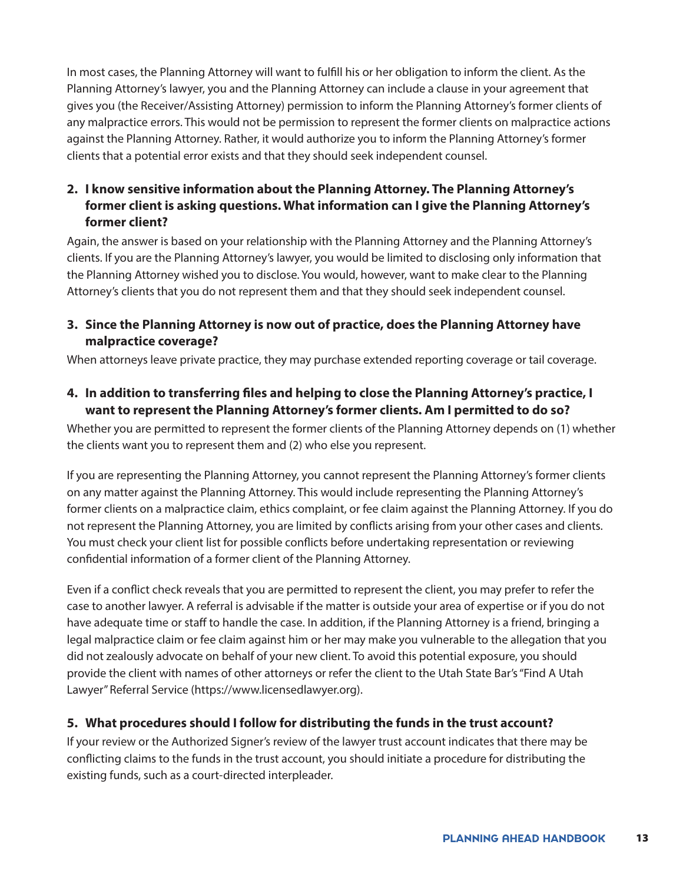In most cases, the Planning Attorney will want to fulfill his or her obligation to inform the client. As the Planning Attorney's lawyer, you and the Planning Attorney can include a clause in your agreement that gives you (the Receiver/Assisting Attorney) permission to inform the Planning Attorney's former clients of any malpractice errors. This would not be permission to represent the former clients on malpractice actions against the Planning Attorney. Rather, it would authorize you to inform the Planning Attorney's former clients that a potential error exists and that they should seek independent counsel.

### 2. I know sensitive information about the Planning Attorney. The Planning Attorney's former client is asking questions. What information can I give the Planning Attorney's former client?

Again, the answer is based on your relationship with the Planning Attorney and the Planning Attorney's clients. If you are the Planning Attorney's lawyer, you would be limited to disclosing only information that the Planning Attorney wished you to disclose. You would, however, want to make clear to the Planning Attorney's clients that you do not represent them and that they should seek independent counsel.

### 3. Since the Planning Attorney is now out of practice, does the Planning Attorney have malpractice coverage?

When attorneys leave private practice, they may purchase extended reporting coverage or tail coverage.

### 4. In addition to transferring files and helping to close the Planning Attorney's practice, I want to represent the Planning Attorney's former clients. Am I permitted to do so?

Whether you are permitted to represent the former clients of the Planning Attorney depends on (1) whether the clients want you to represent them and (2) who else you represent.

If you are representing the Planning Attorney, you cannot represent the Planning Attorney's former clients on any matter against the Planning Attorney. This would include representing the Planning Attorney's former clients on a malpractice claim, ethics complaint, or fee claim against the Planning Attorney. If you do not represent the Planning Attorney, you are limited by conflicts arising from your other cases and clients. You must check your client list for possible conflicts before undertaking representation or reviewing confidential information of a former client of the Planning Attorney.

Even if a conflict check reveals that you are permitted to represent the client, you may prefer to refer the case to another lawyer. A referral is advisable if the matter is outside your area of expertise or if you do not have adequate time or staff to handle the case. In addition, if the Planning Attorney is a friend, bringing a legal malpractice claim or fee claim against him or her may make you vulnerable to the allegation that you did not zealously advocate on behalf of your new client. To avoid this potential exposure, you should provide the client with names of other attorneys or refer the client to the Utah State Bar's "Find A Utah Lawyer" Referral Service (https://www.licensedlawyer.org).

### 5. What procedures should I follow for distributing the funds in the trust account?

If your review or the Authorized Signer's review of the lawyer trust account indicates that there may be conflicting claims to the funds in the trust account, you should initiate a procedure for distributing the existing funds, such as a court-directed interpleader.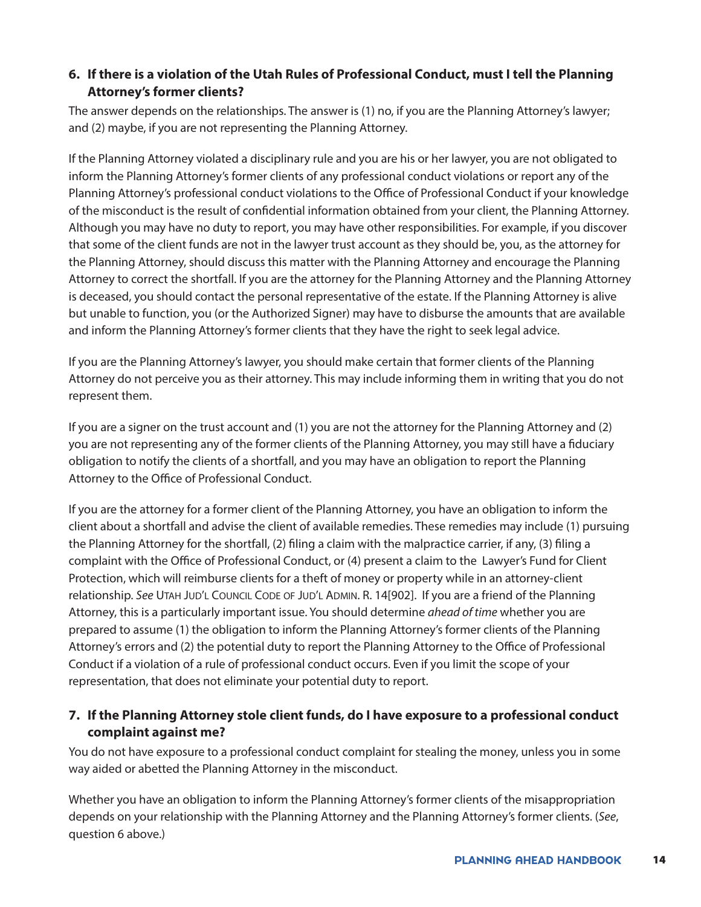### 6. If there is a violation of the Utah Rules of Professional Conduct, must I tell the Planning Attorney's former clients?

The answer depends on the relationships. The answer is (1) no, if you are the Planning Attorney's lawyer; and (2) maybe, if you are not representing the Planning Attorney.

If the Planning Attorney violated a disciplinary rule and you are his or her lawyer, you are not obligated to inform the Planning Attorney's former clients of any professional conduct violations or report any of the Planning Attorney's professional conduct violations to the Office of Professional Conduct if your knowledge of the misconduct is the result of confidential information obtained from your client, the Planning Attorney. Although you may have no duty to report, you may have other responsibilities. For example, if you discover that some of the client funds are not in the lawyer trust account as they should be, you, as the attorney for the Planning Attorney, should discuss this matter with the Planning Attorney and encourage the Planning Attorney to correct the shortfall. If you are the attorney for the Planning Attorney and the Planning Attorney is deceased, you should contact the personal representative of the estate. If the Planning Attorney is alive but unable to function, you (or the Authorized Signer) may have to disburse the amounts that are available and inform the Planning Attorney's former clients that they have the right to seek legal advice.

If you are the Planning Attorney's lawyer, you should make certain that former clients of the Planning Attorney do not perceive you as their attorney. This may include informing them in writing that you do not represent them.

If you are a signer on the trust account and (1) you are not the attorney for the Planning Attorney and (2) you are not representing any of the former clients of the Planning Attorney, you may still have a fiduciary obligation to notify the clients of a shortfall, and you may have an obligation to report the Planning Attorney to the Office of Professional Conduct.

If you are the attorney for a former client of the Planning Attorney, you have an obligation to inform the client about a shortfall and advise the client of available remedies. These remedies may include (1) pursuing the Planning Attorney for the shortfall, (2) filing a claim with the malpractice carrier, if any, (3) filing a complaint with the Office of Professional Conduct, or (4) present a claim to the Lawyer's Fund for Client Protection, which will reimburse clients for a theft of money or property while in an attorney-client relationship. *See* Utah Jud'l Council Code of Jud'l Admin. R. 14[902]. If you are a friend of the Planning Attorney, this is a particularly important issue. You should determine *ahead of time* whether you are prepared to assume (1) the obligation to inform the Planning Attorney's former clients of the Planning Attorney's errors and (2) the potential duty to report the Planning Attorney to the Office of Professional Conduct if a violation of a rule of professional conduct occurs. Even if you limit the scope of your representation, that does not eliminate your potential duty to report.

### 7. If the Planning Attorney stole client funds, do I have exposure to a professional conduct complaint against me?

You do not have exposure to a professional conduct complaint for stealing the money, unless you in some way aided or abetted the Planning Attorney in the misconduct.

Whether you have an obligation to inform the Planning Attorney's former clients of the misappropriation depends on your relationship with the Planning Attorney and the Planning Attorney's former clients. (*See*, question 6 above.)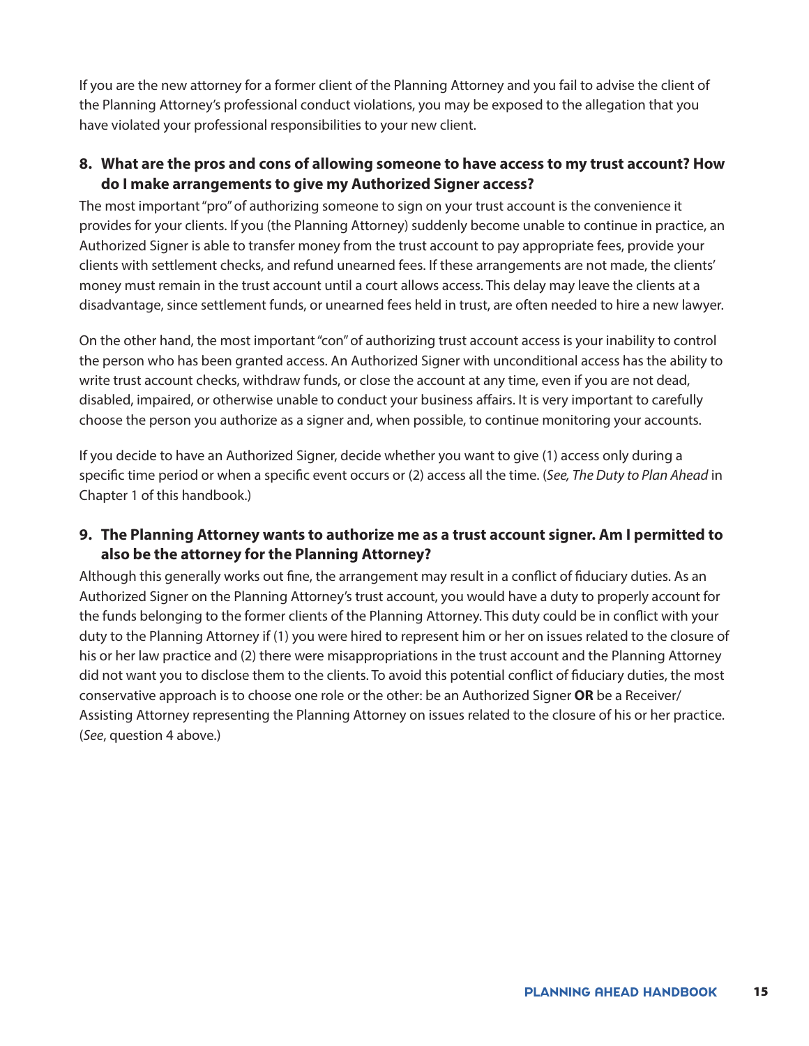If you are the new attorney for a former client of the Planning Attorney and you fail to advise the client of the Planning Attorney's professional conduct violations, you may be exposed to the allegation that you have violated your professional responsibilities to your new client.

### 8. What are the pros and cons of allowing someone to have access to my trust account? How do I make arrangements to give my Authorized Signer access?

The most important "pro" of authorizing someone to sign on your trust account is the convenience it provides for your clients. If you (the Planning Attorney) suddenly become unable to continue in practice, an Authorized Signer is able to transfer money from the trust account to pay appropriate fees, provide your clients with settlement checks, and refund unearned fees. If these arrangements are not made, the clients' money must remain in the trust account until a court allows access. This delay may leave the clients at a disadvantage, since settlement funds, or unearned fees held in trust, are often needed to hire a new lawyer.

On the other hand, the most important "con" of authorizing trust account access is your inability to control the person who has been granted access. An Authorized Signer with unconditional access has the ability to write trust account checks, withdraw funds, or close the account at any time, even if you are not dead, disabled, impaired, or otherwise unable to conduct your business affairs. It is very important to carefully choose the person you authorize as a signer and, when possible, to continue monitoring your accounts.

If you decide to have an Authorized Signer, decide whether you want to give (1) access only during a specific time period or when a specific event occurs or (2) access all the time. (*See, The Duty to Plan Ahead* in Chapter 1 of this handbook.)

### 9. The Planning Attorney wants to authorize me as a trust account signer. Am I permitted to also be the attorney for the Planning Attorney?

Although this generally works out fine, the arrangement may result in a conflict of fiduciary duties. As an Authorized Signer on the Planning Attorney's trust account, you would have a duty to properly account for the funds belonging to the former clients of the Planning Attorney. This duty could be in conflict with your duty to the Planning Attorney if (1) you were hired to represent him or her on issues related to the closure of his or her law practice and (2) there were misappropriations in the trust account and the Planning Attorney did not want you to disclose them to the clients. To avoid this potential conflict of fiduciary duties, the most conservative approach is to choose one role or the other: be an Authorized Signer **OR** be a Receiver/Assisting Attorney representing the Planning Attorney on issues related to the closure of his or her practice. (*See*, question 4 above.)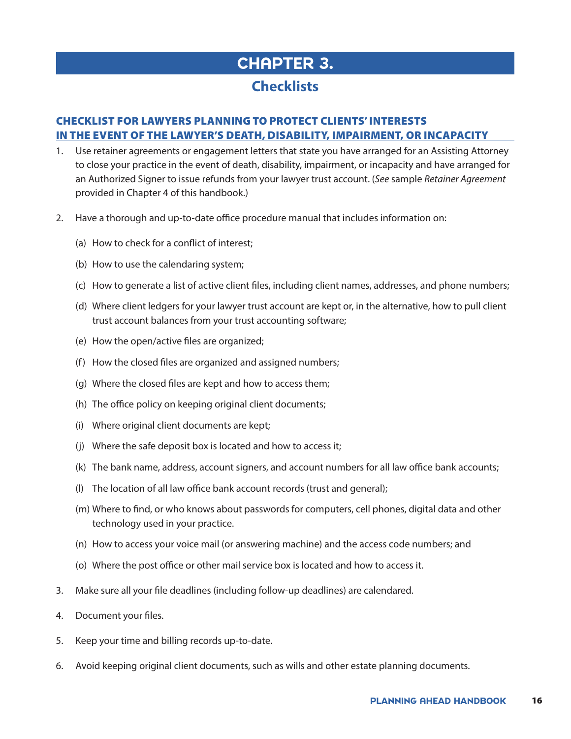# CHAPTER 3.

## Checklists

### CHECKLIST FOR LAWYERS PLANNING TO PROTECT CLIENTS' INTERESTS IN THE EVENT OF THE LAWYER'S DEATH, DISABILITY, IMPAIRMENT, OR INCAPACITY

1. Use retainer agreements or engagement letters that state you have arranged for an Assisting Attorney to close your practice in the event of death, disability, impairment, or incapacity and have arranged for an Authorized Signer to issue refunds from your lawyer trust account. (*See* sample *Retainer Agreement* provided in Chapter 4 of this handbook.)

2. Have a thorough and up-to-date office procedure manual that includes information on:

   (a) How to check for a conflict of interest;

   (b) How to use the calendaring system;

   (c) How to generate a list of active client files, including client names, addresses, and phone numbers;

   (d) Where client ledgers for your lawyer trust account are kept or, in the alternative, how to pull client trust account balances from your trust accounting software;

   (e) How the open/active files are organized;

   (f) How the closed files are organized and assigned numbers;

   (g) Where the closed files are kept and how to access them;

   (h) The office policy on keeping original client documents;

   (i) Where original client documents are kept;

   (j) Where the safe deposit box is located and how to access it;

   (k) The bank name, address, account signers, and account numbers for all law office bank accounts;

   (l) The location of all law office bank account records (trust and general);

   (m) Where to find, or who knows about passwords for computers, cell phones, digital data and other technology used in your practice.

   (n) How to access your voice mail (or answering machine) and the access code numbers; and

   (o) Where the post office or other mail service box is located and how to access it.

3. Make sure all your file deadlines (including follow-up deadlines) are calendared.

4. Document your files.

5. Keep your time and billing records up-to-date.

6. Avoid keeping original client documents, such as wills and other estate planning documents.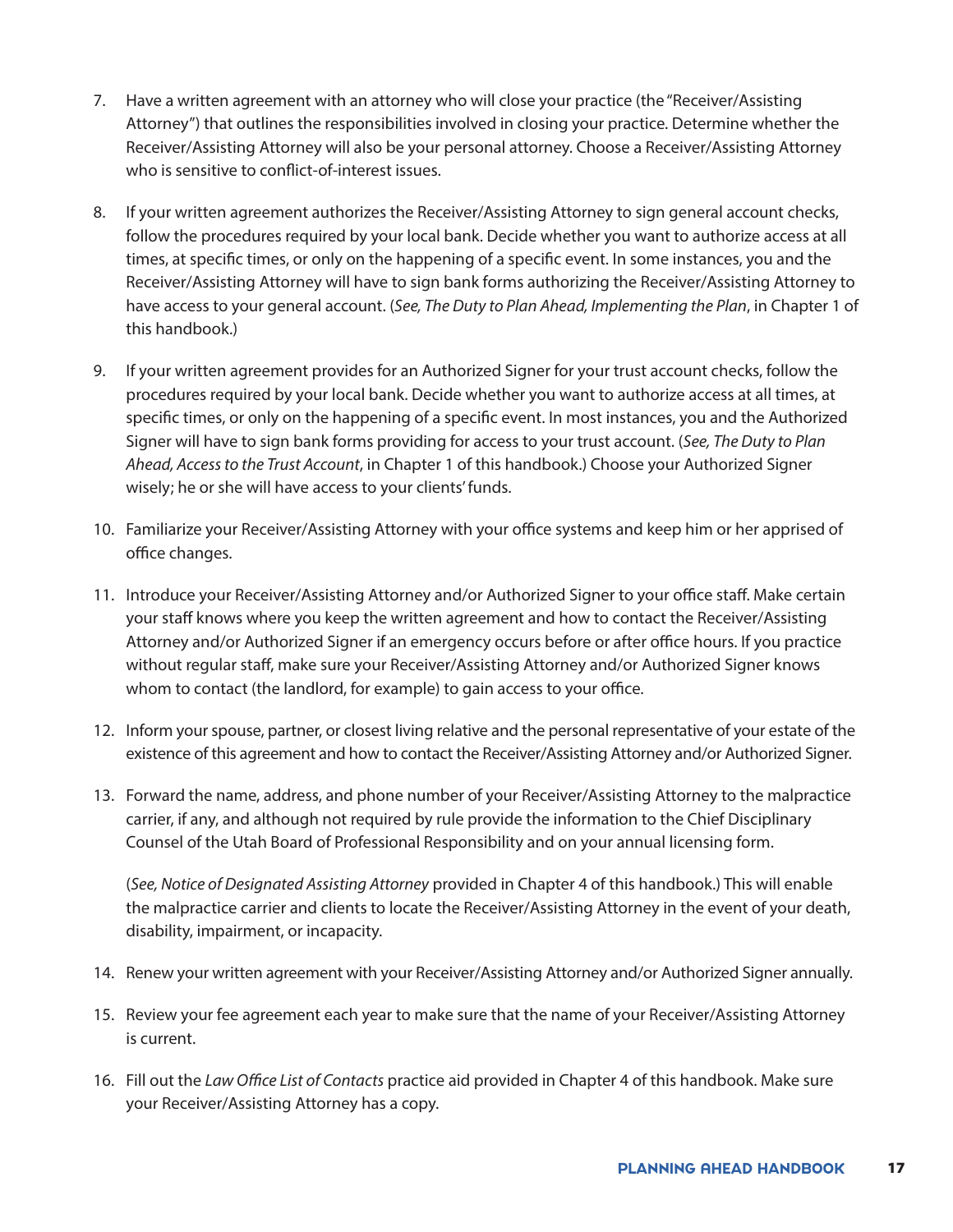7. Have a written agreement with an attorney who will close your practice (the "Receiver/Assisting Attorney") that outlines the responsibilities involved in closing your practice. Determine whether the Receiver/Assisting Attorney will also be your personal attorney. Choose a Receiver/Assisting Attorney who is sensitive to conflict-of-interest issues.

8. If your written agreement authorizes the Receiver/Assisting Attorney to sign general account checks, follow the procedures required by your local bank. Decide whether you want to authorize access at all times, at specific times, or only on the happening of a specific event. In some instances, you and the Receiver/Assisting Attorney will have to sign bank forms authorizing the Receiver/Assisting Attorney to have access to your general account. (*See, The Duty to Plan Ahead, Implementing the Plan*, in Chapter 1 of this handbook.)

9. If your written agreement provides for an Authorized Signer for your trust account checks, follow the procedures required by your local bank. Decide whether you want to authorize access at all times, at specific times, or only on the happening of a specific event. In most instances, you and the Authorized Signer will have to sign bank forms providing for access to your trust account. (*See, The Duty to Plan Ahead, Access to the Trust Account*, in Chapter 1 of this handbook.) Choose your Authorized Signer wisely; he or she will have access to your clients' funds.

10. Familiarize your Receiver/Assisting Attorney with your office systems and keep him or her apprised of office changes.

11. Introduce your Receiver/Assisting Attorney and/or Authorized Signer to your office staff. Make certain your staff knows where you keep the written agreement and how to contact the Receiver/Assisting Attorney and/or Authorized Signer if an emergency occurs before or after office hours. If you practice without regular staff, make sure your Receiver/Assisting Attorney and/or Authorized Signer knows whom to contact (the landlord, for example) to gain access to your office.

12. Inform your spouse, partner, or closest living relative and the personal representative of your estate of the existence of this agreement and how to contact the Receiver/Assisting Attorney and/or Authorized Signer.

13. Forward the name, address, and phone number of your Receiver/Assisting Attorney to the malpractice carrier, if any, and although not required by rule provide the information to the Chief Disciplinary Counsel of the Utah Board of Professional Responsibility and on your annual licensing form.

    (*See, Notice of Designated Assisting Attorney* provided in Chapter 4 of this handbook.) This will enable the malpractice carrier and clients to locate the Receiver/Assisting Attorney in the event of your death, disability, impairment, or incapacity.

14. Renew your written agreement with your Receiver/Assisting Attorney and/or Authorized Signer annually.

15. Review your fee agreement each year to make sure that the name of your Receiver/Assisting Attorney is current.

16. Fill out the *Law Office List of Contacts* practice aid provided in Chapter 4 of this handbook. Make sure your Receiver/Assisting Attorney has a copy.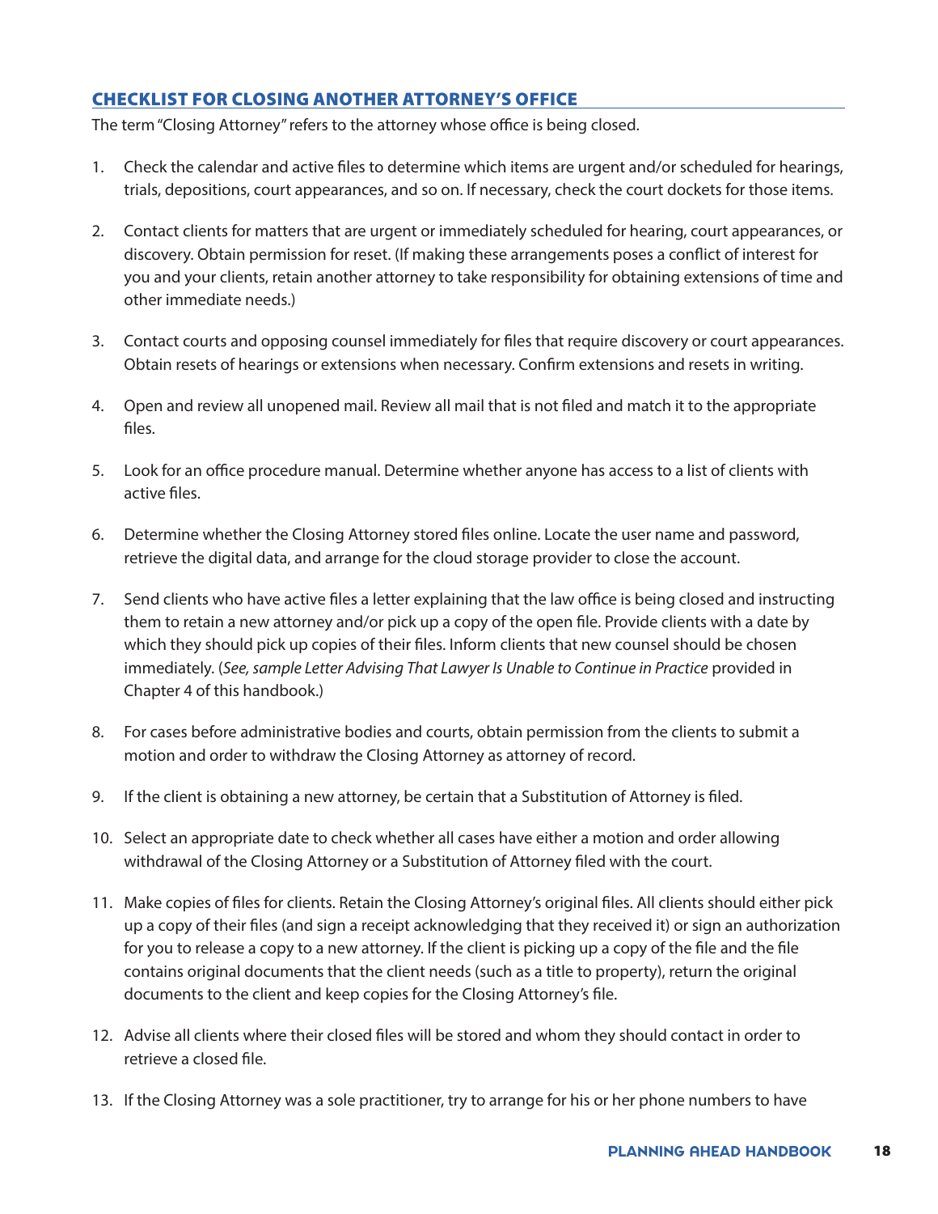## CHECKLIST FOR CLOSING ANOTHER ATTORNEY'S OFFICE

The term "Closing Attorney" refers to the attorney whose office is being closed.

1. Check the calendar and active files to determine which items are urgent and/or scheduled for hearings, trials, depositions, court appearances, and so on. If necessary, check the court dockets for those items.

2. Contact clients for matters that are urgent or immediately scheduled for hearing, court appearances, or discovery. Obtain permission for reset. (If making these arrangements poses a conflict of interest for you and your clients, retain another attorney to take responsibility for obtaining extensions of time and other immediate needs.)

3. Contact courts and opposing counsel immediately for files that require discovery or court appearances. Obtain resets of hearings or extensions when necessary. Confirm extensions and resets in writing.

4. Open and review all unopened mail. Review all mail that is not filed and match it to the appropriate files.

5. Look for an office procedure manual. Determine whether anyone has access to a list of clients with active files.

6. Determine whether the Closing Attorney stored files online. Locate the user name and password, retrieve the digital data, and arrange for the cloud storage provider to close the account.

7. Send clients who have active files a letter explaining that the law office is being closed and instructing them to retain a new attorney and/or pick up a copy of the open file. Provide clients with a date by which they should pick up copies of their files. Inform clients that new counsel should be chosen immediately. (*See, sample Letter Advising That Lawyer Is Unable to Continue in Practice* provided in Chapter 4 of this handbook.)

8. For cases before administrative bodies and courts, obtain permission from the clients to submit a motion and order to withdraw the Closing Attorney as attorney of record.

9. If the client is obtaining a new attorney, be certain that a Substitution of Attorney is filed.

10. Select an appropriate date to check whether all cases have either a motion and order allowing withdrawal of the Closing Attorney or a Substitution of Attorney filed with the court.

11. Make copies of files for clients. Retain the Closing Attorney's original files. All clients should either pick up a copy of their files (and sign a receipt acknowledging that they received it) or sign an authorization for you to release a copy to a new attorney. If the client is picking up a copy of the file and the file contains original documents that the client needs (such as a title to property), return the original documents to the client and keep copies for the Closing Attorney's file.

12. Advise all clients where their closed files will be stored and whom they should contact in order to retrieve a closed file.

13. If the Closing Attorney was a sole practitioner, try to arrange for his or her phone numbers to have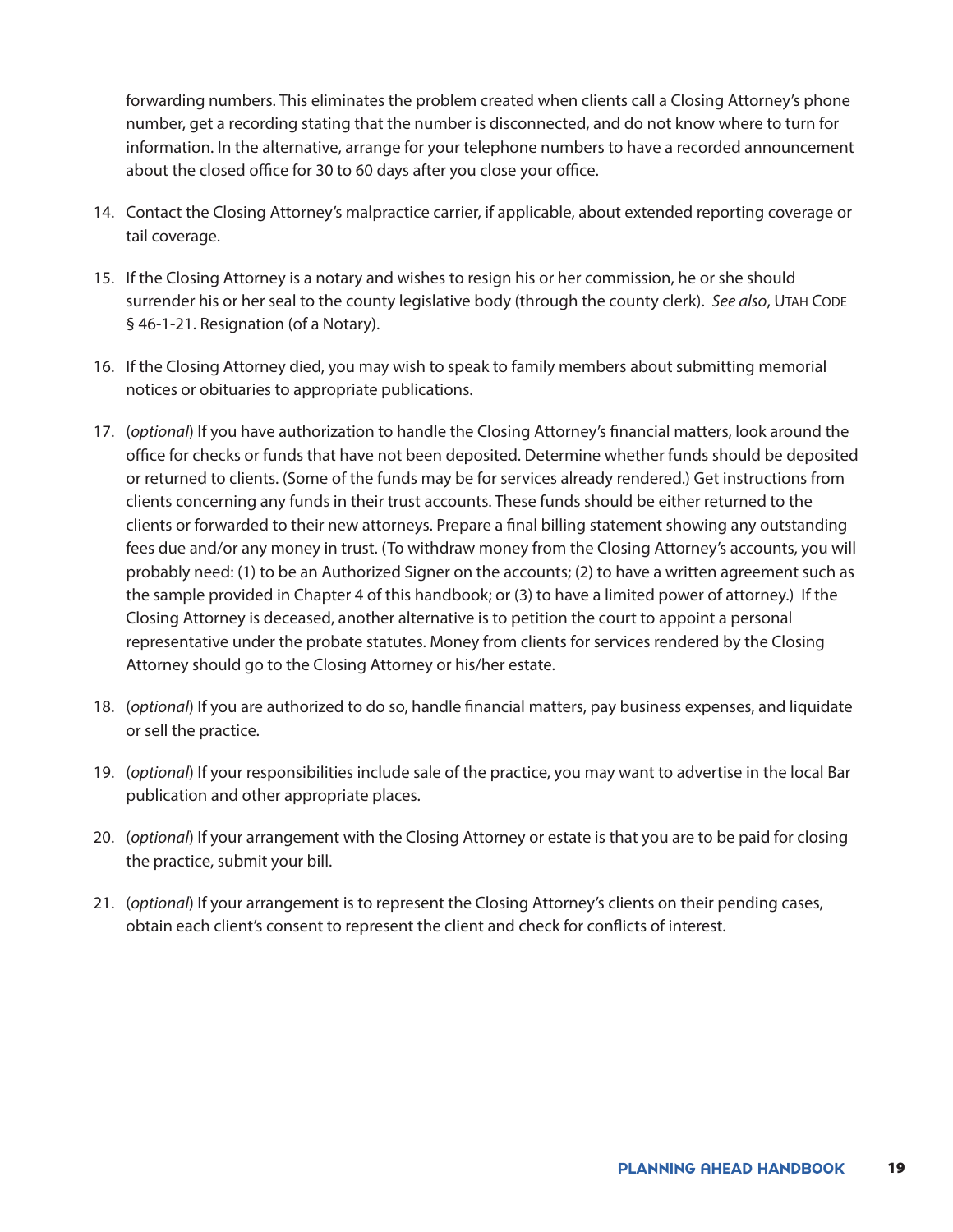forwarding numbers. This eliminates the problem created when clients call a Closing Attorney's phone number, get a recording stating that the number is disconnected, and do not know where to turn for information. In the alternative, arrange for your telephone numbers to have a recorded announcement about the closed office for 30 to 60 days after you close your office.

14. Contact the Closing Attorney's malpractice carrier, if applicable, about extended reporting coverage or tail coverage.

15. If the Closing Attorney is a notary and wishes to resign his or her commission, he or she should surrender his or her seal to the county legislative body (through the county clerk). *See also*, UTAH CODE § 46-1-21. Resignation (of a Notary).

16. If the Closing Attorney died, you may wish to speak to family members about submitting memorial notices or obituaries to appropriate publications.

17. (*optional*) If you have authorization to handle the Closing Attorney's financial matters, look around the office for checks or funds that have not been deposited. Determine whether funds should be deposited or returned to clients. (Some of the funds may be for services already rendered.) Get instructions from clients concerning any funds in their trust accounts. These funds should be either returned to the clients or forwarded to their new attorneys. Prepare a final billing statement showing any outstanding fees due and/or any money in trust. (To withdraw money from the Closing Attorney's accounts, you will probably need: (1) to be an Authorized Signer on the accounts; (2) to have a written agreement such as the sample provided in Chapter 4 of this handbook; or (3) to have a limited power of attorney.) If the Closing Attorney is deceased, another alternative is to petition the court to appoint a personal representative under the probate statutes. Money from clients for services rendered by the Closing Attorney should go to the Closing Attorney or his/her estate.

18. (*optional*) If you are authorized to do so, handle financial matters, pay business expenses, and liquidate or sell the practice.

19. (*optional*) If your responsibilities include sale of the practice, you may want to advertise in the local Bar publication and other appropriate places.

20. (*optional*) If your arrangement with the Closing Attorney or estate is that you are to be paid for closing the practice, submit your bill.

21. (*optional*) If your arrangement is to represent the Closing Attorney's clients on their pending cases, obtain each client's consent to represent the client and check for conflicts of interest.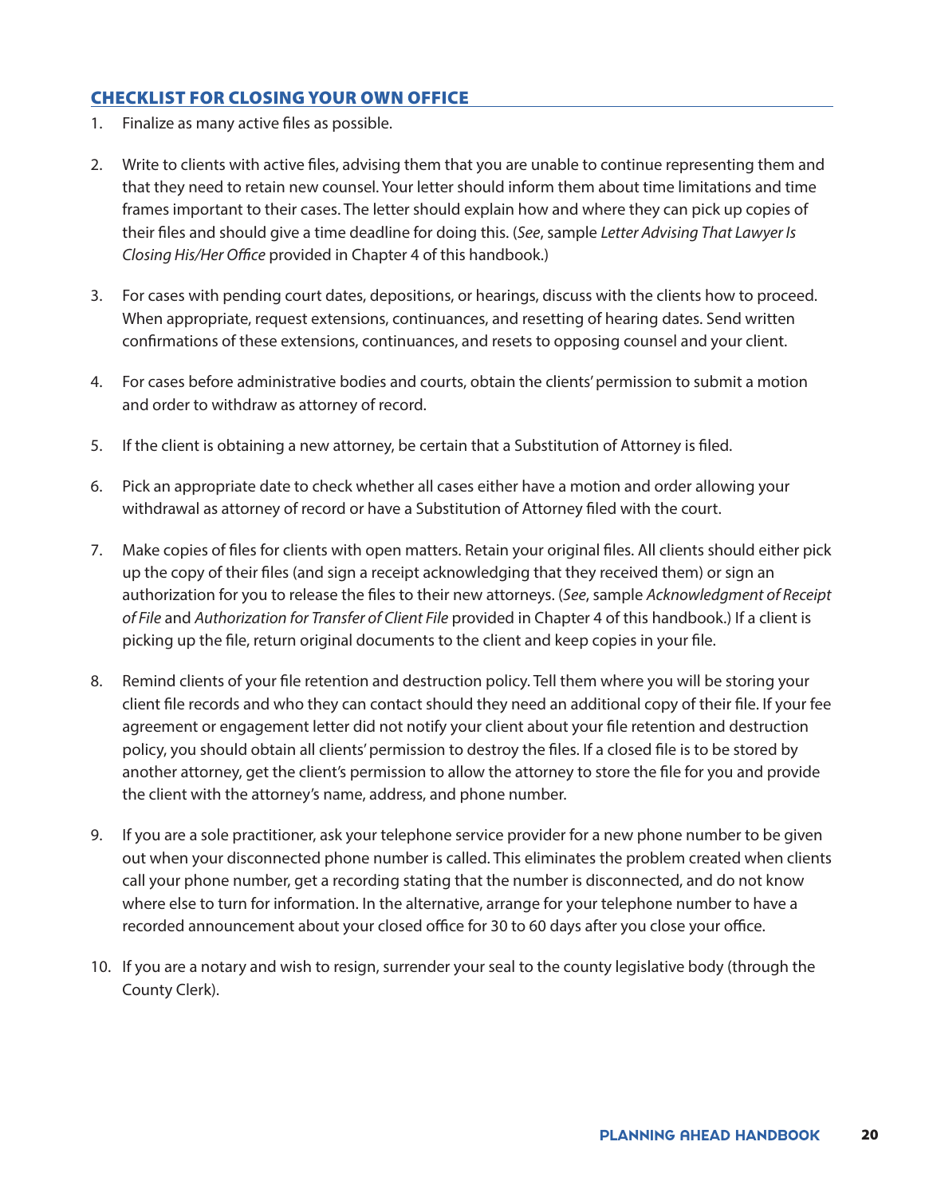## CHECKLIST FOR CLOSING YOUR OWN OFFICE

1. Finalize as many active files as possible.

2. Write to clients with active files, advising them that you are unable to continue representing them and that they need to retain new counsel. Your letter should inform them about time limitations and time frames important to their cases. The letter should explain how and where they can pick up copies of their files and should give a time deadline for doing this. (*See*, sample *Letter Advising That Lawyer Is Closing His/Her Office* provided in Chapter 4 of this handbook.)

3. For cases with pending court dates, depositions, or hearings, discuss with the clients how to proceed. When appropriate, request extensions, continuances, and resetting of hearing dates. Send written confirmations of these extensions, continuances, and resets to opposing counsel and your client.

4. For cases before administrative bodies and courts, obtain the clients' permission to submit a motion and order to withdraw as attorney of record.

5. If the client is obtaining a new attorney, be certain that a Substitution of Attorney is filed.

6. Pick an appropriate date to check whether all cases either have a motion and order allowing your withdrawal as attorney of record or have a Substitution of Attorney filed with the court.

7. Make copies of files for clients with open matters. Retain your original files. All clients should either pick up the copy of their files (and sign a receipt acknowledging that they received them) or sign an authorization for you to release the files to their new attorneys. (*See*, sample *Acknowledgment of Receipt of File* and *Authorization for Transfer of Client File* provided in Chapter 4 of this handbook.) If a client is picking up the file, return original documents to the client and keep copies in your file.

8. Remind clients of your file retention and destruction policy. Tell them where you will be storing your client file records and who they can contact should they need an additional copy of their file. If your fee agreement or engagement letter did not notify your client about your file retention and destruction policy, you should obtain all clients' permission to destroy the files. If a closed file is to be stored by another attorney, get the client's permission to allow the attorney to store the file for you and provide the client with the attorney's name, address, and phone number.

9. If you are a sole practitioner, ask your telephone service provider for a new phone number to be given out when your disconnected phone number is called. This eliminates the problem created when clients call your phone number, get a recording stating that the number is disconnected, and do not know where else to turn for information. In the alternative, arrange for your telephone number to have a recorded announcement about your closed office for 30 to 60 days after you close your office.

10. If you are a notary and wish to resign, surrender your seal to the county legislative body (through the County Clerk).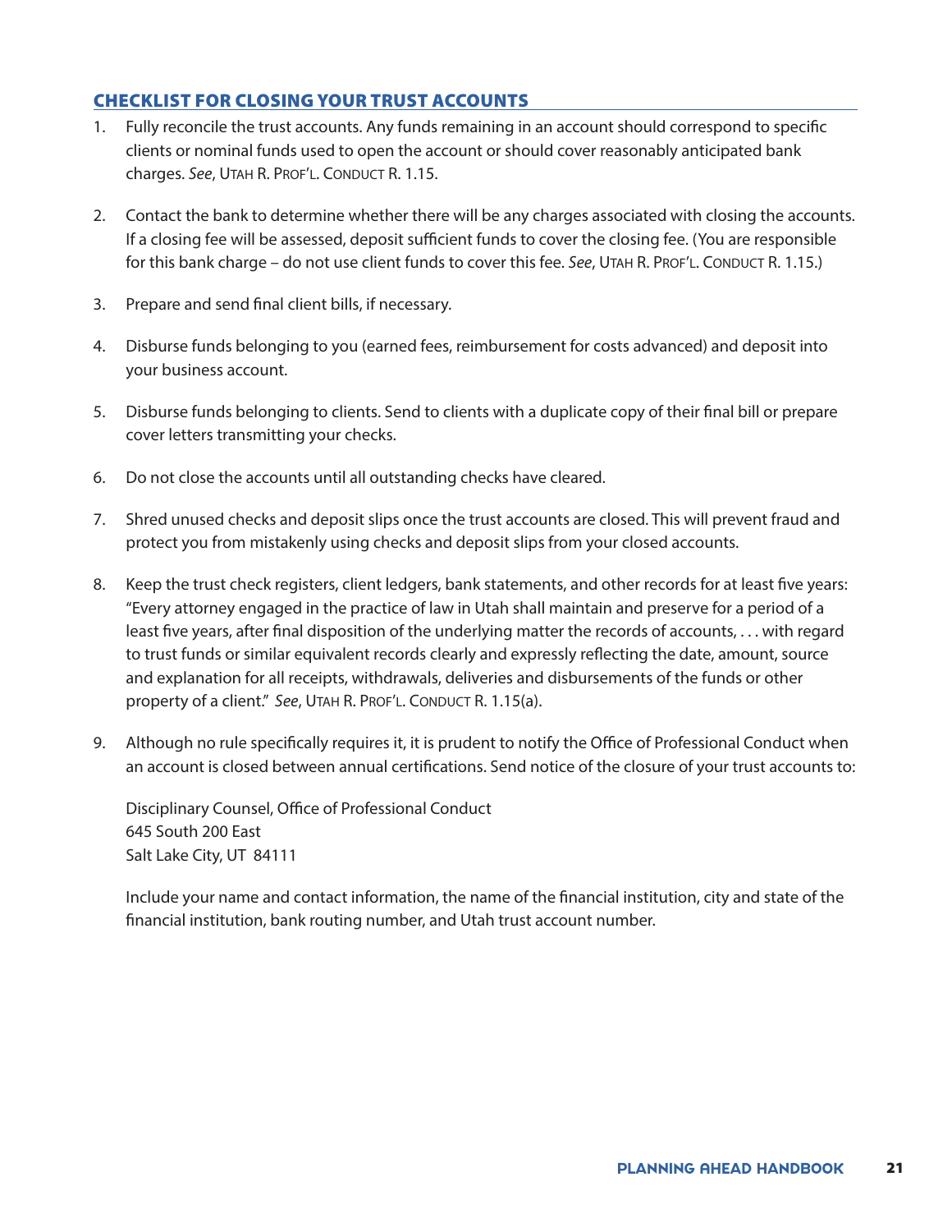## CHECKLIST FOR CLOSING YOUR TRUST ACCOUNTS

1. Fully reconcile the trust accounts. Any funds remaining in an account should correspond to specific clients or nominal funds used to open the account or should cover reasonably anticipated bank charges. *See*, Utah R. Prof'l. Conduct R. 1.15.

2. Contact the bank to determine whether there will be any charges associated with closing the accounts. If a closing fee will be assessed, deposit sufficient funds to cover the closing fee. (You are responsible for this bank charge – do not use client funds to cover this fee. *See*, Utah R. Prof'l. Conduct R. 1.15.)

3. Prepare and send final client bills, if necessary.

4. Disburse funds belonging to you (earned fees, reimbursement for costs advanced) and deposit into your business account.

5. Disburse funds belonging to clients. Send to clients with a duplicate copy of their final bill or prepare cover letters transmitting your checks.

6. Do not close the accounts until all outstanding checks have cleared.

7. Shred unused checks and deposit slips once the trust accounts are closed. This will prevent fraud and protect you from mistakenly using checks and deposit slips from your closed accounts.

8. Keep the trust check registers, client ledgers, bank statements, and other records for at least five years: "Every attorney engaged in the practice of law in Utah shall maintain and preserve for a period of a least five years, after final disposition of the underlying matter the records of accounts, . . . with regard to trust funds or similar equivalent records clearly and expressly reflecting the date, amount, source and explanation for all receipts, withdrawals, deliveries and disbursements of the funds or other property of a client." *See*, Utah R. Prof'l. Conduct R. 1.15(a).

9. Although no rule specifically requires it, it is prudent to notify the Office of Professional Conduct when an account is closed between annual certifications. Send notice of the closure of your trust accounts to:

   Disciplinary Counsel, Office of Professional Conduct
   645 South 200 East
   Salt Lake City, UT 84111

   Include your name and contact information, the name of the financial institution, city and state of the financial institution, bank routing number, and Utah trust account number.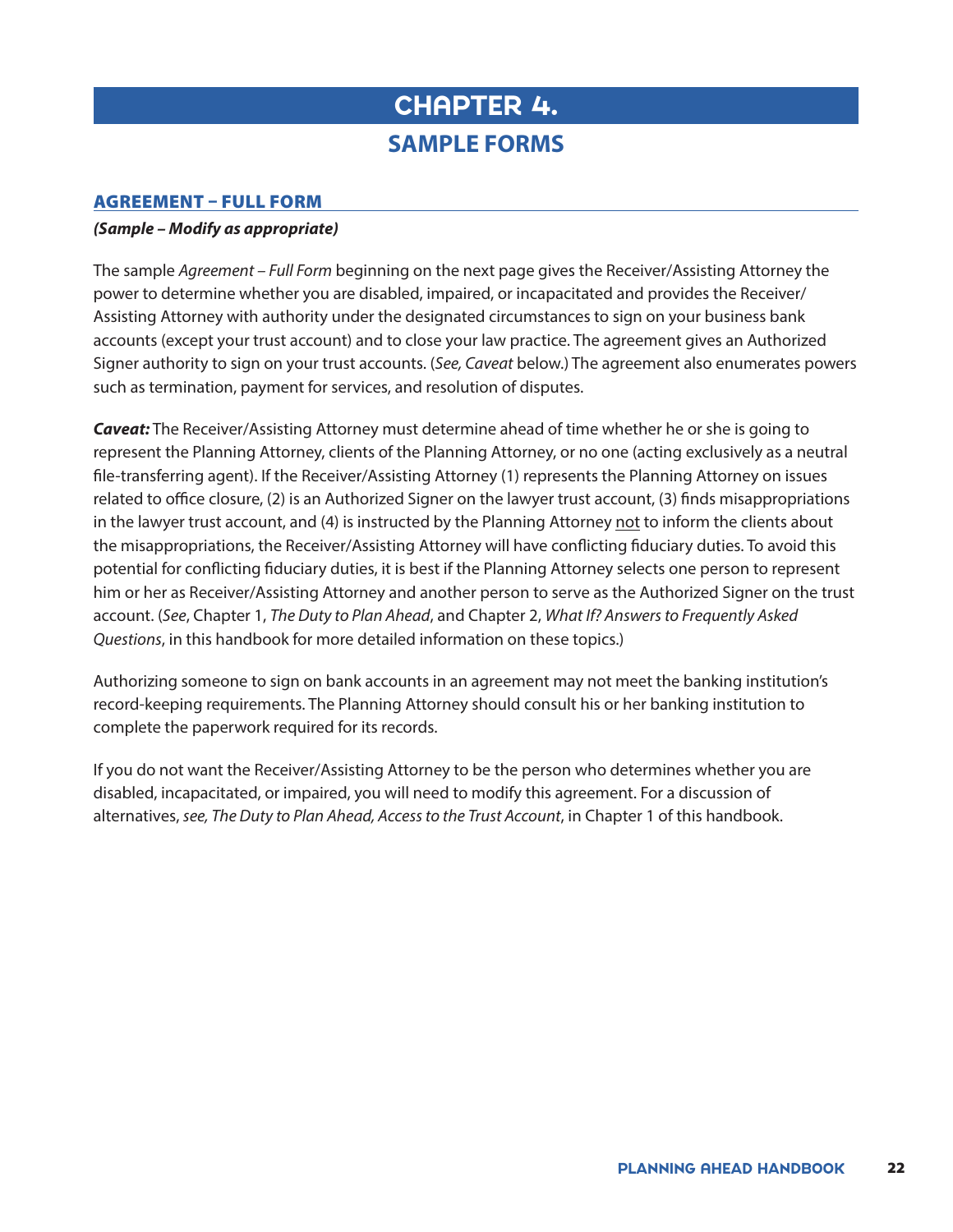# CHAPTER 4.

## SAMPLE FORMS

### AGREEMENT – FULL FORM

***(Sample – Modify as appropriate)***

The sample *Agreement – Full Form* beginning on the next page gives the Receiver/Assisting Attorney the power to determine whether you are disabled, impaired, or incapacitated and provides the Receiver/Assisting Attorney with authority under the designated circumstances to sign on your business bank accounts (except your trust account) and to close your law practice. The agreement gives an Authorized Signer authority to sign on your trust accounts. (*See, Caveat* below.) The agreement also enumerates powers such as termination, payment for services, and resolution of disputes.

***Caveat:*** The Receiver/Assisting Attorney must determine ahead of time whether he or she is going to represent the Planning Attorney, clients of the Planning Attorney, or no one (acting exclusively as a neutral file-transferring agent). If the Receiver/Assisting Attorney (1) represents the Planning Attorney on issues related to office closure, (2) is an Authorized Signer on the lawyer trust account, (3) finds misappropriations in the lawyer trust account, and (4) is instructed by the Planning Attorney not to inform the clients about the misappropriations, the Receiver/Assisting Attorney will have conflicting fiduciary duties. To avoid this potential for conflicting fiduciary duties, it is best if the Planning Attorney selects one person to represent him or her as Receiver/Assisting Attorney and another person to serve as the Authorized Signer on the trust account. (*See*, Chapter 1, *The Duty to Plan Ahead*, and Chapter 2, *What If? Answers to Frequently Asked Questions*, in this handbook for more detailed information on these topics.)

Authorizing someone to sign on bank accounts in an agreement may not meet the banking institution's record-keeping requirements. The Planning Attorney should consult his or her banking institution to complete the paperwork required for its records.

If you do not want the Receiver/Assisting Attorney to be the person who determines whether you are disabled, incapacitated, or impaired, you will need to modify this agreement. For a discussion of alternatives, *see, The Duty to Plan Ahead, Access to the Trust Account*, in Chapter 1 of this handbook.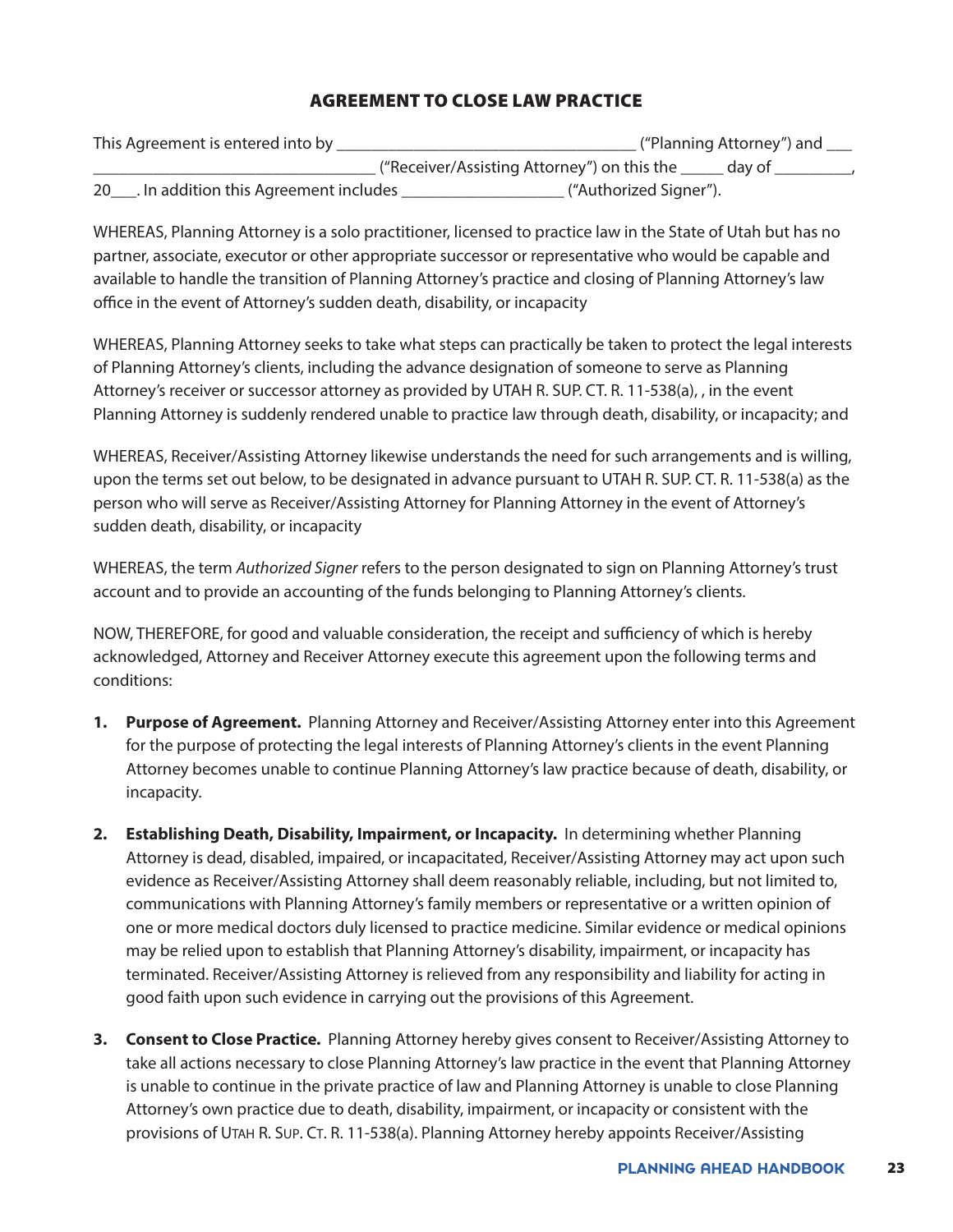## AGREEMENT TO CLOSE LAW PRACTICE

This Agreement is entered into by ___________________________________ ("Planning Attorney") and ___ _________________________________ ("Receiver/Assisting Attorney") on this the _____ day of _________, 20___. In addition this Agreement includes ___________________ ("Authorized Signer").

WHEREAS, Planning Attorney is a solo practitioner, licensed to practice law in the State of Utah but has no partner, associate, executor or other appropriate successor or representative who would be capable and available to handle the transition of Planning Attorney's practice and closing of Planning Attorney's law office in the event of Attorney's sudden death, disability, or incapacity

WHEREAS, Planning Attorney seeks to take what steps can practically be taken to protect the legal interests of Planning Attorney's clients, including the advance designation of someone to serve as Planning Attorney's receiver or successor attorney as provided by UTAH R. SUP. CT. R. 11-538(a), , in the event Planning Attorney is suddenly rendered unable to practice law through death, disability, or incapacity; and

WHEREAS, Receiver/Assisting Attorney likewise understands the need for such arrangements and is willing, upon the terms set out below, to be designated in advance pursuant to UTAH R. SUP. CT. R. 11-538(a) as the person who will serve as Receiver/Assisting Attorney for Planning Attorney in the event of Attorney's sudden death, disability, or incapacity

WHEREAS, the term *Authorized Signer* refers to the person designated to sign on Planning Attorney's trust account and to provide an accounting of the funds belonging to Planning Attorney's clients.

NOW, THEREFORE, for good and valuable consideration, the receipt and sufficiency of which is hereby acknowledged, Attorney and Receiver Attorney execute this agreement upon the following terms and conditions:

1. **Purpose of Agreement.** Planning Attorney and Receiver/Assisting Attorney enter into this Agreement for the purpose of protecting the legal interests of Planning Attorney's clients in the event Planning Attorney becomes unable to continue Planning Attorney's law practice because of death, disability, or incapacity.

2. **Establishing Death, Disability, Impairment, or Incapacity.** In determining whether Planning Attorney is dead, disabled, impaired, or incapacitated, Receiver/Assisting Attorney may act upon such evidence as Receiver/Assisting Attorney shall deem reasonably reliable, including, but not limited to, communications with Planning Attorney's family members or representative or a written opinion of one or more medical doctors duly licensed to practice medicine. Similar evidence or medical opinions may be relied upon to establish that Planning Attorney's disability, impairment, or incapacity has terminated. Receiver/Assisting Attorney is relieved from any responsibility and liability for acting in good faith upon such evidence in carrying out the provisions of this Agreement.

3. **Consent to Close Practice.** Planning Attorney hereby gives consent to Receiver/Assisting Attorney to take all actions necessary to close Planning Attorney's law practice in the event that Planning Attorney is unable to continue in the private practice of law and Planning Attorney is unable to close Planning Attorney's own practice due to death, disability, impairment, or incapacity or consistent with the provisions of UTAH R. SUP. CT. R. 11-538(a). Planning Attorney hereby appoints Receiver/Assisting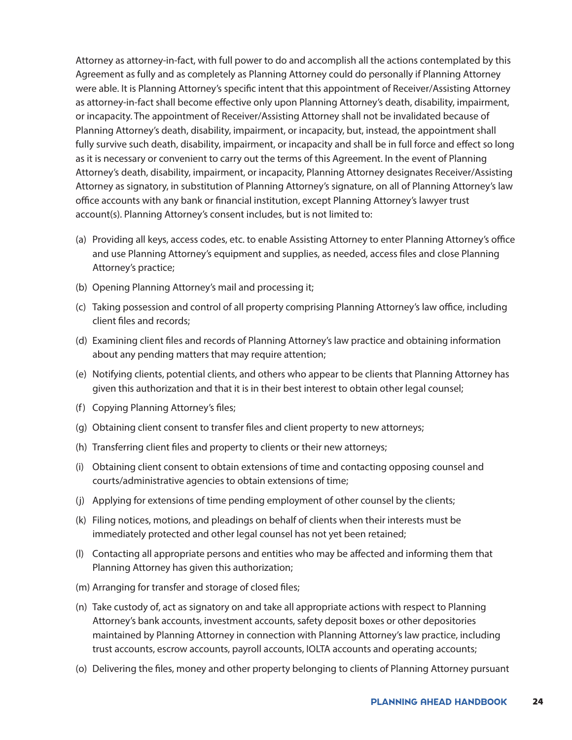Attorney as attorney-in-fact, with full power to do and accomplish all the actions contemplated by this Agreement as fully and as completely as Planning Attorney could do personally if Planning Attorney were able. It is Planning Attorney's specific intent that this appointment of Receiver/Assisting Attorney as attorney-in-fact shall become effective only upon Planning Attorney's death, disability, impairment, or incapacity. The appointment of Receiver/Assisting Attorney shall not be invalidated because of Planning Attorney's death, disability, impairment, or incapacity, but, instead, the appointment shall fully survive such death, disability, impairment, or incapacity and shall be in full force and effect so long as it is necessary or convenient to carry out the terms of this Agreement. In the event of Planning Attorney's death, disability, impairment, or incapacity, Planning Attorney designates Receiver/Assisting Attorney as signatory, in substitution of Planning Attorney's signature, on all of Planning Attorney's law office accounts with any bank or financial institution, except Planning Attorney's lawyer trust account(s). Planning Attorney's consent includes, but is not limited to:

(a) Providing all keys, access codes, etc. to enable Assisting Attorney to enter Planning Attorney's office and use Planning Attorney's equipment and supplies, as needed, access files and close Planning Attorney's practice;

(b) Opening Planning Attorney's mail and processing it;

(c) Taking possession and control of all property comprising Planning Attorney's law office, including client files and records;

(d) Examining client files and records of Planning Attorney's law practice and obtaining information about any pending matters that may require attention;

(e) Notifying clients, potential clients, and others who appear to be clients that Planning Attorney has given this authorization and that it is in their best interest to obtain other legal counsel;

(f) Copying Planning Attorney's files;

(g) Obtaining client consent to transfer files and client property to new attorneys;

(h) Transferring client files and property to clients or their new attorneys;

(i) Obtaining client consent to obtain extensions of time and contacting opposing counsel and courts/administrative agencies to obtain extensions of time;

(j) Applying for extensions of time pending employment of other counsel by the clients;

(k) Filing notices, motions, and pleadings on behalf of clients when their interests must be immediately protected and other legal counsel has not yet been retained;

(l) Contacting all appropriate persons and entities who may be affected and informing them that Planning Attorney has given this authorization;

(m) Arranging for transfer and storage of closed files;

(n) Take custody of, act as signatory on and take all appropriate actions with respect to Planning Attorney's bank accounts, investment accounts, safety deposit boxes or other depositories maintained by Planning Attorney in connection with Planning Attorney's law practice, including trust accounts, escrow accounts, payroll accounts, IOLTA accounts and operating accounts;

(o) Delivering the files, money and other property belonging to clients of Planning Attorney pursuant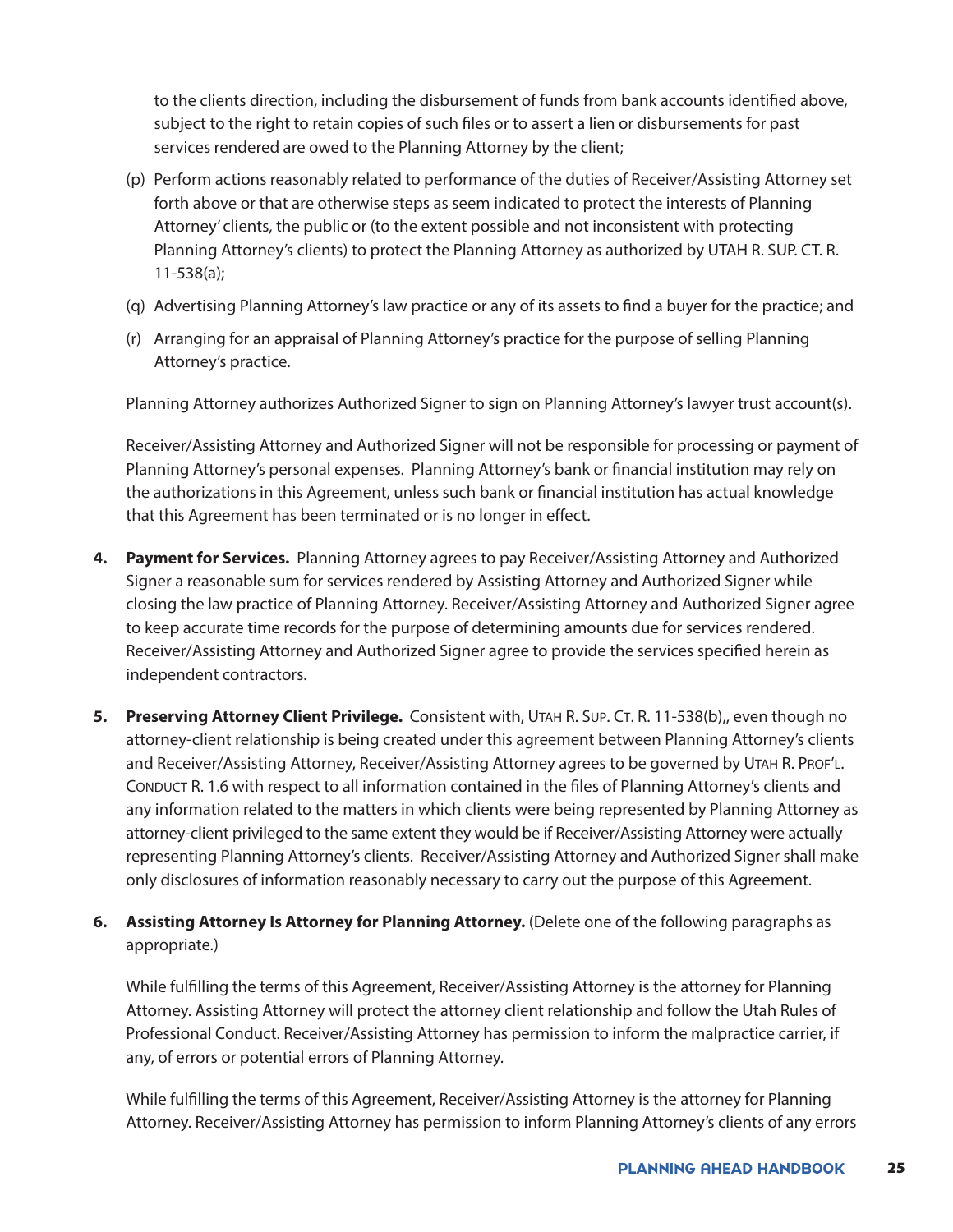to the clients direction, including the disbursement of funds from bank accounts identified above, subject to the right to retain copies of such files or to assert a lien or disbursements for past services rendered are owed to the Planning Attorney by the client;

(p) Perform actions reasonably related to performance of the duties of Receiver/Assisting Attorney set forth above or that are otherwise steps as seem indicated to protect the interests of Planning Attorney' clients, the public or (to the extent possible and not inconsistent with protecting Planning Attorney's clients) to protect the Planning Attorney as authorized by UTAH R. SUP. CT. R. 11-538(a);

(q) Advertising Planning Attorney's law practice or any of its assets to find a buyer for the practice; and

(r) Arranging for an appraisal of Planning Attorney's practice for the purpose of selling Planning Attorney's practice.

Planning Attorney authorizes Authorized Signer to sign on Planning Attorney's lawyer trust account(s).

Receiver/Assisting Attorney and Authorized Signer will not be responsible for processing or payment of Planning Attorney's personal expenses. Planning Attorney's bank or financial institution may rely on the authorizations in this Agreement, unless such bank or financial institution has actual knowledge that this Agreement has been terminated or is no longer in effect.

**4. Payment for Services.** Planning Attorney agrees to pay Receiver/Assisting Attorney and Authorized Signer a reasonable sum for services rendered by Assisting Attorney and Authorized Signer while closing the law practice of Planning Attorney. Receiver/Assisting Attorney and Authorized Signer agree to keep accurate time records for the purpose of determining amounts due for services rendered. Receiver/Assisting Attorney and Authorized Signer agree to provide the services specified herein as independent contractors.

**5. Preserving Attorney Client Privilege.** Consistent with, UTAH R. SUP. CT. R. 11-538(b),, even though no attorney-client relationship is being created under this agreement between Planning Attorney's clients and Receiver/Assisting Attorney, Receiver/Assisting Attorney agrees to be governed by UTAH R. PROF'L. CONDUCT R. 1.6 with respect to all information contained in the files of Planning Attorney's clients and any information related to the matters in which clients were being represented by Planning Attorney as attorney-client privileged to the same extent they would be if Receiver/Assisting Attorney were actually representing Planning Attorney's clients. Receiver/Assisting Attorney and Authorized Signer shall make only disclosures of information reasonably necessary to carry out the purpose of this Agreement.

**6. Assisting Attorney Is Attorney for Planning Attorney.** (Delete one of the following paragraphs as appropriate.)

While fulfilling the terms of this Agreement, Receiver/Assisting Attorney is the attorney for Planning Attorney. Assisting Attorney will protect the attorney client relationship and follow the Utah Rules of Professional Conduct. Receiver/Assisting Attorney has permission to inform the malpractice carrier, if any, of errors or potential errors of Planning Attorney.

While fulfilling the terms of this Agreement, Receiver/Assisting Attorney is the attorney for Planning Attorney. Receiver/Assisting Attorney has permission to inform Planning Attorney's clients of any errors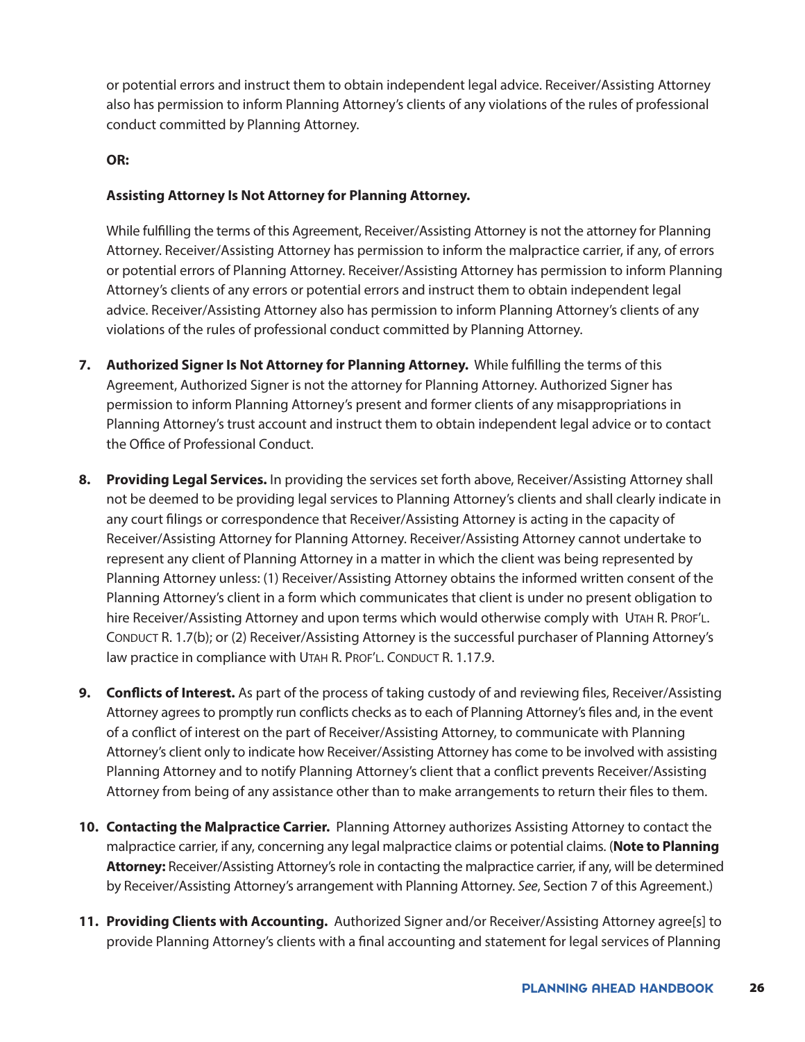or potential errors and instruct them to obtain independent legal advice. Receiver/Assisting Attorney also has permission to inform Planning Attorney's clients of any violations of the rules of professional conduct committed by Planning Attorney.

**OR:**

**Assisting Attorney Is Not Attorney for Planning Attorney.**

While fulfilling the terms of this Agreement, Receiver/Assisting Attorney is not the attorney for Planning Attorney. Receiver/Assisting Attorney has permission to inform the malpractice carrier, if any, of errors or potential errors of Planning Attorney. Receiver/Assisting Attorney has permission to inform Planning Attorney's clients of any errors or potential errors and instruct them to obtain independent legal advice. Receiver/Assisting Attorney also has permission to inform Planning Attorney's clients of any violations of the rules of professional conduct committed by Planning Attorney.

7. **Authorized Signer Is Not Attorney for Planning Attorney.** While fulfilling the terms of this Agreement, Authorized Signer is not the attorney for Planning Attorney. Authorized Signer has permission to inform Planning Attorney's present and former clients of any misappropriations in Planning Attorney's trust account and instruct them to obtain independent legal advice or to contact the Office of Professional Conduct.

8. **Providing Legal Services.** In providing the services set forth above, Receiver/Assisting Attorney shall not be deemed to be providing legal services to Planning Attorney's clients and shall clearly indicate in any court filings or correspondence that Receiver/Assisting Attorney is acting in the capacity of Receiver/Assisting Attorney for Planning Attorney. Receiver/Assisting Attorney cannot undertake to represent any client of Planning Attorney in a matter in which the client was being represented by Planning Attorney unless: (1) Receiver/Assisting Attorney obtains the informed written consent of the Planning Attorney's client in a form which communicates that client is under no present obligation to hire Receiver/Assisting Attorney and upon terms which would otherwise comply with UTAH R. PROF'L. CONDUCT R. 1.7(b); or (2) Receiver/Assisting Attorney is the successful purchaser of Planning Attorney's law practice in compliance with UTAH R. PROF'L. CONDUCT R. 1.17.9.

9. **Conflicts of Interest.** As part of the process of taking custody of and reviewing files, Receiver/Assisting Attorney agrees to promptly run conflicts checks as to each of Planning Attorney's files and, in the event of a conflict of interest on the part of Receiver/Assisting Attorney, to communicate with Planning Attorney's client only to indicate how Receiver/Assisting Attorney has come to be involved with assisting Planning Attorney and to notify Planning Attorney's client that a conflict prevents Receiver/Assisting Attorney from being of any assistance other than to make arrangements to return their files to them.

10. **Contacting the Malpractice Carrier.** Planning Attorney authorizes Assisting Attorney to contact the malpractice carrier, if any, concerning any legal malpractice claims or potential claims. (**Note to Planning Attorney:** Receiver/Assisting Attorney's role in contacting the malpractice carrier, if any, will be determined by Receiver/Assisting Attorney's arrangement with Planning Attorney. *See*, Section 7 of this Agreement.)

11. **Providing Clients with Accounting.** Authorized Signer and/or Receiver/Assisting Attorney agree[s] to provide Planning Attorney's clients with a final accounting and statement for legal services of Planning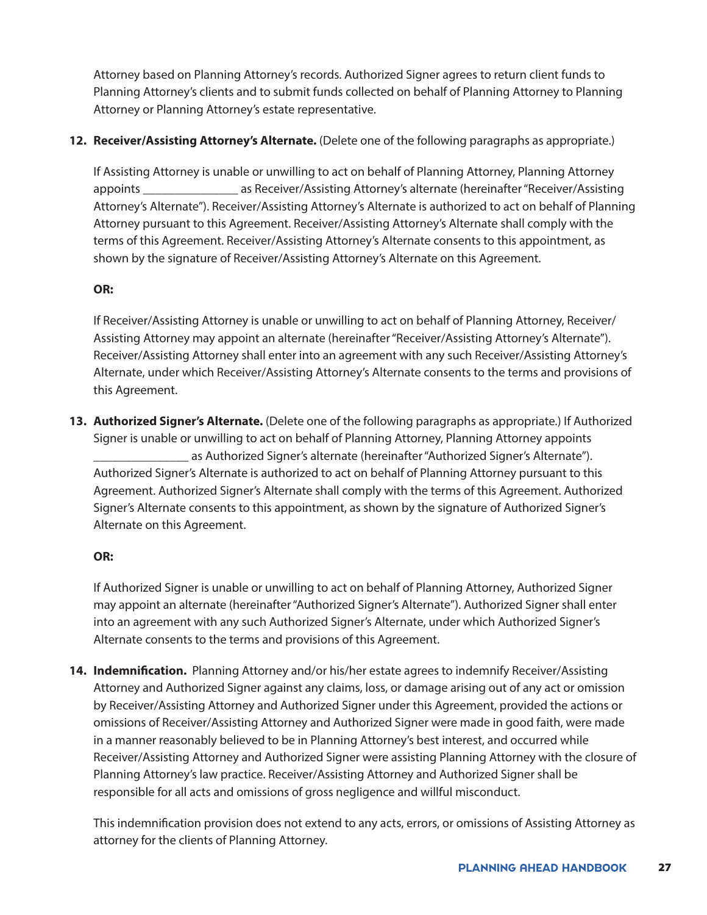Attorney based on Planning Attorney's records. Authorized Signer agrees to return client funds to Planning Attorney's clients and to submit funds collected on behalf of Planning Attorney to Planning Attorney or Planning Attorney's estate representative.

12. **Receiver/Assisting Attorney's Alternate.** (Delete one of the following paragraphs as appropriate.)

    If Assisting Attorney is unable or unwilling to act on behalf of Planning Attorney, Planning Attorney appoints _______________ as Receiver/Assisting Attorney's alternate (hereinafter "Receiver/Assisting Attorney's Alternate"). Receiver/Assisting Attorney's Alternate is authorized to act on behalf of Planning Attorney pursuant to this Agreement. Receiver/Assisting Attorney's Alternate shall comply with the terms of this Agreement. Receiver/Assisting Attorney's Alternate consents to this appointment, as shown by the signature of Receiver/Assisting Attorney's Alternate on this Agreement.

    **OR:**

    If Receiver/Assisting Attorney is unable or unwilling to act on behalf of Planning Attorney, Receiver/Assisting Attorney may appoint an alternate (hereinafter "Receiver/Assisting Attorney's Alternate"). Receiver/Assisting Attorney shall enter into an agreement with any such Receiver/Assisting Attorney's Alternate, under which Receiver/Assisting Attorney's Alternate consents to the terms and provisions of this Agreement.

13. **Authorized Signer's Alternate.** (Delete one of the following paragraphs as appropriate.) If Authorized Signer is unable or unwilling to act on behalf of Planning Attorney, Planning Attorney appoints _______________ as Authorized Signer's alternate (hereinafter "Authorized Signer's Alternate"). Authorized Signer's Alternate is authorized to act on behalf of Planning Attorney pursuant to this Agreement. Authorized Signer's Alternate shall comply with the terms of this Agreement. Authorized Signer's Alternate consents to this appointment, as shown by the signature of Authorized Signer's Alternate on this Agreement.

    **OR:**

    If Authorized Signer is unable or unwilling to act on behalf of Planning Attorney, Authorized Signer may appoint an alternate (hereinafter "Authorized Signer's Alternate"). Authorized Signer shall enter into an agreement with any such Authorized Signer's Alternate, under which Authorized Signer's Alternate consents to the terms and provisions of this Agreement.

14. **Indemnification.** Planning Attorney and/or his/her estate agrees to indemnify Receiver/Assisting Attorney and Authorized Signer against any claims, loss, or damage arising out of any act or omission by Receiver/Assisting Attorney and Authorized Signer under this Agreement, provided the actions or omissions of Receiver/Assisting Attorney and Authorized Signer were made in good faith, were made in a manner reasonably believed to be in Planning Attorney's best interest, and occurred while Receiver/Assisting Attorney and Authorized Signer were assisting Planning Attorney with the closure of Planning Attorney's law practice. Receiver/Assisting Attorney and Authorized Signer shall be responsible for all acts and omissions of gross negligence and willful misconduct.

    This indemnification provision does not extend to any acts, errors, or omissions of Assisting Attorney as attorney for the clients of Planning Attorney.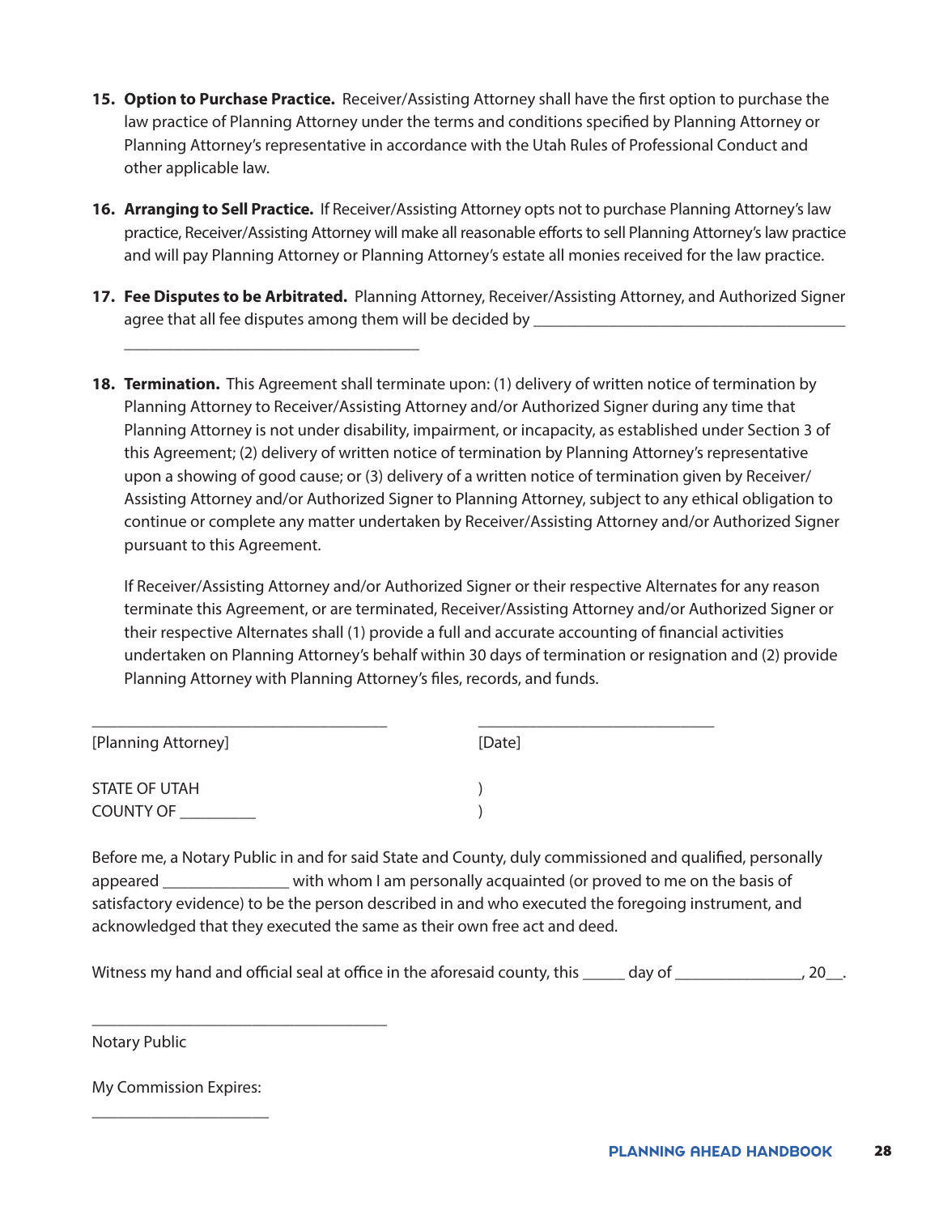15. **Option to Purchase Practice.** Receiver/Assisting Attorney shall have the first option to purchase the law practice of Planning Attorney under the terms and conditions specified by Planning Attorney or Planning Attorney's representative in accordance with the Utah Rules of Professional Conduct and other applicable law.

16. **Arranging to Sell Practice.** If Receiver/Assisting Attorney opts not to purchase Planning Attorney's law practice, Receiver/Assisting Attorney will make all reasonable efforts to sell Planning Attorney's law practice and will pay Planning Attorney or Planning Attorney's estate all monies received for the law practice.

17. **Fee Disputes to be Arbitrated.** Planning Attorney, Receiver/Assisting Attorney, and Authorized Signer agree that all fee disputes among them will be decided by ______________________________________ ____________________________________

18. **Termination.** This Agreement shall terminate upon: (1) delivery of written notice of termination by Planning Attorney to Receiver/Assisting Attorney and/or Authorized Signer during any time that Planning Attorney is not under disability, impairment, or incapacity, as established under Section 3 of this Agreement; (2) delivery of written notice of termination by Planning Attorney's representative upon a showing of good cause; or (3) delivery of a written notice of termination given by Receiver/ Assisting Attorney and/or Authorized Signer to Planning Attorney, subject to any ethical obligation to continue or complete any matter undertaken by Receiver/Assisting Attorney and/or Authorized Signer pursuant to this Agreement.

    If Receiver/Assisting Attorney and/or Authorized Signer or their respective Alternates for any reason terminate this Agreement, or are terminated, Receiver/Assisting Attorney and/or Authorized Signer or their respective Alternates shall (1) provide a full and accurate accounting of financial activities undertaken on Planning Attorney's behalf within 30 days of termination or resignation and (2) provide Planning Attorney with Planning Attorney's files, records, and funds.

____________________________________ ______________________________

[Planning Attorney] [Date]

STATE OF UTAH )
COUNTY OF _________ )

Before me, a Notary Public in and for said State and County, duly commissioned and qualified, personally appeared _______________ with whom I am personally acquainted (or proved to me on the basis of satisfactory evidence) to be the person described in and who executed the foregoing instrument, and acknowledged that they executed the same as their own free act and deed.

Witness my hand and official seal at office in the aforesaid county, this _____ day of _______________, 20__.

____________________________________

Notary Public

My Commission Expires:

______________________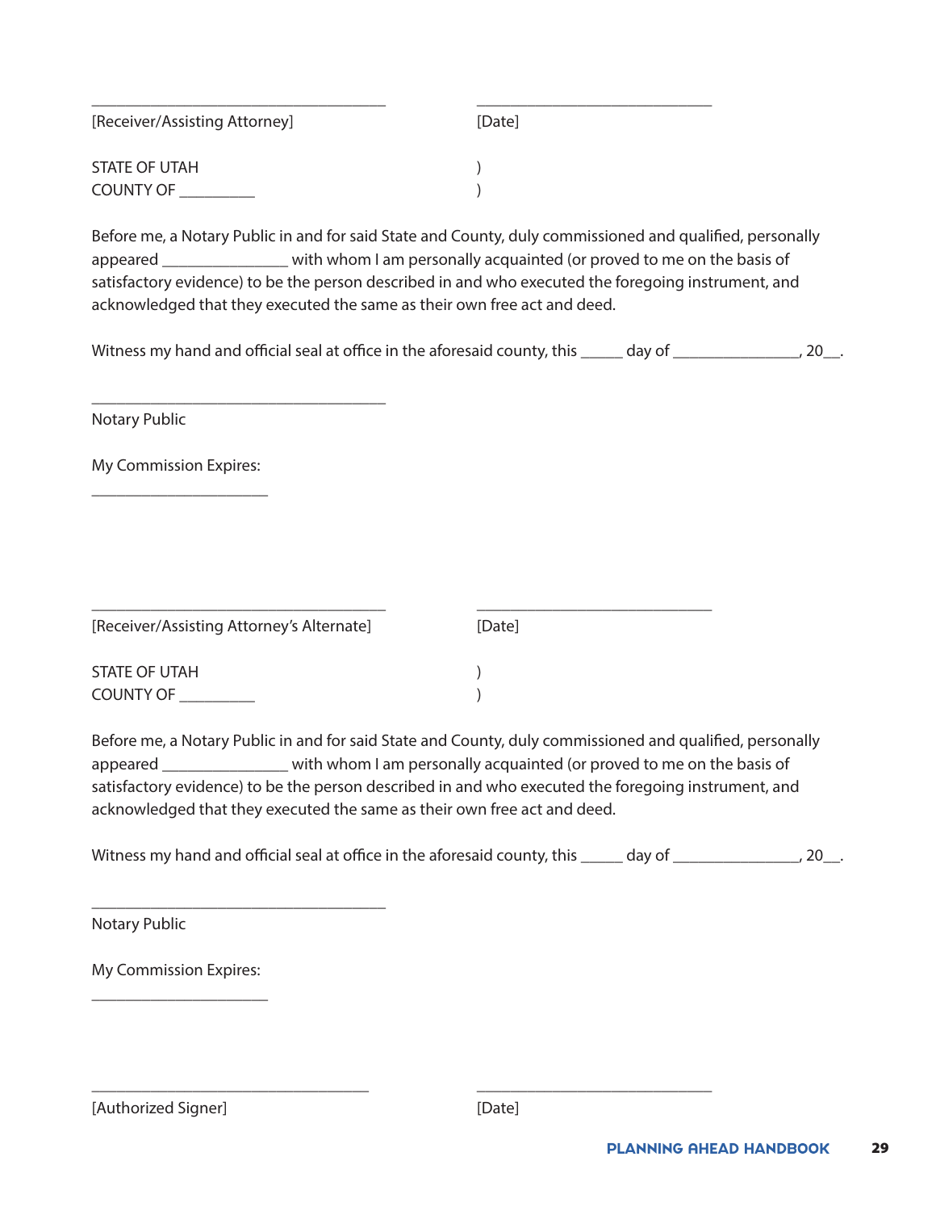\_\_\_\_\_\_\_\_\_\_\_\_\_\_\_\_\_\_\_\_\_\_\_\_\_\_\_\_\_\_\_\_\_\_\_\_\_\_ \_\_\_\_\_\_\_\_\_\_\_\_\_\_\_\_\_\_\_\_\_\_\_\_\_\_\_\_\_\_\_\_

[Receiver/Assisting Attorney] [Date]

STATE OF UTAH )
COUNTY OF \_\_\_\_\_\_\_\_\_\_ )

Before me, a Notary Public in and for said State and County, duly commissioned and qualified, personally appeared \_\_\_\_\_\_\_\_\_\_\_\_\_\_\_\_\_ with whom I am personally acquainted (or proved to me on the basis of satisfactory evidence) to be the person described in and who executed the foregoing instrument, and acknowledged that they executed the same as their own free act and deed.

Witness my hand and official seal at office in the aforesaid county, this \_\_\_\_\_\_ day of \_\_\_\_\_\_\_\_\_\_\_\_\_\_\_\_\_, 20\_\_.

\_\_\_\_\_\_\_\_\_\_\_\_\_\_\_\_\_\_\_\_\_\_\_\_\_\_\_\_\_\_\_\_\_\_\_\_\_\_

Notary Public

My Commission Expires:

\_\_\_\_\_\_\_\_\_\_\_\_\_\_\_\_\_\_\_\_\_\_\_

\_\_\_\_\_\_\_\_\_\_\_\_\_\_\_\_\_\_\_\_\_\_\_\_\_\_\_\_\_\_\_\_\_\_\_\_\_\_ \_\_\_\_\_\_\_\_\_\_\_\_\_\_\_\_\_\_\_\_\_\_\_\_\_\_\_\_\_\_\_\_

[Receiver/Assisting Attorney's Alternate] [Date]

STATE OF UTAH )
COUNTY OF \_\_\_\_\_\_\_\_\_\_ )

Before me, a Notary Public in and for said State and County, duly commissioned and qualified, personally appeared \_\_\_\_\_\_\_\_\_\_\_\_\_\_\_\_\_ with whom I am personally acquainted (or proved to me on the basis of satisfactory evidence) to be the person described in and who executed the foregoing instrument, and acknowledged that they executed the same as their own free act and deed.

Witness my hand and official seal at office in the aforesaid county, this \_\_\_\_\_\_ day of \_\_\_\_\_\_\_\_\_\_\_\_\_\_\_\_\_, 20\_\_.

\_\_\_\_\_\_\_\_\_\_\_\_\_\_\_\_\_\_\_\_\_\_\_\_\_\_\_\_\_\_\_\_\_\_\_\_\_\_

Notary Public

My Commission Expires:

\_\_\_\_\_\_\_\_\_\_\_\_\_\_\_\_\_\_\_\_\_\_\_

\_\_\_\_\_\_\_\_\_\_\_\_\_\_\_\_\_\_\_\_\_\_\_\_\_\_\_\_\_\_\_\_\_\_\_\_\_ \_\_\_\_\_\_\_\_\_\_\_\_\_\_\_\_\_\_\_\_\_\_\_\_\_\_\_\_\_\_\_\_

[Authorized Signer] [Date]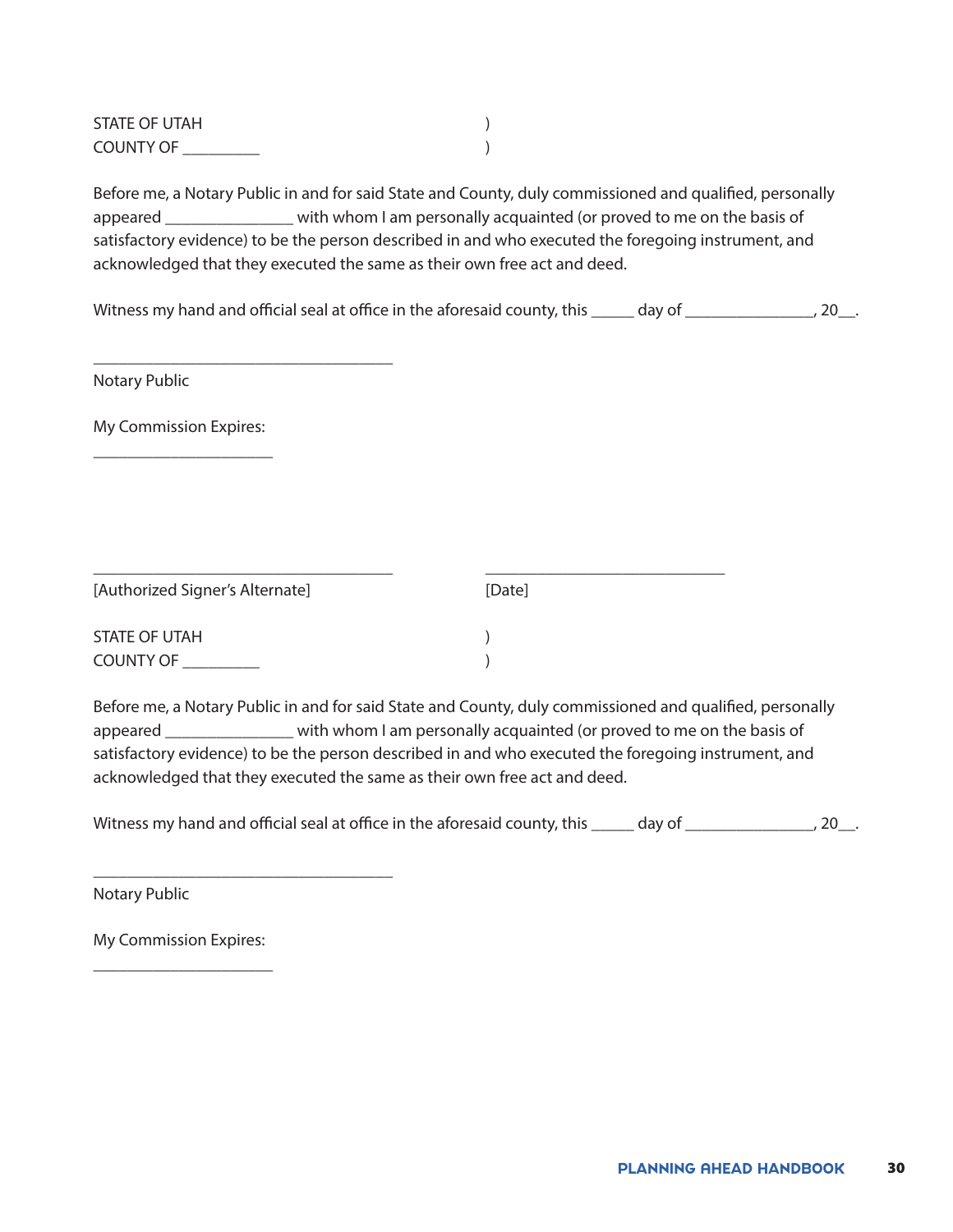STATE OF UTAH )
COUNTY OF _________ )

Before me, a Notary Public in and for said State and County, duly commissioned and qualified, personally appeared _______________ with whom I am personally acquainted (or proved to me on the basis of satisfactory evidence) to be the person described in and who executed the foregoing instrument, and acknowledged that they executed the same as their own free act and deed.

Witness my hand and official seal at office in the aforesaid county, this _____ day of _______________, 20__.

___________________________________

Notary Public

My Commission Expires:

_____________________

___________________________________ ____________________________

[Authorized Signer's Alternate] [Date]

STATE OF UTAH )
COUNTY OF _________ )

Before me, a Notary Public in and for said State and County, duly commissioned and qualified, personally appeared _______________ with whom I am personally acquainted (or proved to me on the basis of satisfactory evidence) to be the person described in and who executed the foregoing instrument, and acknowledged that they executed the same as their own free act and deed.

Witness my hand and official seal at office in the aforesaid county, this _____ day of _______________, 20__.

___________________________________

Notary Public

My Commission Expires:

_____________________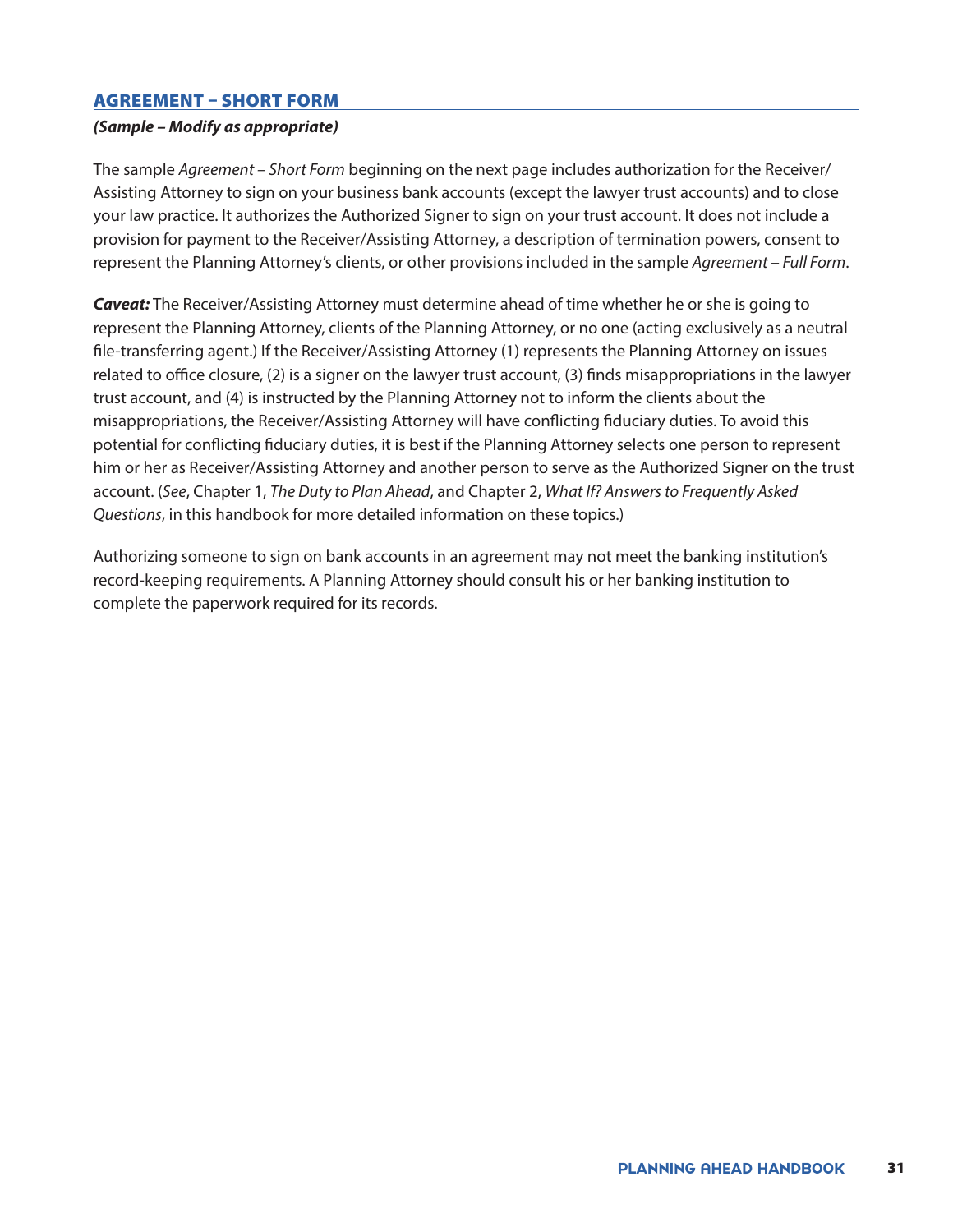## AGREEMENT – SHORT FORM

***(Sample – Modify as appropriate)***

The sample *Agreement – Short Form* beginning on the next page includes authorization for the Receiver/ Assisting Attorney to sign on your business bank accounts (except the lawyer trust accounts) and to close your law practice. It authorizes the Authorized Signer to sign on your trust account. It does not include a provision for payment to the Receiver/Assisting Attorney, a description of termination powers, consent to represent the Planning Attorney's clients, or other provisions included in the sample *Agreement – Full Form*.

***Caveat:*** The Receiver/Assisting Attorney must determine ahead of time whether he or she is going to represent the Planning Attorney, clients of the Planning Attorney, or no one (acting exclusively as a neutral file-transferring agent.) If the Receiver/Assisting Attorney (1) represents the Planning Attorney on issues related to office closure, (2) is a signer on the lawyer trust account, (3) finds misappropriations in the lawyer trust account, and (4) is instructed by the Planning Attorney not to inform the clients about the misappropriations, the Receiver/Assisting Attorney will have conflicting fiduciary duties. To avoid this potential for conflicting fiduciary duties, it is best if the Planning Attorney selects one person to represent him or her as Receiver/Assisting Attorney and another person to serve as the Authorized Signer on the trust account. (*See*, Chapter 1, *The Duty to Plan Ahead*, and Chapter 2, *What If? Answers to Frequently Asked Questions*, in this handbook for more detailed information on these topics.)

Authorizing someone to sign on bank accounts in an agreement may not meet the banking institution's record-keeping requirements. A Planning Attorney should consult his or her banking institution to complete the paperwork required for its records.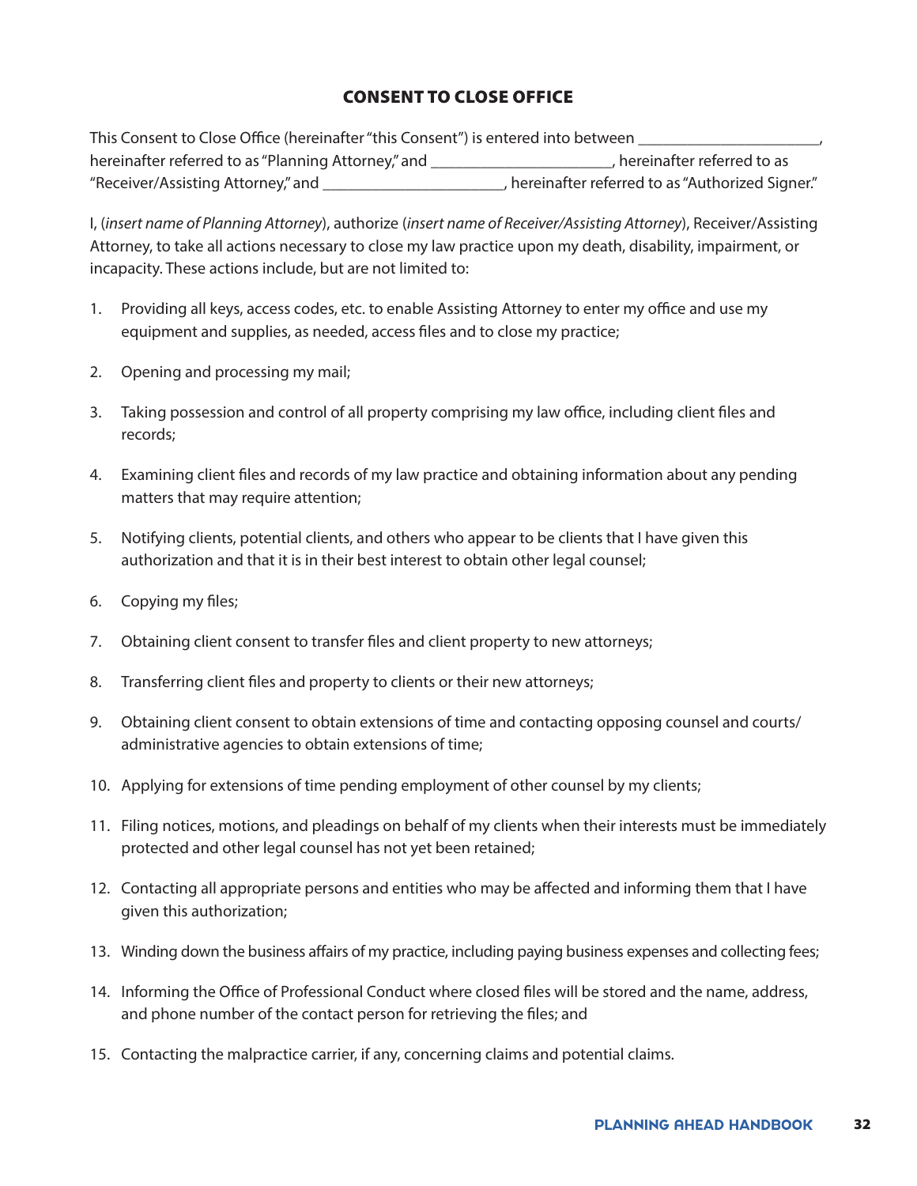## CONSENT TO CLOSE OFFICE

This Consent to Close Office (hereinafter "this Consent") is entered into between ______________________, hereinafter referred to as "Planning Attorney," and ______________________, hereinafter referred to as "Receiver/Assisting Attorney," and ______________________, hereinafter referred to as "Authorized Signer."

I, (*insert name of Planning Attorney*), authorize (*insert name of Receiver/Assisting Attorney*), Receiver/Assisting Attorney, to take all actions necessary to close my law practice upon my death, disability, impairment, or incapacity. These actions include, but are not limited to:

1. Providing all keys, access codes, etc. to enable Assisting Attorney to enter my office and use my equipment and supplies, as needed, access files and to close my practice;
2. Opening and processing my mail;
3. Taking possession and control of all property comprising my law office, including client files and records;
4. Examining client files and records of my law practice and obtaining information about any pending matters that may require attention;
5. Notifying clients, potential clients, and others who appear to be clients that I have given this authorization and that it is in their best interest to obtain other legal counsel;
6. Copying my files;
7. Obtaining client consent to transfer files and client property to new attorneys;
8. Transferring client files and property to clients or their new attorneys;
9. Obtaining client consent to obtain extensions of time and contacting opposing counsel and courts/administrative agencies to obtain extensions of time;
10. Applying for extensions of time pending employment of other counsel by my clients;
11. Filing notices, motions, and pleadings on behalf of my clients when their interests must be immediately protected and other legal counsel has not yet been retained;
12. Contacting all appropriate persons and entities who may be affected and informing them that I have given this authorization;
13. Winding down the business affairs of my practice, including paying business expenses and collecting fees;
14. Informing the Office of Professional Conduct where closed files will be stored and the name, address, and phone number of the contact person for retrieving the files; and
15. Contacting the malpractice carrier, if any, concerning claims and potential claims.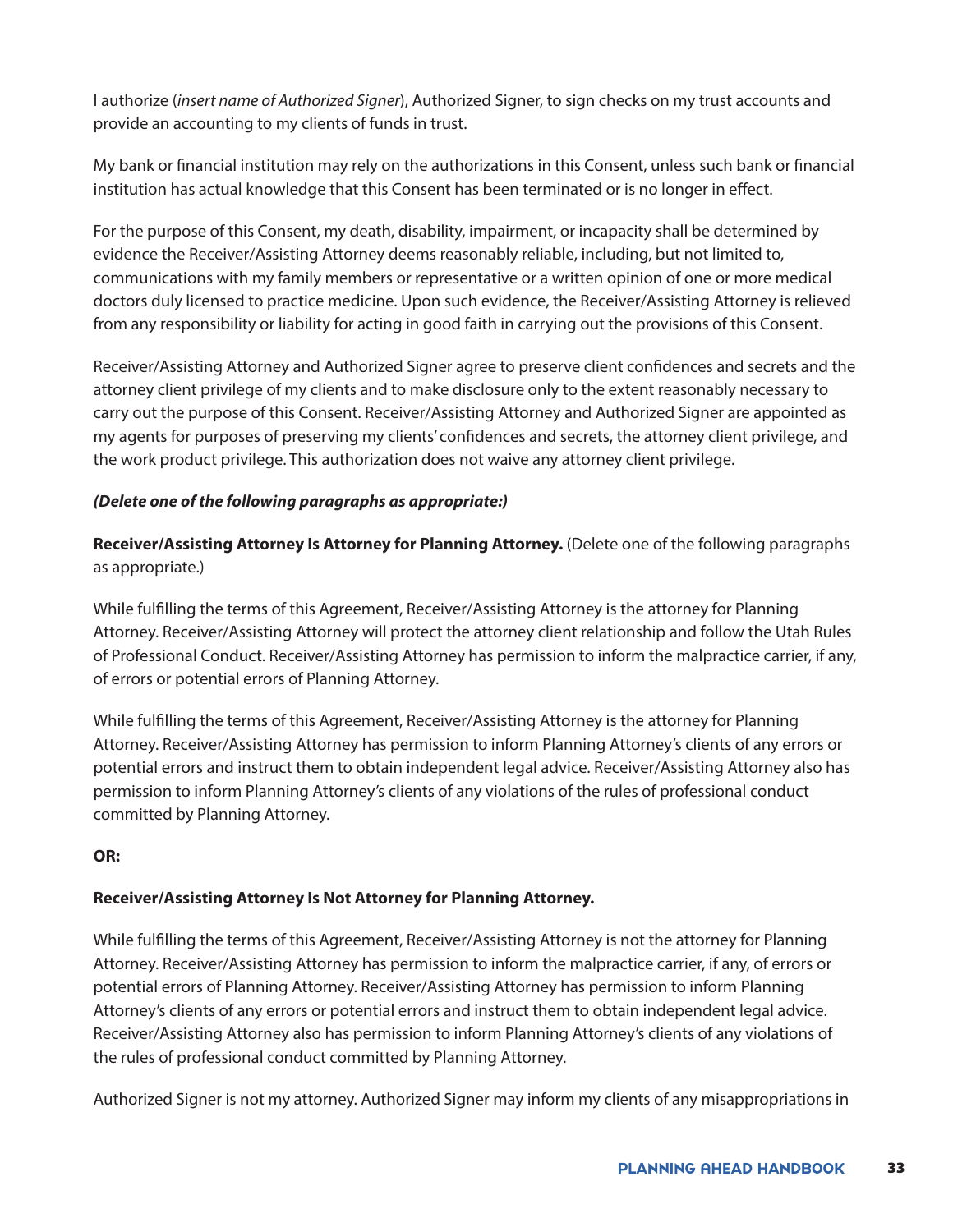I authorize (*insert name of Authorized Signer*), Authorized Signer, to sign checks on my trust accounts and provide an accounting to my clients of funds in trust.

My bank or financial institution may rely on the authorizations in this Consent, unless such bank or financial institution has actual knowledge that this Consent has been terminated or is no longer in effect.

For the purpose of this Consent, my death, disability, impairment, or incapacity shall be determined by evidence the Receiver/Assisting Attorney deems reasonably reliable, including, but not limited to, communications with my family members or representative or a written opinion of one or more medical doctors duly licensed to practice medicine. Upon such evidence, the Receiver/Assisting Attorney is relieved from any responsibility or liability for acting in good faith in carrying out the provisions of this Consent.

Receiver/Assisting Attorney and Authorized Signer agree to preserve client confidences and secrets and the attorney client privilege of my clients and to make disclosure only to the extent reasonably necessary to carry out the purpose of this Consent. Receiver/Assisting Attorney and Authorized Signer are appointed as my agents for purposes of preserving my clients' confidences and secrets, the attorney client privilege, and the work product privilege. This authorization does not waive any attorney client privilege.

***(Delete one of the following paragraphs as appropriate:)***

**Receiver/Assisting Attorney Is Attorney for Planning Attorney.** (Delete one of the following paragraphs as appropriate.)

While fulfilling the terms of this Agreement, Receiver/Assisting Attorney is the attorney for Planning Attorney. Receiver/Assisting Attorney will protect the attorney client relationship and follow the Utah Rules of Professional Conduct. Receiver/Assisting Attorney has permission to inform the malpractice carrier, if any, of errors or potential errors of Planning Attorney.

While fulfilling the terms of this Agreement, Receiver/Assisting Attorney is the attorney for Planning Attorney. Receiver/Assisting Attorney has permission to inform Planning Attorney's clients of any errors or potential errors and instruct them to obtain independent legal advice. Receiver/Assisting Attorney also has permission to inform Planning Attorney's clients of any violations of the rules of professional conduct committed by Planning Attorney.

**OR:**

**Receiver/Assisting Attorney Is Not Attorney for Planning Attorney.**

While fulfilling the terms of this Agreement, Receiver/Assisting Attorney is not the attorney for Planning Attorney. Receiver/Assisting Attorney has permission to inform the malpractice carrier, if any, of errors or potential errors of Planning Attorney. Receiver/Assisting Attorney has permission to inform Planning Attorney's clients of any errors or potential errors and instruct them to obtain independent legal advice. Receiver/Assisting Attorney also has permission to inform Planning Attorney's clients of any violations of the rules of professional conduct committed by Planning Attorney.

Authorized Signer is not my attorney. Authorized Signer may inform my clients of any misappropriations in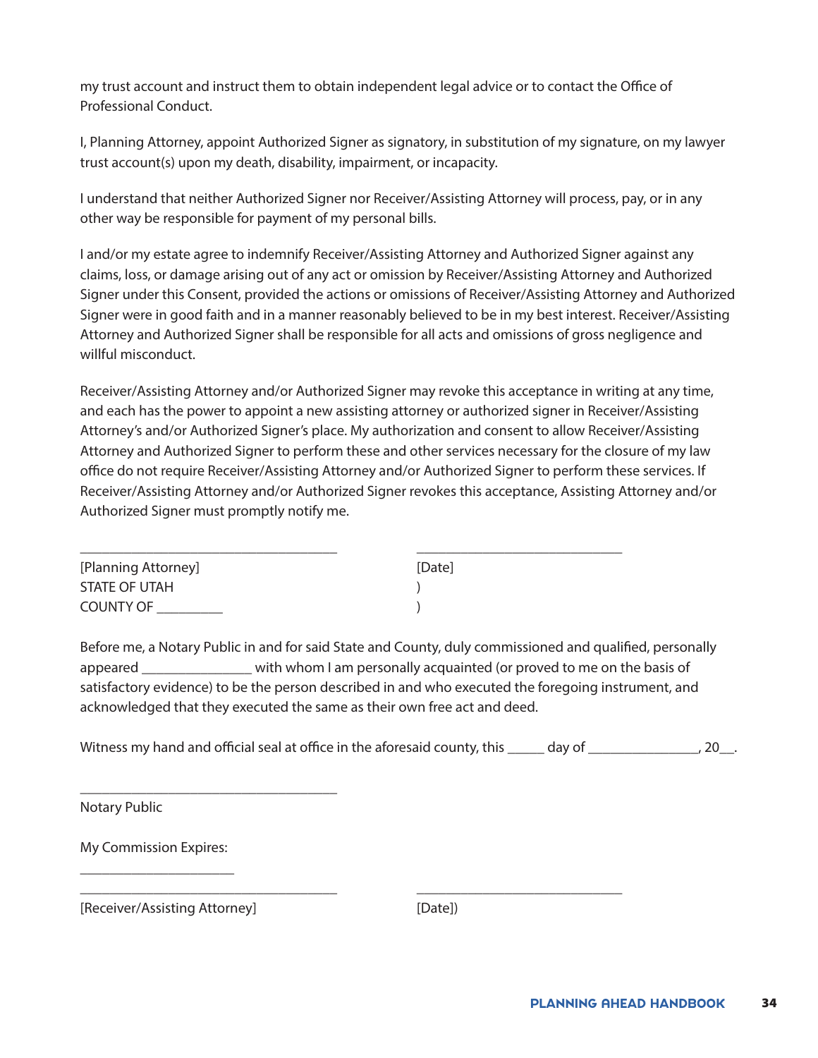my trust account and instruct them to obtain independent legal advice or to contact the Office of Professional Conduct.

I, Planning Attorney, appoint Authorized Signer as signatory, in substitution of my signature, on my lawyer trust account(s) upon my death, disability, impairment, or incapacity.

I understand that neither Authorized Signer nor Receiver/Assisting Attorney will process, pay, or in any other way be responsible for payment of my personal bills.

I and/or my estate agree to indemnify Receiver/Assisting Attorney and Authorized Signer against any claims, loss, or damage arising out of any act or omission by Receiver/Assisting Attorney and Authorized Signer under this Consent, provided the actions or omissions of Receiver/Assisting Attorney and Authorized Signer were in good faith and in a manner reasonably believed to be in my best interest. Receiver/Assisting Attorney and Authorized Signer shall be responsible for all acts and omissions of gross negligence and willful misconduct.

Receiver/Assisting Attorney and/or Authorized Signer may revoke this acceptance in writing at any time, and each has the power to appoint a new assisting attorney or authorized signer in Receiver/Assisting Attorney's and/or Authorized Signer's place. My authorization and consent to allow Receiver/Assisting Attorney and Authorized Signer to perform these and other services necessary for the closure of my law office do not require Receiver/Assisting Attorney and/or Authorized Signer to perform these services. If Receiver/Assisting Attorney and/or Authorized Signer revokes this acceptance, Assisting Attorney and/or Authorized Signer must promptly notify me.

\_\_\_\_\_\_\_\_\_\_\_\_\_\_\_\_\_\_\_\_\_\_\_\_\_\_\_\_\_\_\_\_\_\_\_ \_\_\_\_\_\_\_\_\_\_\_\_\_\_\_\_\_\_\_\_\_\_\_\_\_\_\_\_

[Planning Attorney] [Date]

STATE OF UTAH )

COUNTY OF \_\_\_\_\_\_\_\_\_ )

Before me, a Notary Public in and for said State and County, duly commissioned and qualified, personally appeared \_\_\_\_\_\_\_\_\_\_\_\_\_\_\_ with whom I am personally acquainted (or proved to me on the basis of satisfactory evidence) to be the person described in and who executed the foregoing instrument, and acknowledged that they executed the same as their own free act and deed.

Witness my hand and official seal at office in the aforesaid county, this \_\_\_\_\_ day of \_\_\_\_\_\_\_\_\_\_\_\_\_\_\_, 20\_\_.

\_\_\_\_\_\_\_\_\_\_\_\_\_\_\_\_\_\_\_\_\_\_\_\_\_\_\_\_\_\_\_\_\_\_\_

Notary Public

My Commission Expires:

\_\_\_\_\_\_\_\_\_\_\_\_\_\_\_\_\_\_\_\_\_

\_\_\_\_\_\_\_\_\_\_\_\_\_\_\_\_\_\_\_\_\_\_\_\_\_\_\_\_\_\_\_\_\_\_\_ \_\_\_\_\_\_\_\_\_\_\_\_\_\_\_\_\_\_\_\_\_\_\_\_\_\_\_\_

[Receiver/Assisting Attorney] [Date])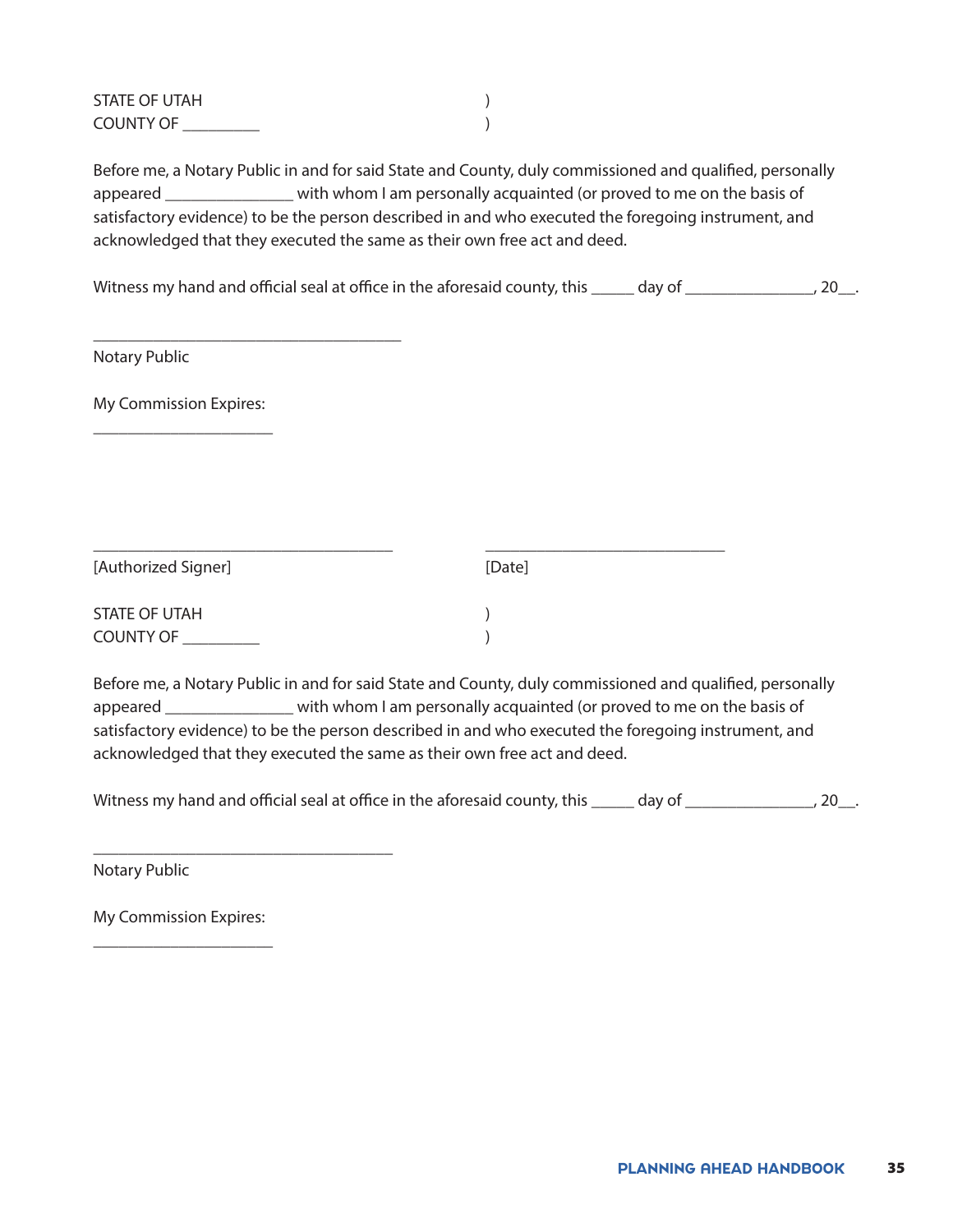STATE OF UTAH )
COUNTY OF _________ )

Before me, a Notary Public in and for said State and County, duly commissioned and qualified, personally appeared _______________ with whom I am personally acquainted (or proved to me on the basis of satisfactory evidence) to be the person described in and who executed the foregoing instrument, and acknowledged that they executed the same as their own free act and deed.

Witness my hand and official seal at office in the aforesaid county, this _____ day of _______________, 20__.

_____________________________________

Notary Public

My Commission Expires:

_____________________

_____________________________________ _____________________________

[Authorized Signer] [Date]

STATE OF UTAH )
COUNTY OF _________ )

Before me, a Notary Public in and for said State and County, duly commissioned and qualified, personally appeared _______________ with whom I am personally acquainted (or proved to me on the basis of satisfactory evidence) to be the person described in and who executed the foregoing instrument, and acknowledged that they executed the same as their own free act and deed.

Witness my hand and official seal at office in the aforesaid county, this _____ day of _______________, 20__.

_____________________________________

Notary Public

My Commission Expires:

_____________________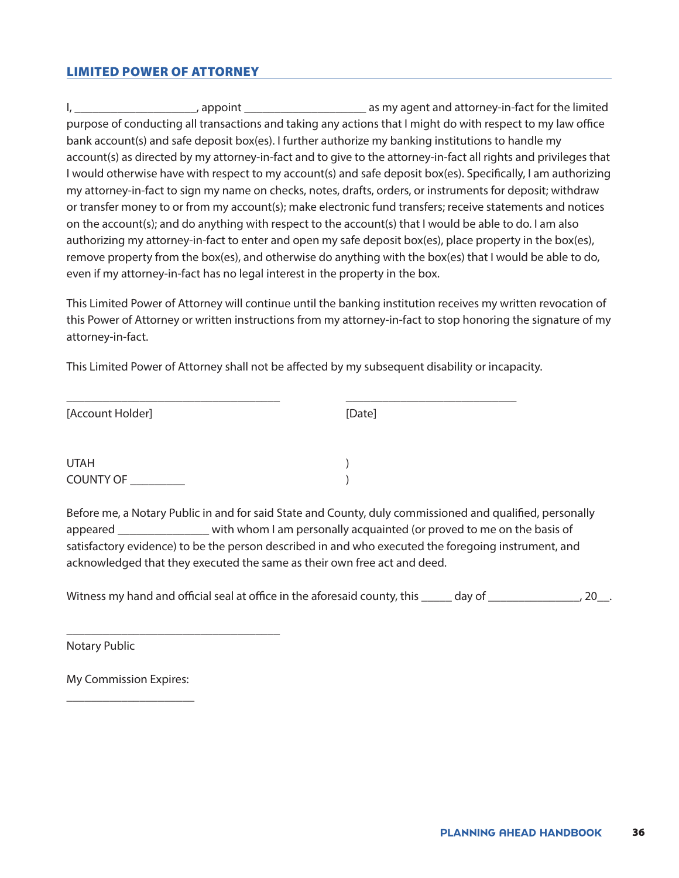## LIMITED POWER OF ATTORNEY

I, ____________________, appoint ____________________ as my agent and attorney-in-fact for the limited purpose of conducting all transactions and taking any actions that I might do with respect to my law office bank account(s) and safe deposit box(es). I further authorize my banking institutions to handle my account(s) as directed by my attorney-in-fact and to give to the attorney-in-fact all rights and privileges that I would otherwise have with respect to my account(s) and safe deposit box(es). Specifically, I am authorizing my attorney-in-fact to sign my name on checks, notes, drafts, orders, or instruments for deposit; withdraw or transfer money to or from my account(s); make electronic fund transfers; receive statements and notices on the account(s); and do anything with respect to the account(s) that I would be able to do. I am also authorizing my attorney-in-fact to enter and open my safe deposit box(es), place property in the box(es), remove property from the box(es), and otherwise do anything with the box(es) that I would be able to do, even if my attorney-in-fact has no legal interest in the property in the box.

This Limited Power of Attorney will continue until the banking institution receives my written revocation of this Power of Attorney or written instructions from my attorney-in-fact to stop honoring the signature of my attorney-in-fact.

This Limited Power of Attorney shall not be affected by my subsequent disability or incapacity.

____________________________________ ______________________________

[Account Holder] [Date]

UTAH )
COUNTY OF _________ )

Before me, a Notary Public in and for said State and County, duly commissioned and qualified, personally appeared _______________ with whom I am personally acquainted (or proved to me on the basis of satisfactory evidence) to be the person described in and who executed the foregoing instrument, and acknowledged that they executed the same as their own free act and deed.

Witness my hand and official seal at office in the aforesaid county, this _____ day of _______________, 20__.

____________________________________

Notary Public

My Commission Expires:

______________________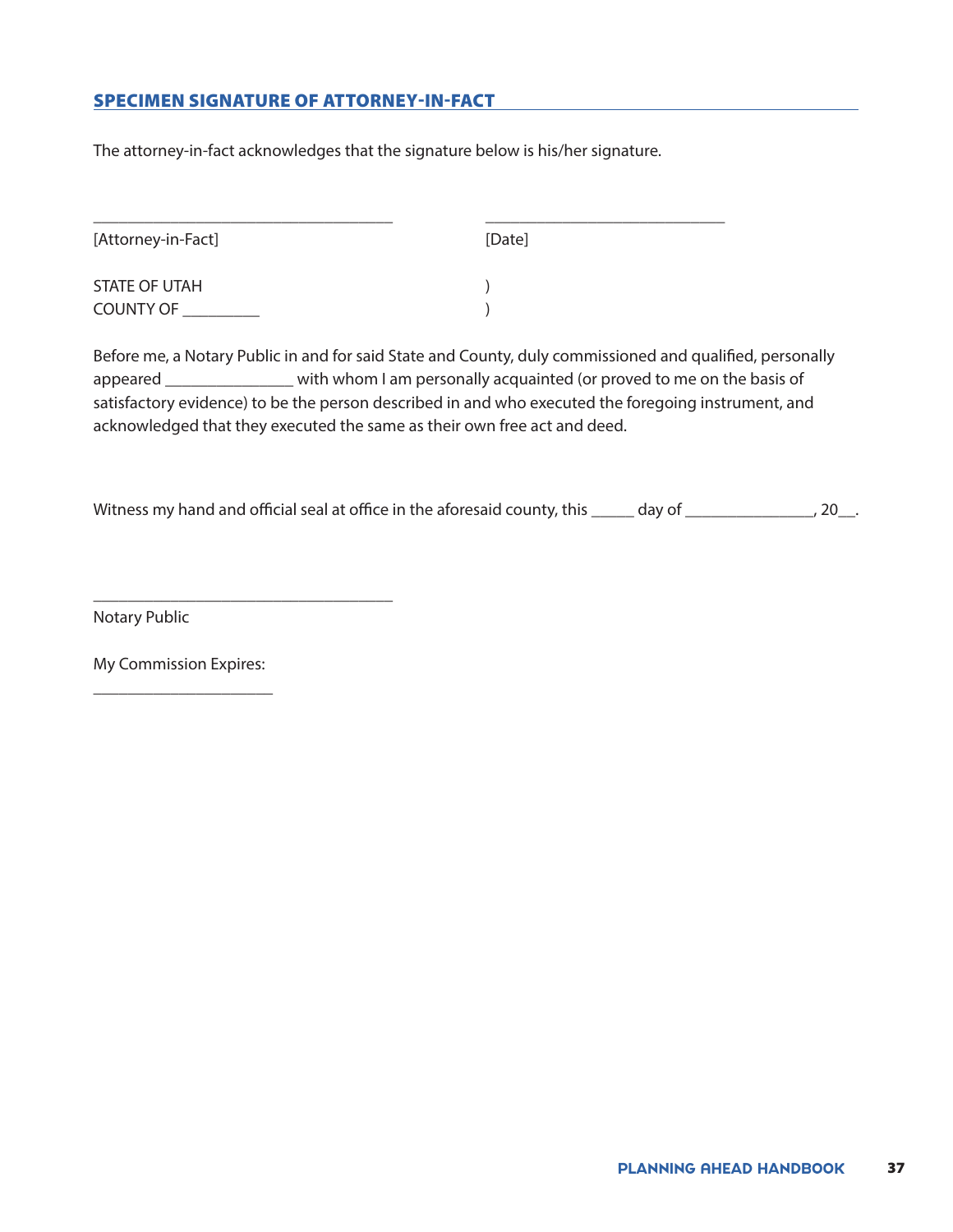## SPECIMEN SIGNATURE OF ATTORNEY-IN-FACT

The attorney-in-fact acknowledges that the signature below is his/her signature.

___________________________________ ___________________________

[Attorney-in-Fact] [Date]

STATE OF UTAH )
COUNTY OF _________ )

Before me, a Notary Public in and for said State and County, duly commissioned and qualified, personally appeared _______________ with whom I am personally acquainted (or proved to me on the basis of satisfactory evidence) to be the person described in and who executed the foregoing instrument, and acknowledged that they executed the same as their own free act and deed.

Witness my hand and official seal at office in the aforesaid county, this _____ day of _______________, 20__.

___________________________________

Notary Public

My Commission Expires:

_____________________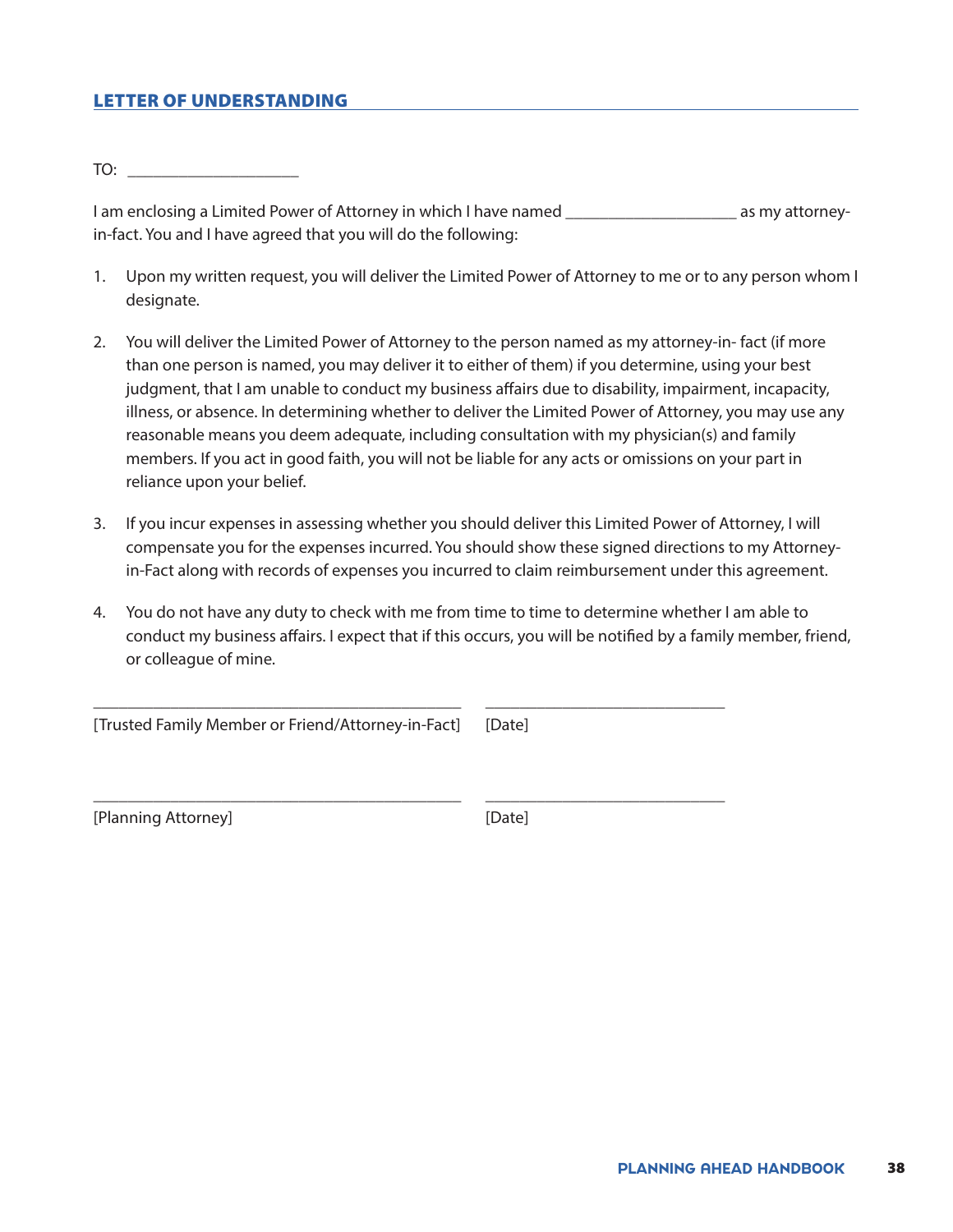## LETTER OF UNDERSTANDING

TO: ____________________

I am enclosing a Limited Power of Attorney in which I have named ____________________ as my attorney-in-fact. You and I have agreed that you will do the following:

1. Upon my written request, you will deliver the Limited Power of Attorney to me or to any person whom I designate.

2. You will deliver the Limited Power of Attorney to the person named as my attorney-in- fact (if more than one person is named, you may deliver it to either of them) if you determine, using your best judgment, that I am unable to conduct my business affairs due to disability, impairment, incapacity, illness, or absence. In determining whether to deliver the Limited Power of Attorney, you may use any reasonable means you deem adequate, including consultation with my physician(s) and family members. If you act in good faith, you will not be liable for any acts or omissions on your part in reliance upon your belief.

3. If you incur expenses in assessing whether you should deliver this Limited Power of Attorney, I will compensate you for the expenses incurred. You should show these signed directions to my Attorney-in-Fact along with records of expenses you incurred to claim reimbursement under this agreement.

4. You do not have any duty to check with me from time to time to determine whether I am able to conduct my business affairs. I expect that if this occurs, you will be notified by a family member, friend, or colleague of mine.

_____________________________________________ _____________________________

[Trusted Family Member or Friend/Attorney-in-Fact] [Date]

_____________________________________________ _____________________________

[Planning Attorney] [Date]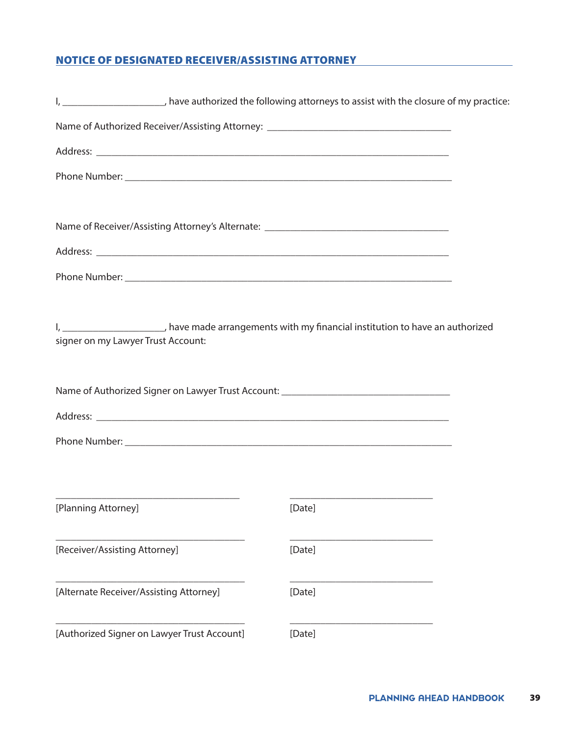## NOTICE OF DESIGNATED RECEIVER/ASSISTING ATTORNEY

I, ____________________, have authorized the following attorneys to assist with the closure of my practice:

Name of Authorized Receiver/Assisting Attorney: ____________________________________

Address: ______________________________________________________________________

Phone Number: _________________________________________________________________

Name of Receiver/Assisting Attorney's Alternate: ____________________________________

Address: ______________________________________________________________________

Phone Number: _________________________________________________________________

I, ____________________, have made arrangements with my financial institution to have an authorized signer on my Lawyer Trust Account:

Name of Authorized Signer on Lawyer Trust Account: _________________________________

Address: ______________________________________________________________________

Phone Number: _________________________________________________________________

| | |
|---|---|
| ____________________________________ | ____________________________ |
| [Planning Attorney] | [Date] |
| ____________________________________ | ____________________________ |
| [Receiver/Assisting Attorney] | [Date] |
| ____________________________________ | ____________________________ |
| [Alternate Receiver/Assisting Attorney] | [Date] |
| ____________________________________ | ____________________________ |
| [Authorized Signer on Lawyer Trust Account] | [Date] |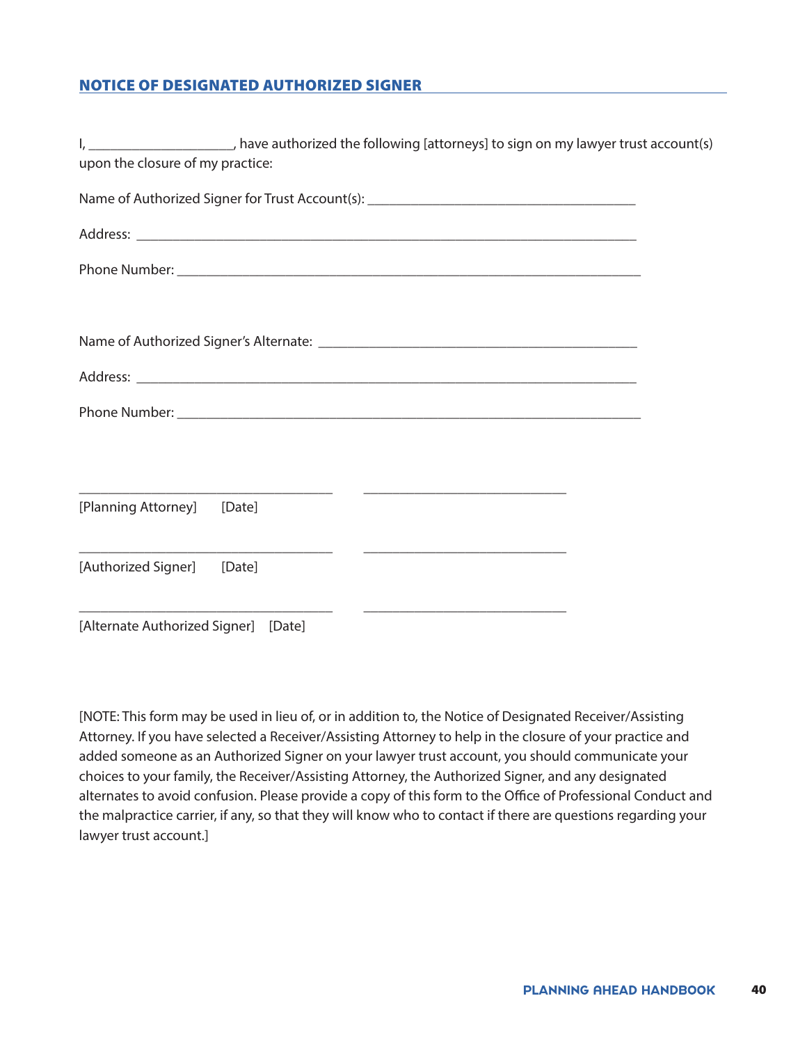## NOTICE OF DESIGNATED AUTHORIZED SIGNER

I, ____________________, have authorized the following [attorneys] to sign on my lawyer trust account(s) upon the closure of my practice:

Name of Authorized Signer for Trust Account(s): _____________________________________

Address: ______________________________________________________________________

Phone Number: __________________________________________________________________

Name of Authorized Signer's Alternate: ____________________________________________

Address: ______________________________________________________________________

Phone Number: __________________________________________________________________

___________________________________ ____________________________

[Planning Attorney] [Date]

___________________________________ ____________________________

[Authorized Signer] [Date]

___________________________________ ____________________________

[Alternate Authorized Signer] [Date]

[NOTE: This form may be used in lieu of, or in addition to, the Notice of Designated Receiver/Assisting Attorney. If you have selected a Receiver/Assisting Attorney to help in the closure of your practice and added someone as an Authorized Signer on your lawyer trust account, you should communicate your choices to your family, the Receiver/Assisting Attorney, the Authorized Signer, and any designated alternates to avoid confusion. Please provide a copy of this form to the Office of Professional Conduct and the malpractice carrier, if any, so that they will know who to contact if there are questions regarding your lawyer trust account.]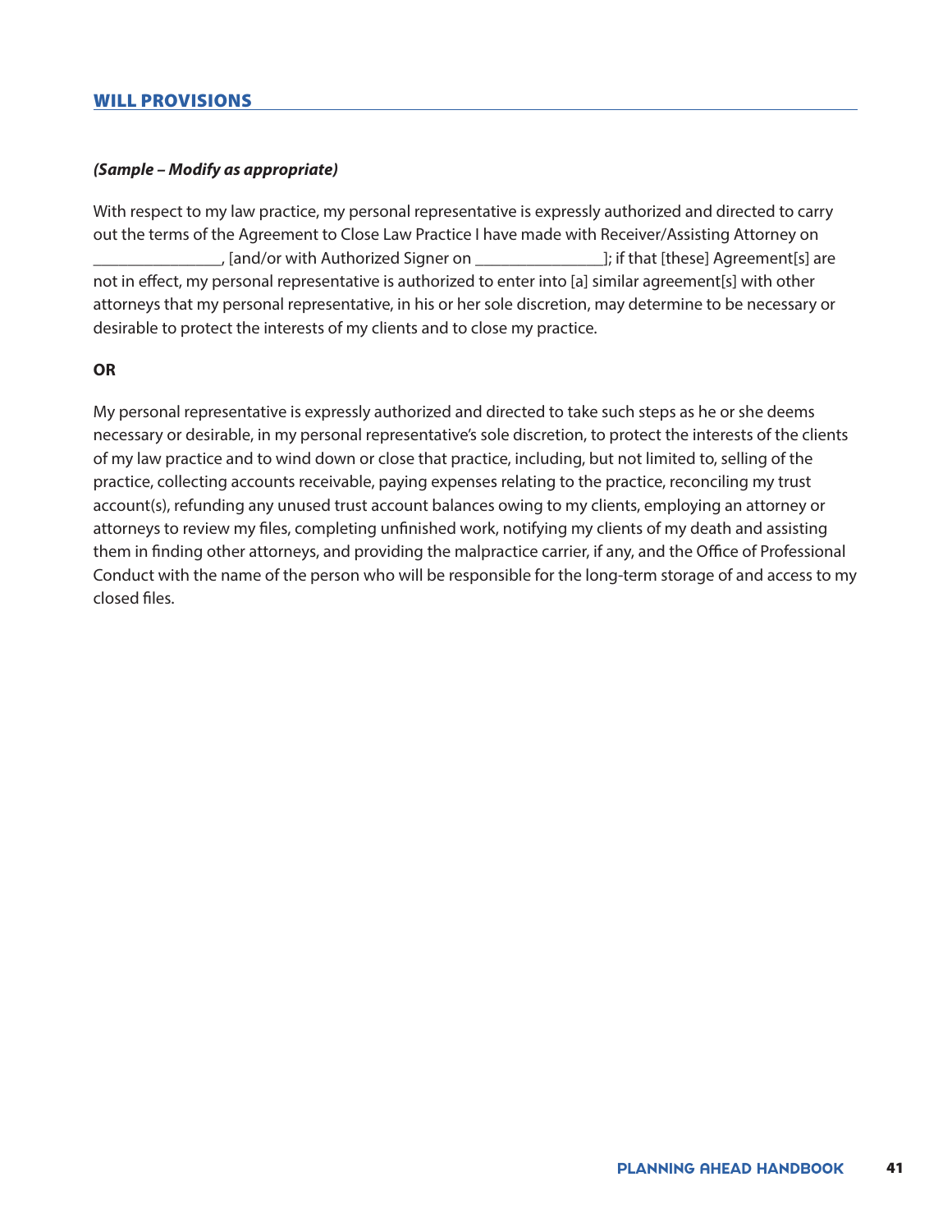## WILL PROVISIONS

***(Sample – Modify as appropriate)***

With respect to my law practice, my personal representative is expressly authorized and directed to carry out the terms of the Agreement to Close Law Practice I have made with Receiver/Assisting Attorney on _______________, [and/or with Authorized Signer on _______________]; if that [these] Agreement[s] are not in effect, my personal representative is authorized to enter into [a] similar agreement[s] with other attorneys that my personal representative, in his or her sole discretion, may determine to be necessary or desirable to protect the interests of my clients and to close my practice.

**OR**

My personal representative is expressly authorized and directed to take such steps as he or she deems necessary or desirable, in my personal representative's sole discretion, to protect the interests of the clients of my law practice and to wind down or close that practice, including, but not limited to, selling of the practice, collecting accounts receivable, paying expenses relating to the practice, reconciling my trust account(s), refunding any unused trust account balances owing to my clients, employing an attorney or attorneys to review my files, completing unfinished work, notifying my clients of my death and assisting them in finding other attorneys, and providing the malpractice carrier, if any, and the Office of Professional Conduct with the name of the person who will be responsible for the long-term storage of and access to my closed files.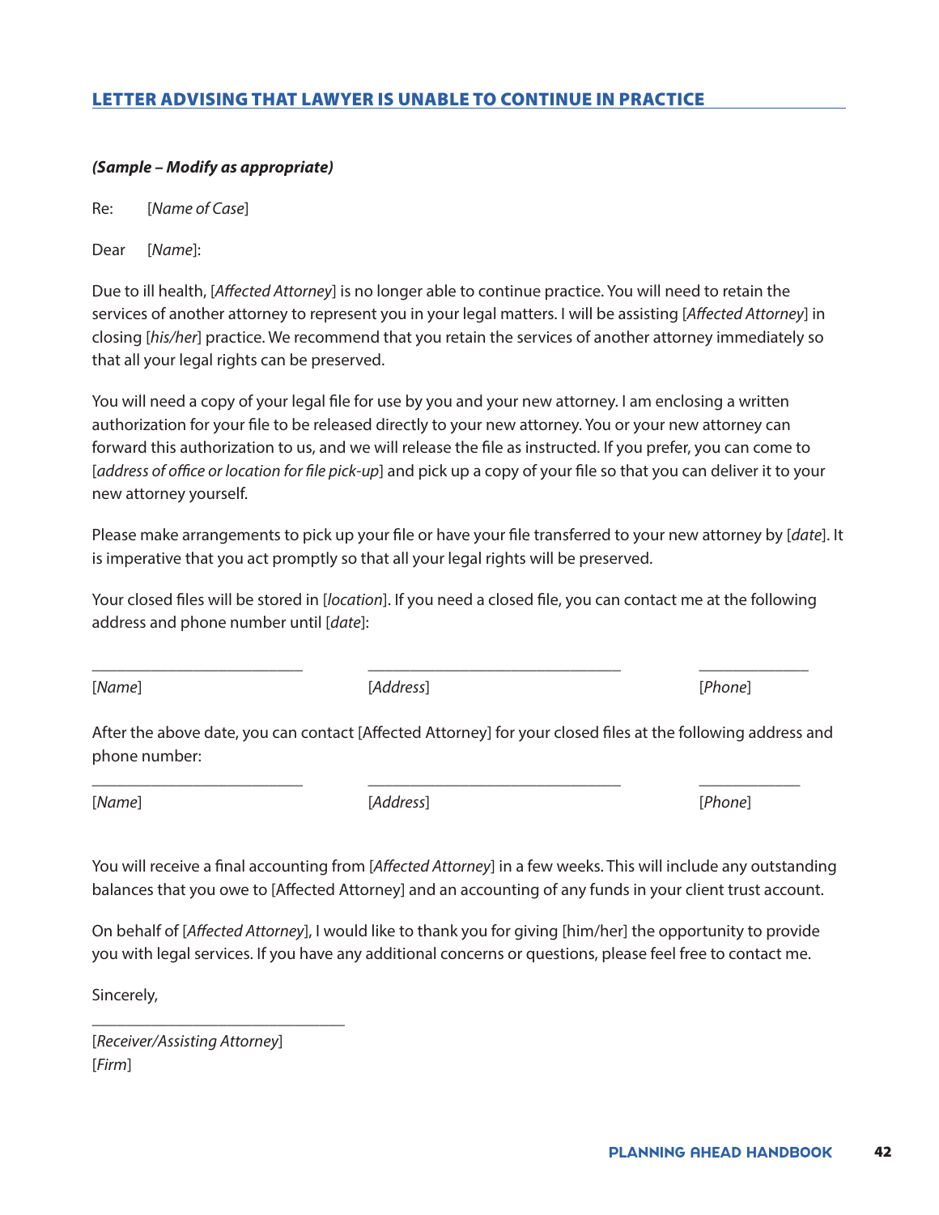## LETTER ADVISING THAT LAWYER IS UNABLE TO CONTINUE IN PRACTICE

***(Sample – Modify as appropriate)***

Re: [*Name of Case*]

Dear [*Name*]:

Due to ill health, [*Affected Attorney*] is no longer able to continue practice. You will need to retain the services of another attorney to represent you in your legal matters. I will be assisting [*Affected Attorney*] in closing [*his/her*] practice. We recommend that you retain the services of another attorney immediately so that all your legal rights can be preserved.

You will need a copy of your legal file for use by you and your new attorney. I am enclosing a written authorization for your file to be released directly to your new attorney. You or your new attorney can forward this authorization to us, and we will release the file as instructed. If you prefer, you can come to [*address of office or location for file pick-up*] and pick up a copy of your file so that you can deliver it to your new attorney yourself.

Please make arrangements to pick up your file or have your file transferred to your new attorney by [*date*]. It is imperative that you act promptly so that all your legal rights will be preserved.

Your closed files will be stored in [*location*]. If you need a closed file, you can contact me at the following address and phone number until [*date*]:

| _________________________ | ______________________________ | _____________ |
|---|---|---|
| [*Name*] | [*Address*] | [*Phone*] |

After the above date, you can contact [Affected Attorney] for your closed files at the following address and phone number:

| _________________________ | ______________________________ | ____________ |
|---|---|---|
| [*Name*] | [*Address*] | [*Phone*] |

You will receive a final accounting from [*Affected Attorney*] in a few weeks. This will include any outstanding balances that you owe to [Affected Attorney] and an accounting of any funds in your client trust account.

On behalf of [*Affected Attorney*], I would like to thank you for giving [him/her] the opportunity to provide you with legal services. If you have any additional concerns or questions, please feel free to contact me.

Sincerely,

______________________________

[*Receiver/Assisting Attorney*]
[*Firm*]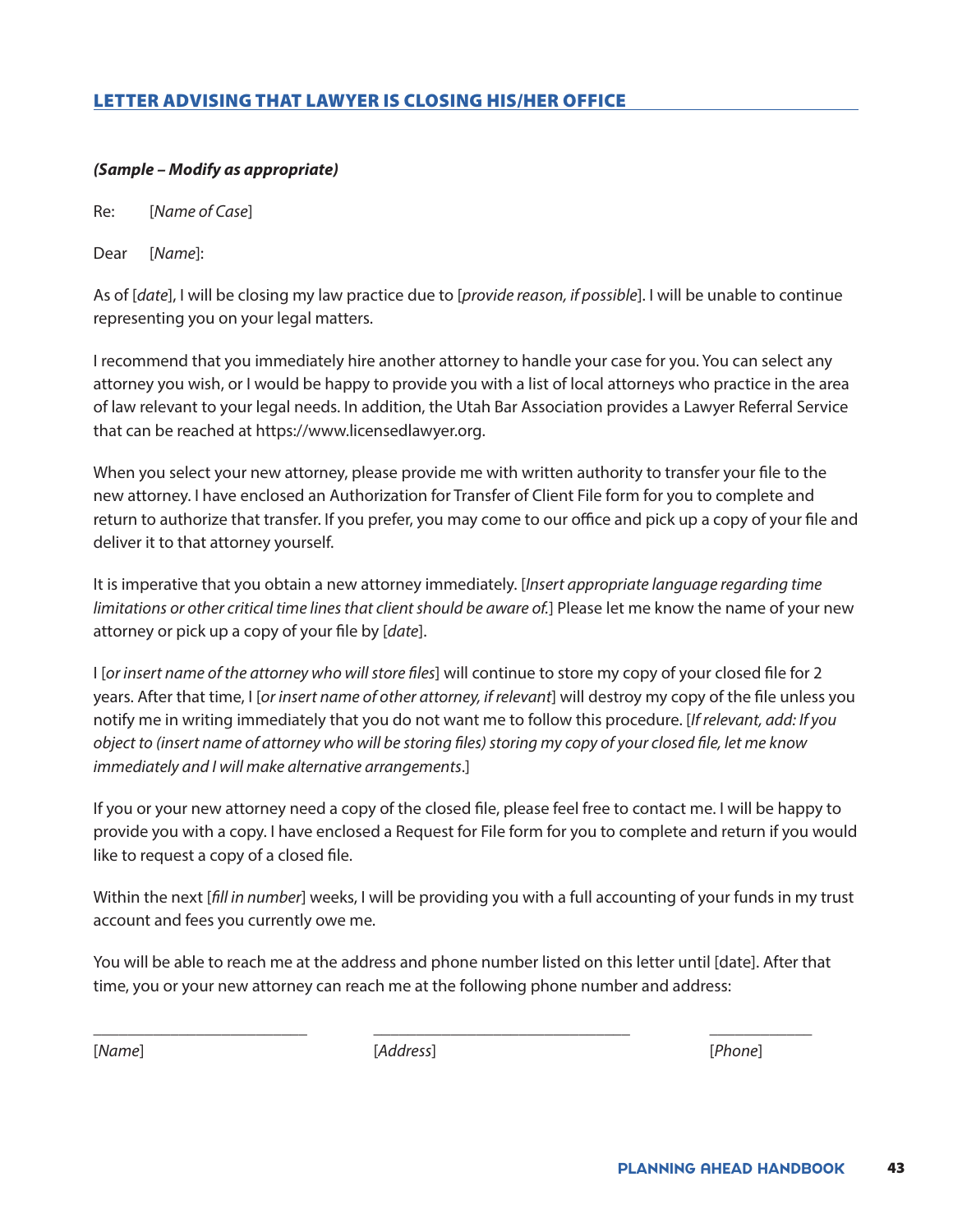## LETTER ADVISING THAT LAWYER IS CLOSING HIS/HER OFFICE

***(Sample – Modify as appropriate)***

Re: [*Name of Case*]

Dear [*Name*]:

As of [*date*], I will be closing my law practice due to [*provide reason, if possible*]. I will be unable to continue representing you on your legal matters.

I recommend that you immediately hire another attorney to handle your case for you. You can select any attorney you wish, or I would be happy to provide you with a list of local attorneys who practice in the area of law relevant to your legal needs. In addition, the Utah Bar Association provides a Lawyer Referral Service that can be reached at https://www.licensedlawyer.org.

When you select your new attorney, please provide me with written authority to transfer your file to the new attorney. I have enclosed an Authorization for Transfer of Client File form for you to complete and return to authorize that transfer. If you prefer, you may come to our office and pick up a copy of your file and deliver it to that attorney yourself.

It is imperative that you obtain a new attorney immediately. [*Insert appropriate language regarding time limitations or other critical time lines that client should be aware of.*] Please let me know the name of your new attorney or pick up a copy of your file by [*date*].

I [*or insert name of the attorney who will store files*] will continue to store my copy of your closed file for 2 years. After that time, I [*or insert name of other attorney, if relevant*] will destroy my copy of the file unless you notify me in writing immediately that you do not want me to follow this procedure. [*If relevant, add: If you object to (insert name of attorney who will be storing files) storing my copy of your closed file, let me know immediately and I will make alternative arrangements*.]

If you or your new attorney need a copy of the closed file, please feel free to contact me. I will be happy to provide you with a copy. I have enclosed a Request for File form for you to complete and return if you would like to request a copy of a closed file.

Within the next [*fill in number*] weeks, I will be providing you with a full accounting of your funds in my trust account and fees you currently owe me.

You will be able to reach me at the address and phone number listed on this letter until [date]. After that time, you or your new attorney can reach me at the following phone number and address:

| ________________________ | ____________________________ | ___________ |
|---|---|---|
| [*Name*] | [*Address*] | [*Phone*] |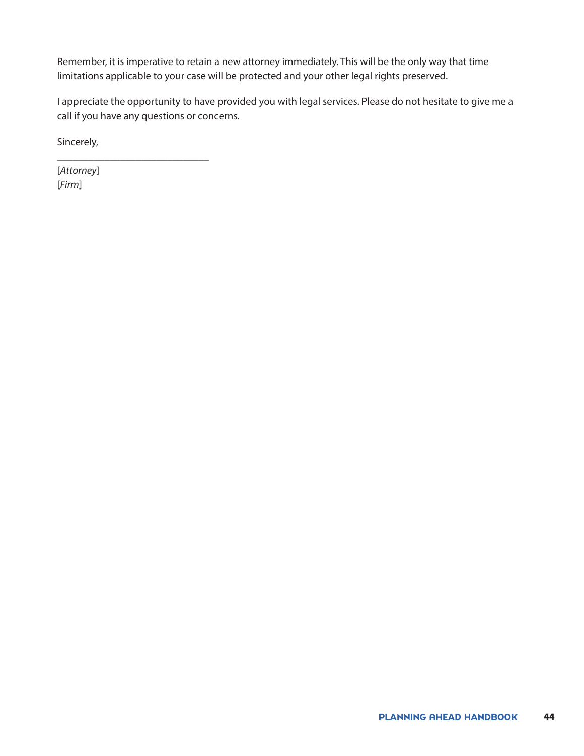Remember, it is imperative to retain a new attorney immediately. This will be the only way that time limitations applicable to your case will be protected and your other legal rights preserved.

I appreciate the opportunity to have provided you with legal services. Please do not hesitate to give me a call if you have any questions or concerns.

Sincerely,

______________________________

[*Attorney*]
[*Firm*]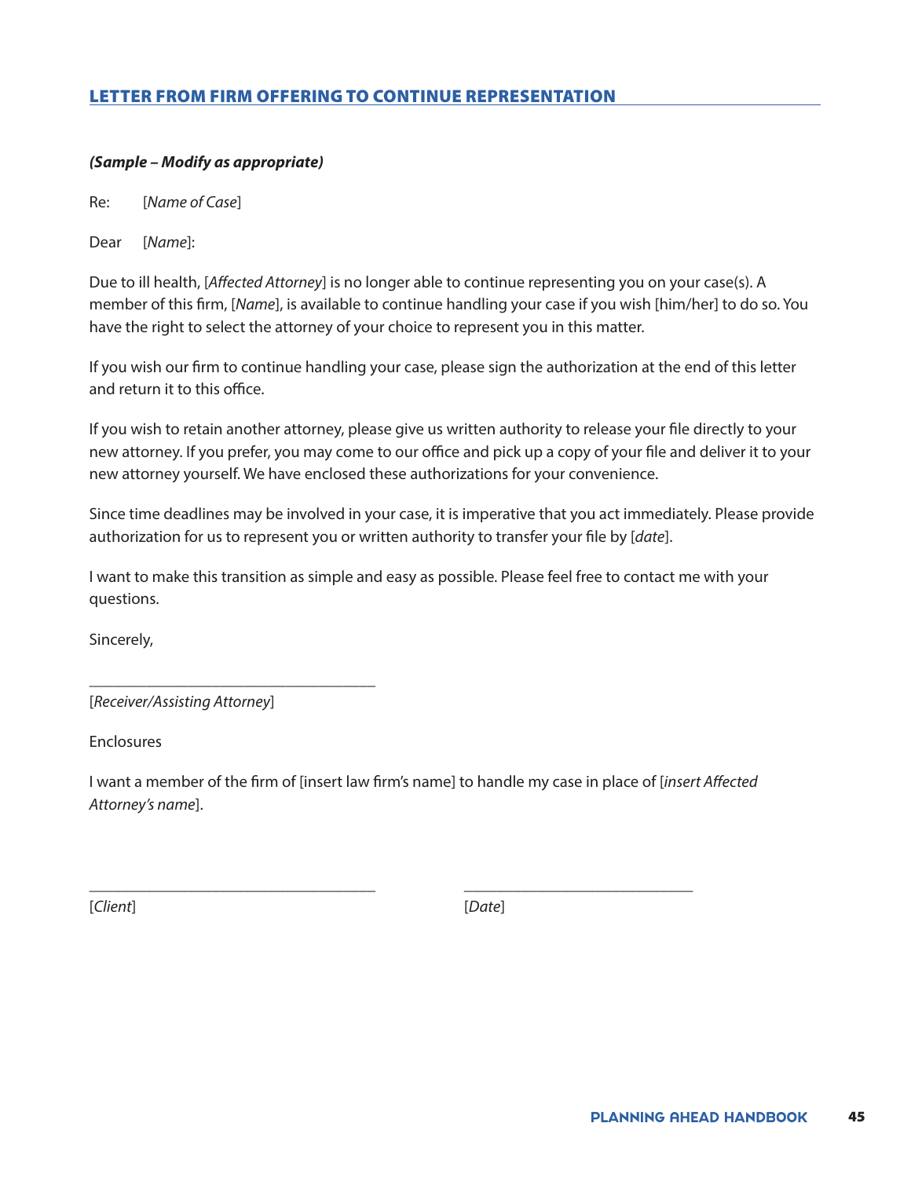## LETTER FROM FIRM OFFERING TO CONTINUE REPRESENTATION

***(Sample – Modify as appropriate)***

Re: [*Name of Case*]

Dear [*Name*]:

Due to ill health, [*Affected Attorney*] is no longer able to continue representing you on your case(s). A member of this firm, [*Name*], is available to continue handling your case if you wish [him/her] to do so. You have the right to select the attorney of your choice to represent you in this matter.

If you wish our firm to continue handling your case, please sign the authorization at the end of this letter and return it to this office.

If you wish to retain another attorney, please give us written authority to release your file directly to your new attorney. If you prefer, you may come to our office and pick up a copy of your file and deliver it to your new attorney yourself. We have enclosed these authorizations for your convenience.

Since time deadlines may be involved in your case, it is imperative that you act immediately. Please provide authorization for us to represent you or written authority to transfer your file by [*date*].

I want to make this transition as simple and easy as possible. Please feel free to contact me with your questions.

Sincerely,

\_\_\_\_\_\_\_\_\_\_\_\_\_\_\_\_\_\_\_\_\_\_\_\_\_\_\_\_\_\_\_\_\_\_\_\_

[*Receiver/Assisting Attorney*]

Enclosures

I want a member of the firm of [insert law firm's name] to handle my case in place of [*insert Affected Attorney's name*].

\_\_\_\_\_\_\_\_\_\_\_\_\_\_\_\_\_\_\_\_\_\_\_\_\_\_\_\_\_\_\_\_\_\_\_\_ \_\_\_\_\_\_\_\_\_\_\_\_\_\_\_\_\_\_\_\_\_\_\_\_\_\_\_\_\_\_

[*Client*] [*Date*]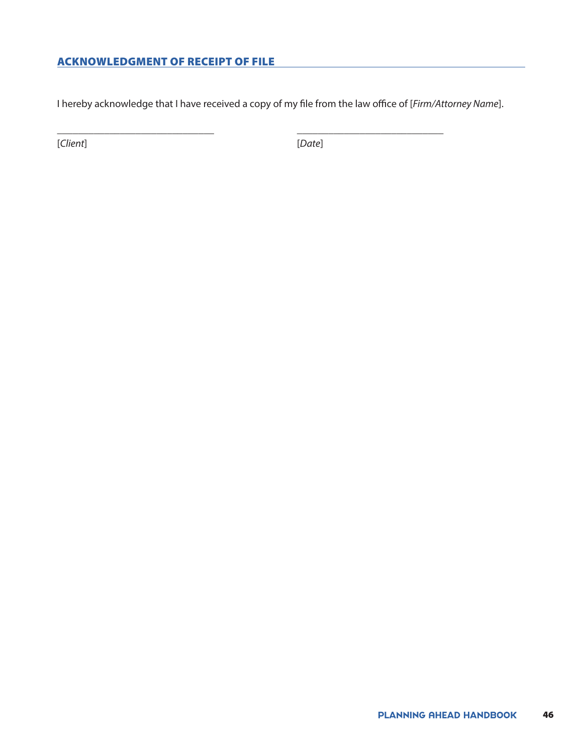## ACKNOWLEDGMENT OF RECEIPT OF FILE

I hereby acknowledge that I have received a copy of my file from the law office of [*Firm/Attorney Name*].

_______________________________ _____________________________

[*Client*] [*Date*]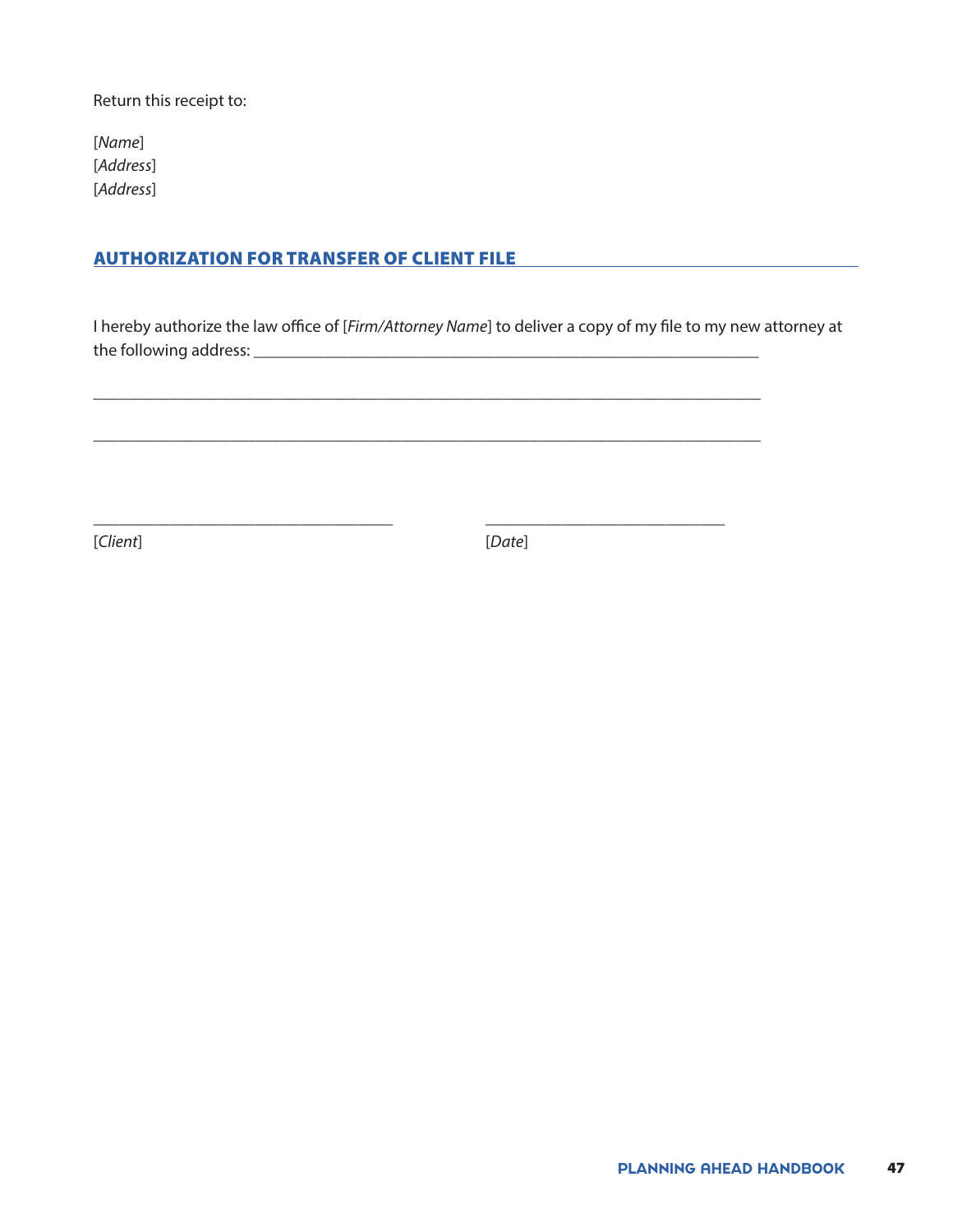Return this receipt to:

[*Name*]
[*Address*]
[*Address*]

## AUTHORIZATION FOR TRANSFER OF CLIENT FILE

I hereby authorize the law office of [*Firm/Attorney Name*] to deliver a copy of my file to my new attorney at the following address: ______________________________________________________________

_________________________________________________________________________________

_________________________________________________________________________________

_____________________________________ _____________________________

[*Client*] [*Date*]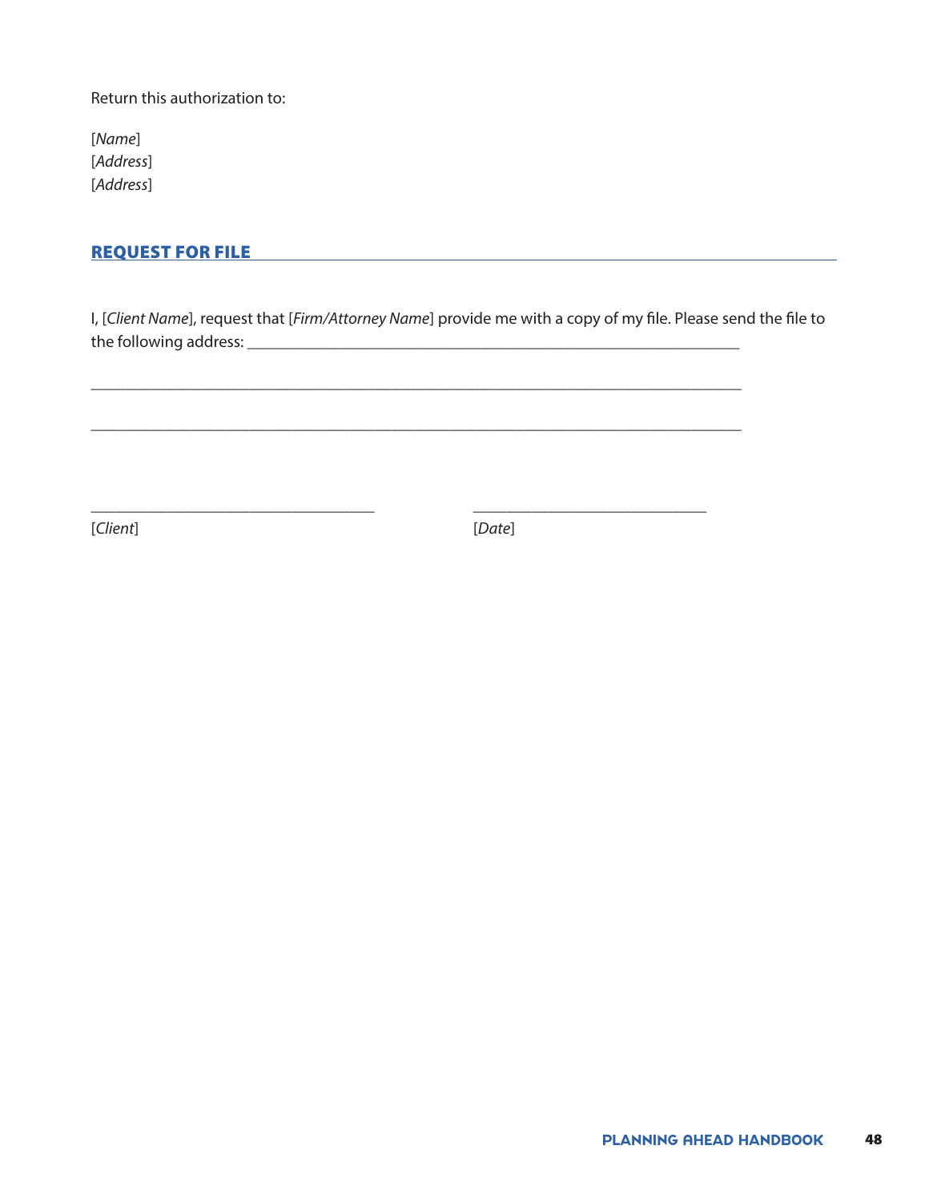Return this authorization to:

[*Name*]
[*Address*]
[*Address*]

## REQUEST FOR FILE

I, [*Client Name*], request that [*Firm/Attorney Name*] provide me with a copy of my file. Please send the file to the following address: ___________________________________________________________

___________________________________________________________________________

___________________________________________________________________________

_________________________________ _____________________________

[*Client*] [*Date*]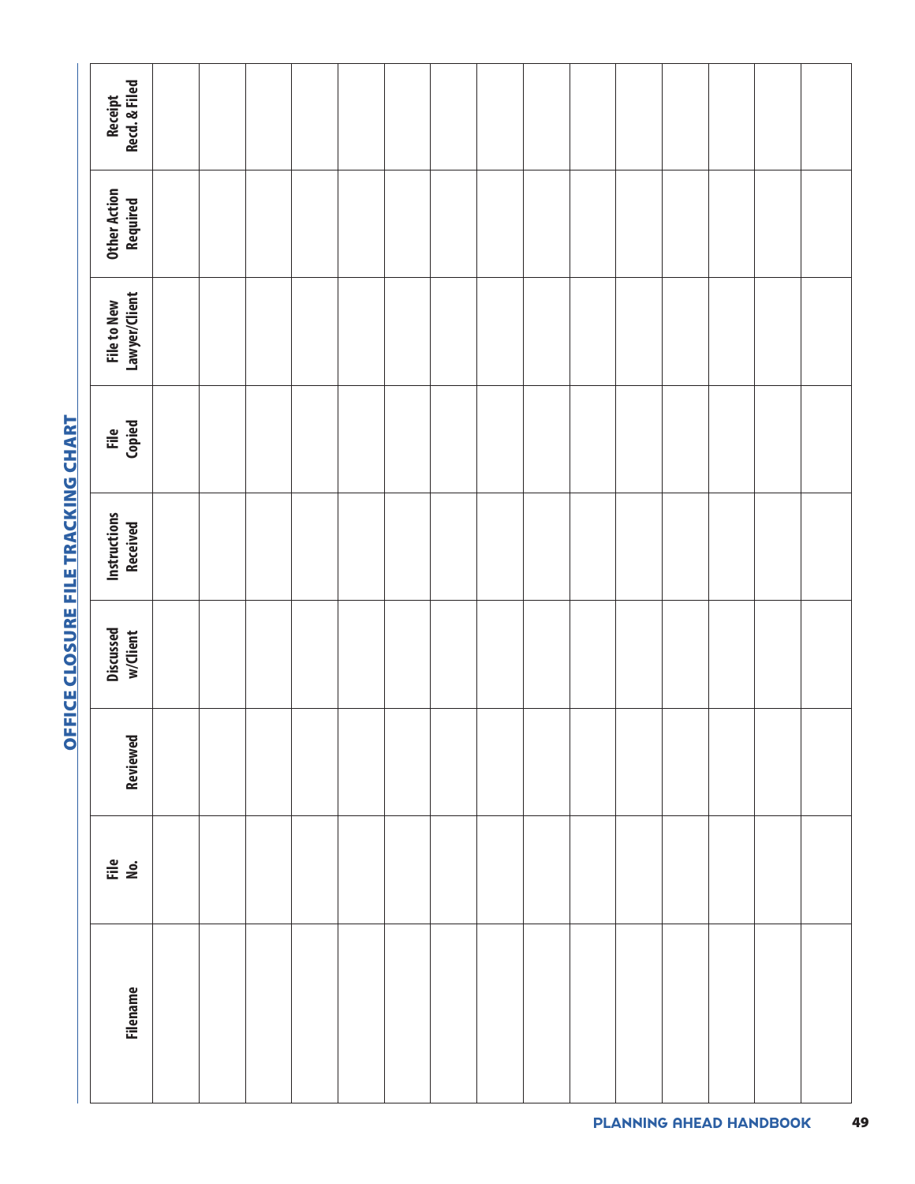# OFFICE CLOSURE FILE TRACKING CHART

| Filename | File No. | Reviewed | Discussed w/Client | Instructions Received | File Copied | File to New Lawyer/Client | Other Action Required | Receipt Recd. & Filed |
|---|---|---|---|---|---|---|---|---|
| | | | | | | | | |
| | | | | | | | | |
| | | | | | | | | |
| | | | | | | | | |
| | | | | | | | | |
| | | | | | | | | |
| | | | | | | | | |
| | | | | | | | | |
| | | | | | | | | |
| | | | | | | | | |
| | | | | | | | | |
| | | | | | | | | |
| | | | | | | | | |
| | | | | | | | | |
| | | | | | | | | |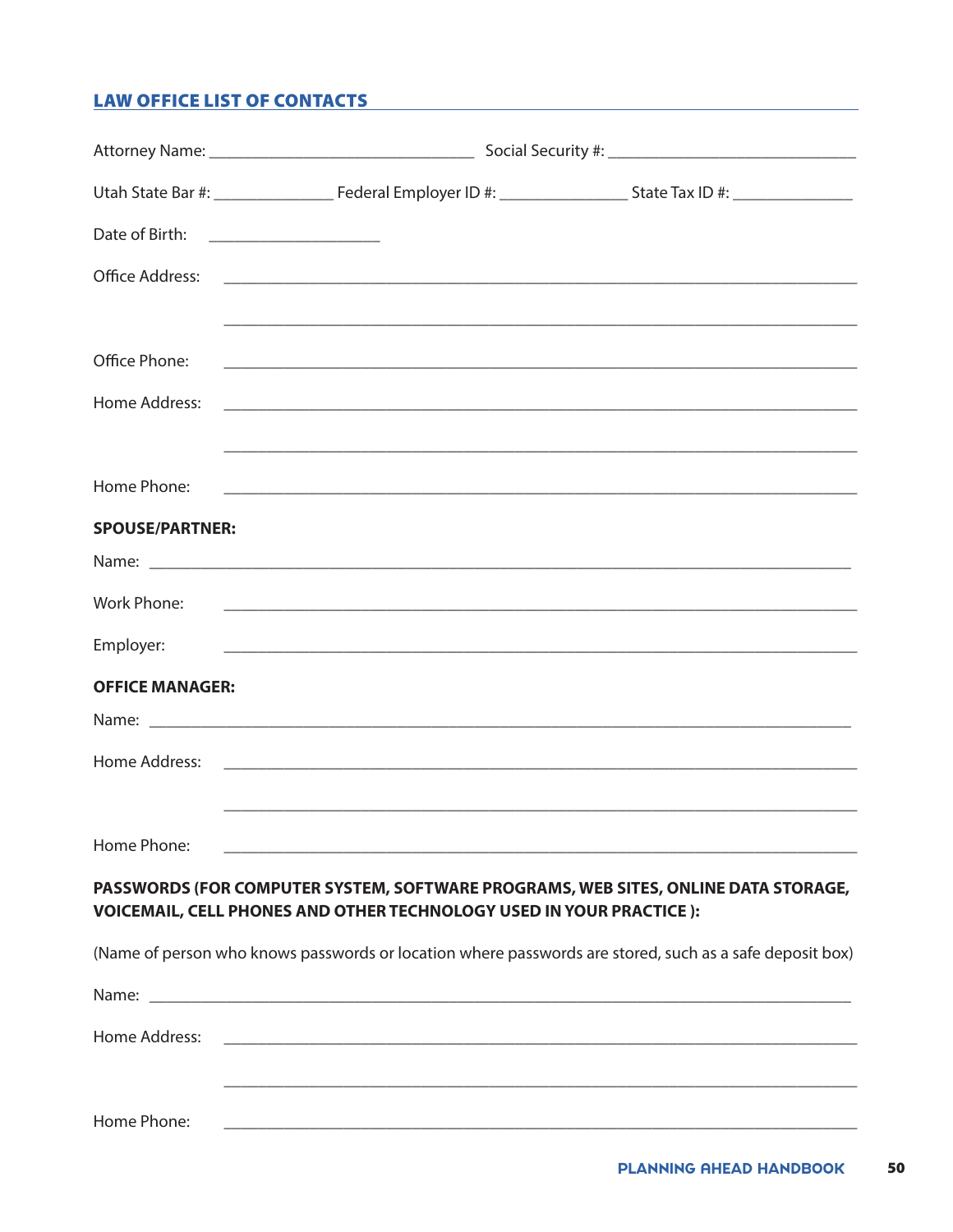## LAW OFFICE LIST OF CONTACTS

Attorney Name: ______________________________ Social Security #: ____________________________

Utah State Bar #: _____________ Federal Employer ID #: _______________ State Tax ID #: _____________

Date of Birth: ____________________

Office Address: ________________________________________________________________________

________________________________________________________________________

Office Phone: ________________________________________________________________________

Home Address: ________________________________________________________________________

________________________________________________________________________

Home Phone: ________________________________________________________________________

**SPOUSE/PARTNER:**

Name: ________________________________________________________________________________

Work Phone: ________________________________________________________________________

Employer: ________________________________________________________________________

**OFFICE MANAGER:**

Name: ________________________________________________________________________________

Home Address: ________________________________________________________________________

________________________________________________________________________

Home Phone: ________________________________________________________________________

**PASSWORDS (FOR COMPUTER SYSTEM, SOFTWARE PROGRAMS, WEB SITES, ONLINE DATA STORAGE, VOICEMAIL, CELL PHONES AND OTHER TECHNOLOGY USED IN YOUR PRACTICE ):**

(Name of person who knows passwords or location where passwords are stored, such as a safe deposit box)

Name: ________________________________________________________________________________

Home Address: ________________________________________________________________________

________________________________________________________________________

Home Phone: ________________________________________________________________________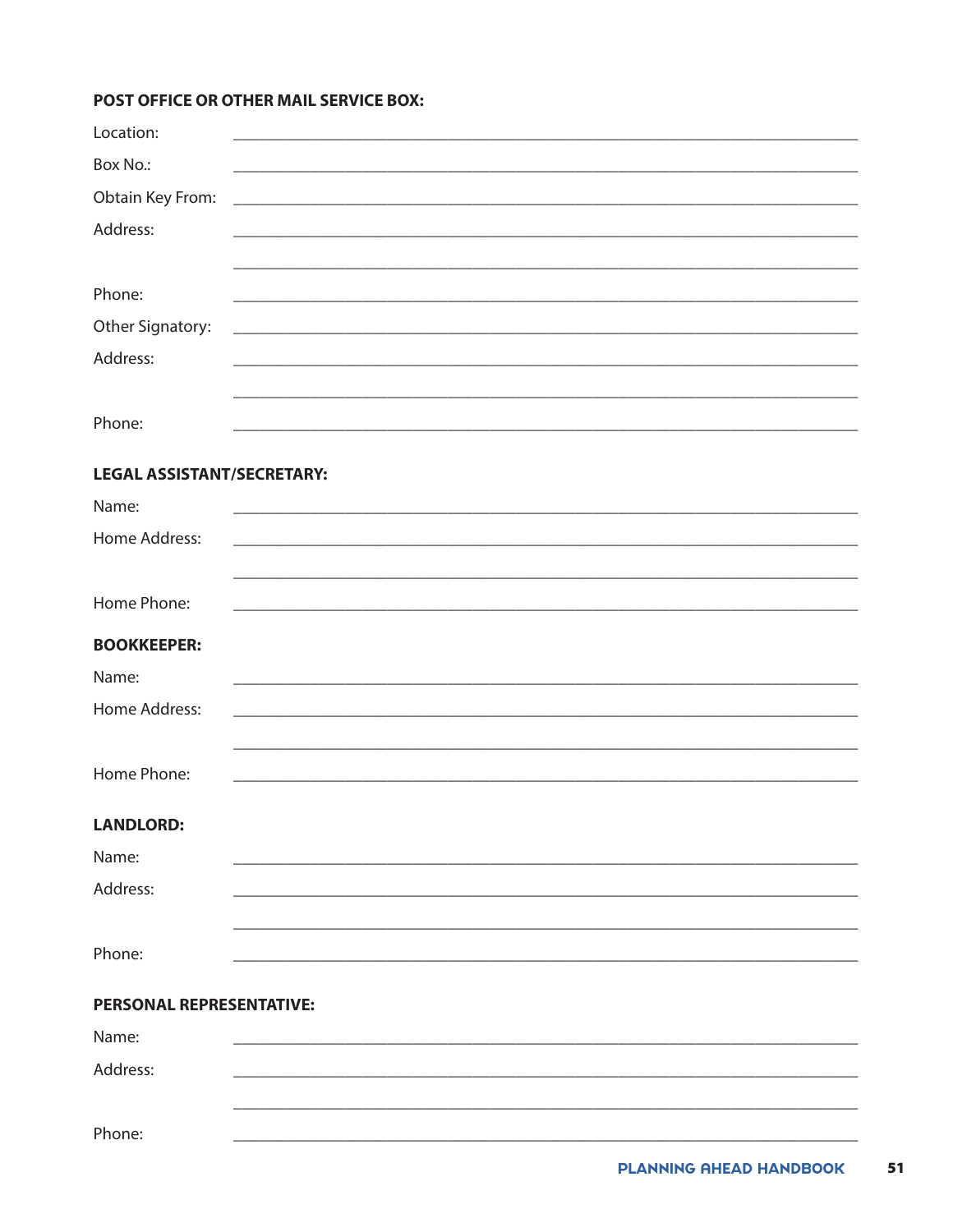**POST OFFICE OR OTHER MAIL SERVICE BOX:**

Location: ____________________________________________

Box No.: ____________________________________________

Obtain Key From: ____________________________________________

Address: ____________________________________________

____________________________________________

Phone: ____________________________________________

Other Signatory: ____________________________________________

Address: ____________________________________________

____________________________________________

Phone: ____________________________________________

**LEGAL ASSISTANT/SECRETARY:**

Name: ____________________________________________

Home Address: ____________________________________________

____________________________________________

Home Phone: ____________________________________________

**BOOKKEEPER:**

Name: ____________________________________________

Home Address: ____________________________________________

____________________________________________

Home Phone: ____________________________________________

**LANDLORD:**

Name: ____________________________________________

Address: ____________________________________________

____________________________________________

Phone: ____________________________________________

**PERSONAL REPRESENTATIVE:**

Name: ____________________________________________

Address: ____________________________________________

____________________________________________

Phone: ____________________________________________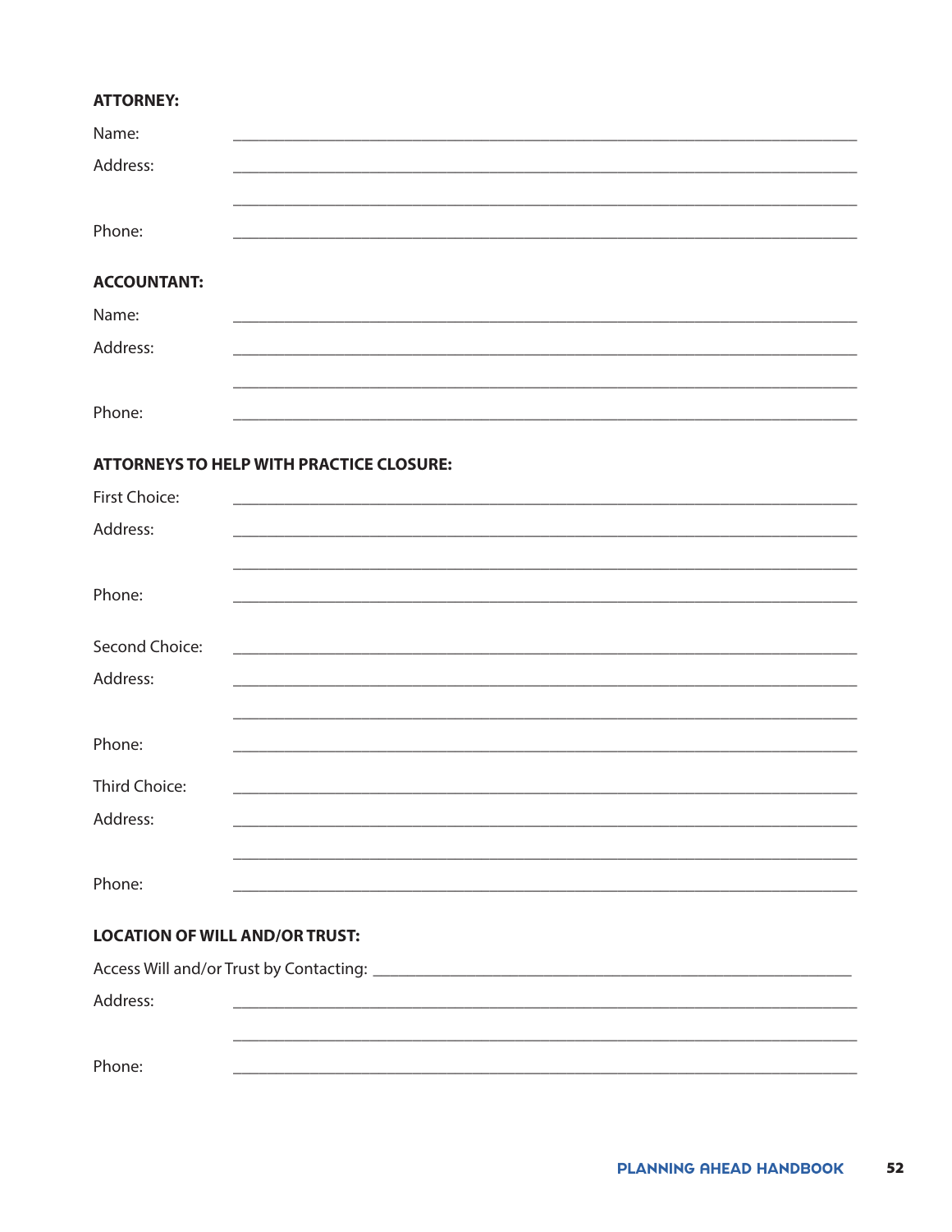**ATTORNEY:**

Name: ____________________________________________

Address: ____________________________________________

____________________________________________

Phone: ____________________________________________

**ACCOUNTANT:**

Name: ____________________________________________

Address: ____________________________________________

____________________________________________

Phone: ____________________________________________

**ATTORNEYS TO HELP WITH PRACTICE CLOSURE:**

First Choice: ____________________________________________

Address: ____________________________________________

____________________________________________

Phone: ____________________________________________

Second Choice: ____________________________________________

Address: ____________________________________________

____________________________________________

Phone: ____________________________________________

Third Choice: ____________________________________________

Address: ____________________________________________

____________________________________________

Phone: ____________________________________________

**LOCATION OF WILL AND/OR TRUST:**

Access Will and/or Trust by Contacting: ____________________________________________

Address: ____________________________________________

____________________________________________

Phone: ____________________________________________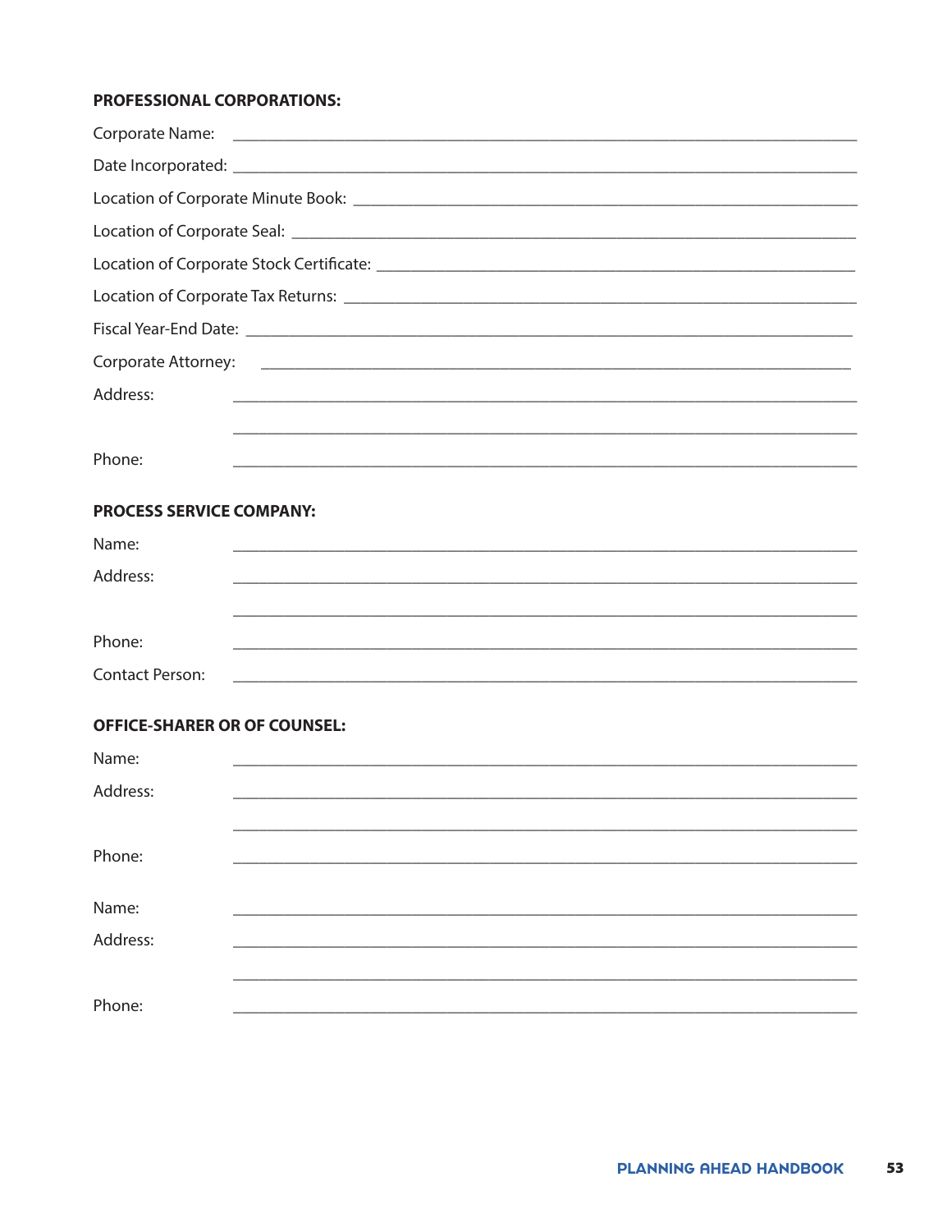**PROFESSIONAL CORPORATIONS:**

Corporate Name: ____________________________________________

Date Incorporated: ____________________________________________

Location of Corporate Minute Book: ____________________________________________

Location of Corporate Seal: ____________________________________________

Location of Corporate Stock Certificate: ____________________________________________

Location of Corporate Tax Returns: ____________________________________________

Fiscal Year-End Date: ____________________________________________

Corporate Attorney: ____________________________________________

Address: ____________________________________________

____________________________________________

Phone: ____________________________________________

**PROCESS SERVICE COMPANY:**

Name: ____________________________________________

Address: ____________________________________________

____________________________________________

Phone: ____________________________________________

Contact Person: ____________________________________________

**OFFICE-SHARER OR OF COUNSEL:**

Name: ____________________________________________

Address: ____________________________________________

____________________________________________

Phone: ____________________________________________

Name: ____________________________________________

Address: ____________________________________________

____________________________________________

Phone: ____________________________________________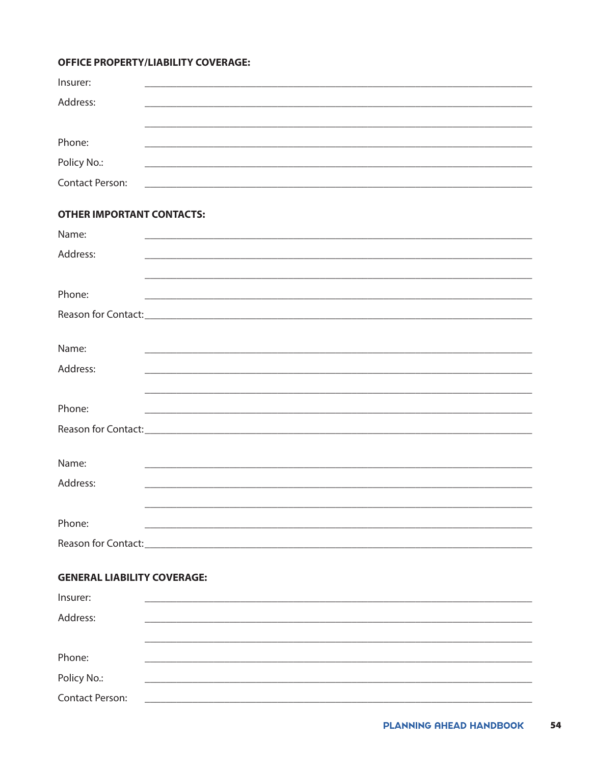**OFFICE PROPERTY/LIABILITY COVERAGE:**

Insurer: \_\_\_\_\_\_\_\_\_\_\_\_\_\_\_\_\_\_\_\_\_\_\_\_\_\_\_\_\_\_\_\_\_\_\_\_\_\_\_\_\_\_\_\_\_\_\_\_\_\_\_\_

Address: \_\_\_\_\_\_\_\_\_\_\_\_\_\_\_\_\_\_\_\_\_\_\_\_\_\_\_\_\_\_\_\_\_\_\_\_\_\_\_\_\_\_\_\_\_\_\_\_\_\_\_\_

\_\_\_\_\_\_\_\_\_\_\_\_\_\_\_\_\_\_\_\_\_\_\_\_\_\_\_\_\_\_\_\_\_\_\_\_\_\_\_\_\_\_\_\_\_\_\_\_\_\_\_\_

Phone: \_\_\_\_\_\_\_\_\_\_\_\_\_\_\_\_\_\_\_\_\_\_\_\_\_\_\_\_\_\_\_\_\_\_\_\_\_\_\_\_\_\_\_\_\_\_\_\_\_\_\_\_

Policy No.: \_\_\_\_\_\_\_\_\_\_\_\_\_\_\_\_\_\_\_\_\_\_\_\_\_\_\_\_\_\_\_\_\_\_\_\_\_\_\_\_\_\_\_\_\_\_\_\_\_\_\_\_

Contact Person: \_\_\_\_\_\_\_\_\_\_\_\_\_\_\_\_\_\_\_\_\_\_\_\_\_\_\_\_\_\_\_\_\_\_\_\_\_\_\_\_\_\_\_\_\_\_\_\_\_\_\_\_

**OTHER IMPORTANT CONTACTS:**

Name: \_\_\_\_\_\_\_\_\_\_\_\_\_\_\_\_\_\_\_\_\_\_\_\_\_\_\_\_\_\_\_\_\_\_\_\_\_\_\_\_\_\_\_\_\_\_\_\_\_\_\_\_

Address: \_\_\_\_\_\_\_\_\_\_\_\_\_\_\_\_\_\_\_\_\_\_\_\_\_\_\_\_\_\_\_\_\_\_\_\_\_\_\_\_\_\_\_\_\_\_\_\_\_\_\_\_

\_\_\_\_\_\_\_\_\_\_\_\_\_\_\_\_\_\_\_\_\_\_\_\_\_\_\_\_\_\_\_\_\_\_\_\_\_\_\_\_\_\_\_\_\_\_\_\_\_\_\_\_

Phone: \_\_\_\_\_\_\_\_\_\_\_\_\_\_\_\_\_\_\_\_\_\_\_\_\_\_\_\_\_\_\_\_\_\_\_\_\_\_\_\_\_\_\_\_\_\_\_\_\_\_\_\_

Reason for Contact: \_\_\_\_\_\_\_\_\_\_\_\_\_\_\_\_\_\_\_\_\_\_\_\_\_\_\_\_\_\_\_\_\_\_\_\_\_\_\_\_\_\_\_\_\_\_\_\_\_\_\_\_

Name: \_\_\_\_\_\_\_\_\_\_\_\_\_\_\_\_\_\_\_\_\_\_\_\_\_\_\_\_\_\_\_\_\_\_\_\_\_\_\_\_\_\_\_\_\_\_\_\_\_\_\_\_

Address: \_\_\_\_\_\_\_\_\_\_\_\_\_\_\_\_\_\_\_\_\_\_\_\_\_\_\_\_\_\_\_\_\_\_\_\_\_\_\_\_\_\_\_\_\_\_\_\_\_\_\_\_

\_\_\_\_\_\_\_\_\_\_\_\_\_\_\_\_\_\_\_\_\_\_\_\_\_\_\_\_\_\_\_\_\_\_\_\_\_\_\_\_\_\_\_\_\_\_\_\_\_\_\_\_

Phone: \_\_\_\_\_\_\_\_\_\_\_\_\_\_\_\_\_\_\_\_\_\_\_\_\_\_\_\_\_\_\_\_\_\_\_\_\_\_\_\_\_\_\_\_\_\_\_\_\_\_\_\_

Reason for Contact: \_\_\_\_\_\_\_\_\_\_\_\_\_\_\_\_\_\_\_\_\_\_\_\_\_\_\_\_\_\_\_\_\_\_\_\_\_\_\_\_\_\_\_\_\_\_\_\_\_\_\_\_

Name: \_\_\_\_\_\_\_\_\_\_\_\_\_\_\_\_\_\_\_\_\_\_\_\_\_\_\_\_\_\_\_\_\_\_\_\_\_\_\_\_\_\_\_\_\_\_\_\_\_\_\_\_

Address: \_\_\_\_\_\_\_\_\_\_\_\_\_\_\_\_\_\_\_\_\_\_\_\_\_\_\_\_\_\_\_\_\_\_\_\_\_\_\_\_\_\_\_\_\_\_\_\_\_\_\_\_

\_\_\_\_\_\_\_\_\_\_\_\_\_\_\_\_\_\_\_\_\_\_\_\_\_\_\_\_\_\_\_\_\_\_\_\_\_\_\_\_\_\_\_\_\_\_\_\_\_\_\_\_

Phone: \_\_\_\_\_\_\_\_\_\_\_\_\_\_\_\_\_\_\_\_\_\_\_\_\_\_\_\_\_\_\_\_\_\_\_\_\_\_\_\_\_\_\_\_\_\_\_\_\_\_\_\_

Reason for Contact: \_\_\_\_\_\_\_\_\_\_\_\_\_\_\_\_\_\_\_\_\_\_\_\_\_\_\_\_\_\_\_\_\_\_\_\_\_\_\_\_\_\_\_\_\_\_\_\_\_\_\_\_

**GENERAL LIABILITY COVERAGE:**

Insurer: \_\_\_\_\_\_\_\_\_\_\_\_\_\_\_\_\_\_\_\_\_\_\_\_\_\_\_\_\_\_\_\_\_\_\_\_\_\_\_\_\_\_\_\_\_\_\_\_\_\_\_\_

Address: \_\_\_\_\_\_\_\_\_\_\_\_\_\_\_\_\_\_\_\_\_\_\_\_\_\_\_\_\_\_\_\_\_\_\_\_\_\_\_\_\_\_\_\_\_\_\_\_\_\_\_\_

\_\_\_\_\_\_\_\_\_\_\_\_\_\_\_\_\_\_\_\_\_\_\_\_\_\_\_\_\_\_\_\_\_\_\_\_\_\_\_\_\_\_\_\_\_\_\_\_\_\_\_\_

Phone: \_\_\_\_\_\_\_\_\_\_\_\_\_\_\_\_\_\_\_\_\_\_\_\_\_\_\_\_\_\_\_\_\_\_\_\_\_\_\_\_\_\_\_\_\_\_\_\_\_\_\_\_

Policy No.: \_\_\_\_\_\_\_\_\_\_\_\_\_\_\_\_\_\_\_\_\_\_\_\_\_\_\_\_\_\_\_\_\_\_\_\_\_\_\_\_\_\_\_\_\_\_\_\_\_\_\_\_

Contact Person: \_\_\_\_\_\_\_\_\_\_\_\_\_\_\_\_\_\_\_\_\_\_\_\_\_\_\_\_\_\_\_\_\_\_\_\_\_\_\_\_\_\_\_\_\_\_\_\_\_\_\_\_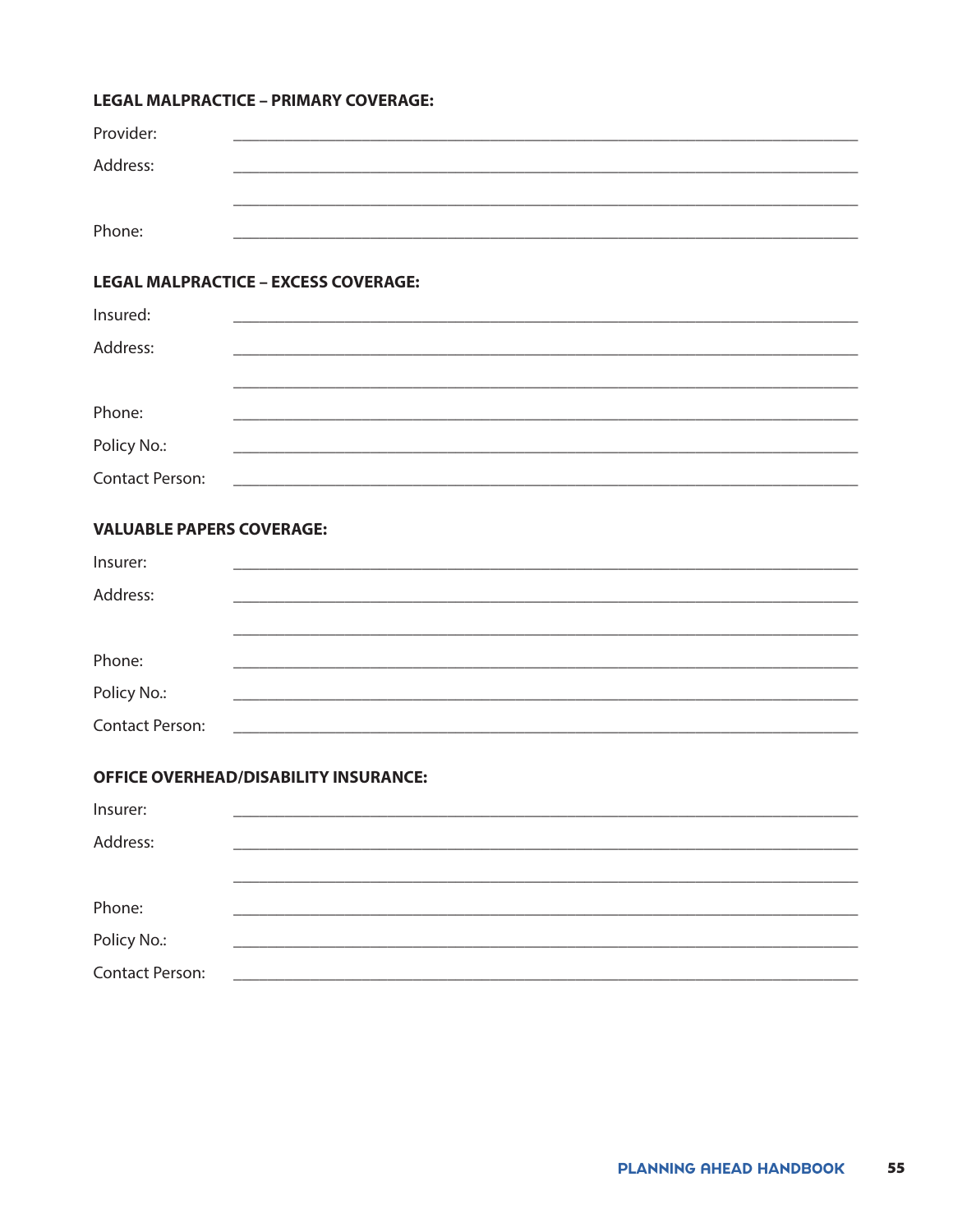**LEGAL MALPRACTICE – PRIMARY COVERAGE:**

Provider: ______________________________________________

Address: ______________________________________________

______________________________________________

Phone: ______________________________________________

**LEGAL MALPRACTICE – EXCESS COVERAGE:**

Insured: ______________________________________________

Address: ______________________________________________

______________________________________________

Phone: ______________________________________________

Policy No.: ______________________________________________

Contact Person: ______________________________________________

**VALUABLE PAPERS COVERAGE:**

Insurer: ______________________________________________

Address: ______________________________________________

______________________________________________

Phone: ______________________________________________

Policy No.: ______________________________________________

Contact Person: ______________________________________________

**OFFICE OVERHEAD/DISABILITY INSURANCE:**

Insurer: ______________________________________________

Address: ______________________________________________

______________________________________________

Phone: ______________________________________________

Policy No.: ______________________________________________

Contact Person: ______________________________________________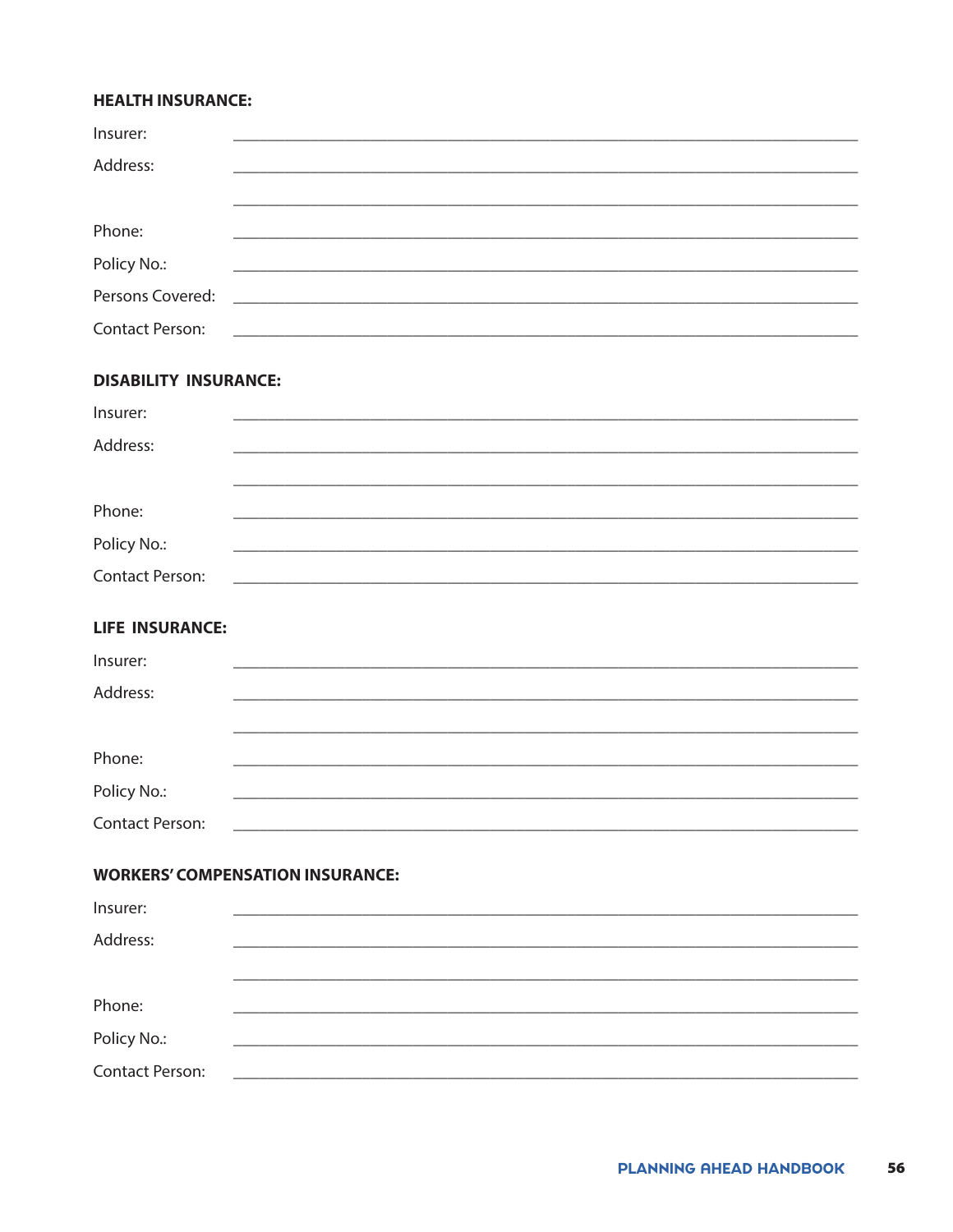**HEALTH INSURANCE:**

Insurer: ______________________________________________

Address: ______________________________________________

______________________________________________

Phone: ______________________________________________

Policy No.: ______________________________________________

Persons Covered: ______________________________________________

Contact Person: ______________________________________________

**DISABILITY INSURANCE:**

Insurer: ______________________________________________

Address: ______________________________________________

______________________________________________

Phone: ______________________________________________

Policy No.: ______________________________________________

Contact Person: ______________________________________________

**LIFE INSURANCE:**

Insurer: ______________________________________________

Address: ______________________________________________

______________________________________________

Phone: ______________________________________________

Policy No.: ______________________________________________

Contact Person: ______________________________________________

**WORKERS' COMPENSATION INSURANCE:**

Insurer: ______________________________________________

Address: ______________________________________________

______________________________________________

Phone: ______________________________________________

Policy No.: ______________________________________________

Contact Person: ______________________________________________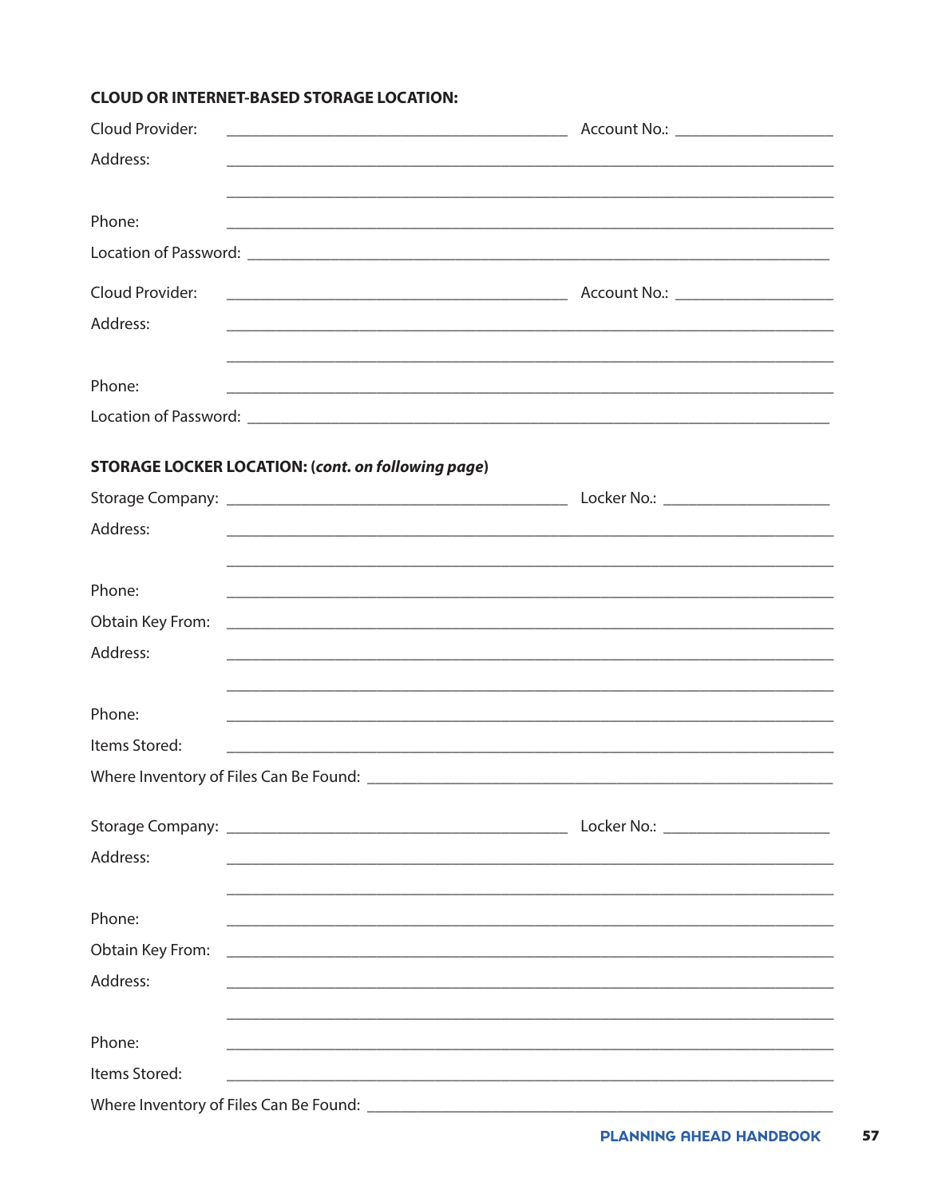**CLOUD OR INTERNET-BASED STORAGE LOCATION:**

Cloud Provider: ________________________________________ Account No.: ____________________

Address: ______________________________________________________________________________

______________________________________________________________________________

Phone: ______________________________________________________________________________

Location of Password: ______________________________________________________________________________

Cloud Provider: ________________________________________ Account No.: ____________________

Address: ______________________________________________________________________________

______________________________________________________________________________

Phone: ______________________________________________________________________________

Location of Password: ______________________________________________________________________________

**STORAGE LOCKER LOCATION: (*cont. on following page*)**

Storage Company: ________________________________________ Locker No.: ____________________

Address: ______________________________________________________________________________

______________________________________________________________________________

Phone: ______________________________________________________________________________

Obtain Key From: ______________________________________________________________________________

Address: ______________________________________________________________________________

______________________________________________________________________________

Phone: ______________________________________________________________________________

Items Stored: ______________________________________________________________________________

Where Inventory of Files Can Be Found: ______________________________________________________________

Storage Company: ________________________________________ Locker No.: ____________________

Address: ______________________________________________________________________________

______________________________________________________________________________

Phone: ______________________________________________________________________________

Obtain Key From: ______________________________________________________________________________

Address: ______________________________________________________________________________

______________________________________________________________________________

Phone: ______________________________________________________________________________

Items Stored: ______________________________________________________________________________

Where Inventory of Files Can Be Found: ______________________________________________________________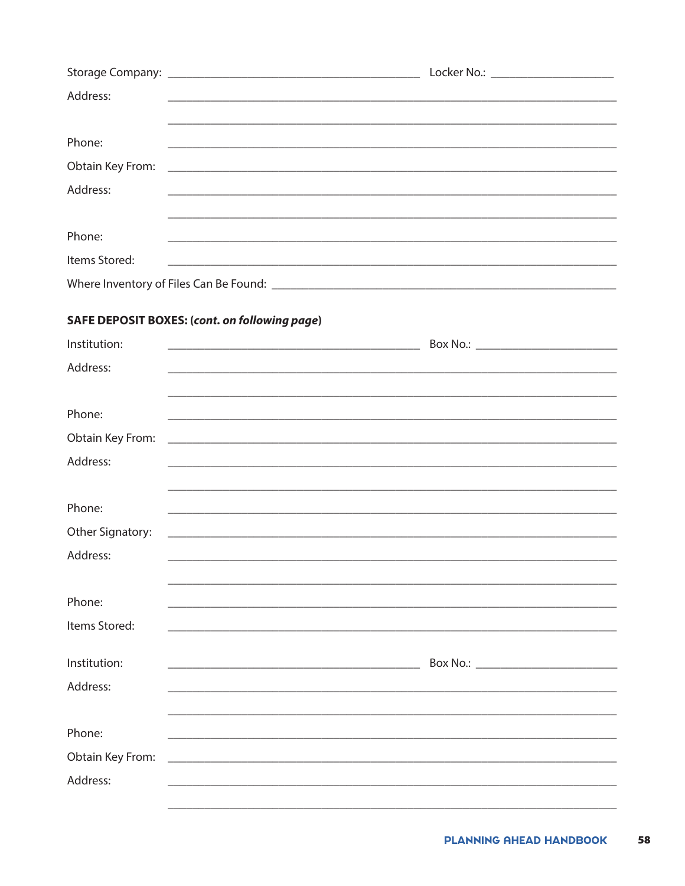Storage Company: ________________________________________ Locker No.: ____________________

Address: ______________________________________________________________________

______________________________________________________________________

Phone: ______________________________________________________________________

Obtain Key From: ______________________________________________________________________

Address: ______________________________________________________________________

______________________________________________________________________

Phone: ______________________________________________________________________

Items Stored: ______________________________________________________________________

Where Inventory of Files Can Be Found: ________________________________________________________

**SAFE DEPOSIT BOXES: (*cont. on following page*)**

Institution: ________________________________________ Box No.: ______________________

Address: ______________________________________________________________________

______________________________________________________________________

Phone: ______________________________________________________________________

Obtain Key From: ______________________________________________________________________

Address: ______________________________________________________________________

______________________________________________________________________

Phone: ______________________________________________________________________

Other Signatory: ______________________________________________________________________

Address: ______________________________________________________________________

______________________________________________________________________

Phone: ______________________________________________________________________

Items Stored: ______________________________________________________________________

Institution: ________________________________________ Box No.: ______________________

Address: ______________________________________________________________________

______________________________________________________________________

Phone: ______________________________________________________________________

Obtain Key From: ______________________________________________________________________

Address: ______________________________________________________________________

______________________________________________________________________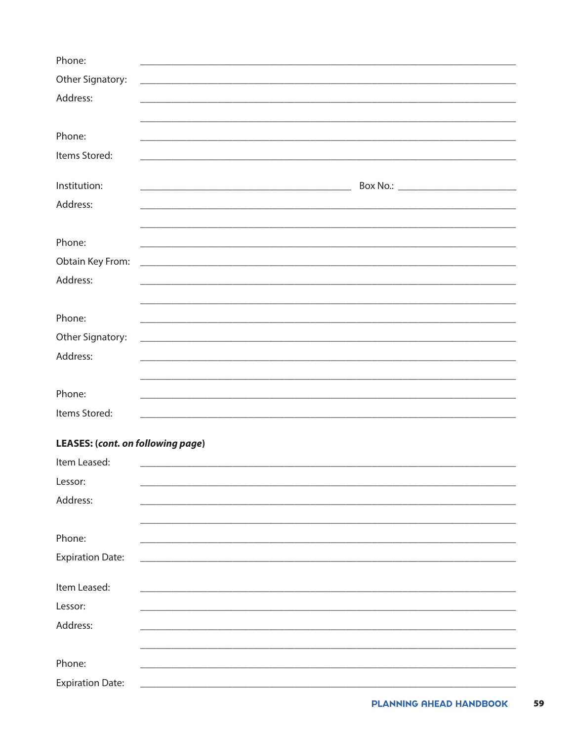Phone: ______________________________________________

Other Signatory: ______________________________________________

Address: ______________________________________________

______________________________________________

Phone: ______________________________________________

Items Stored: ______________________________________________

Institution: ____________________________ Box No.: ________________

Address: ______________________________________________

______________________________________________

Phone: ______________________________________________

Obtain Key From: ______________________________________________

Address: ______________________________________________

______________________________________________

Phone: ______________________________________________

Other Signatory: ______________________________________________

Address: ______________________________________________

______________________________________________

Phone: ______________________________________________

Items Stored: ______________________________________________

**LEASES: (*cont. on following page*)**

Item Leased: ______________________________________________

Lessor: ______________________________________________

Address: ______________________________________________

______________________________________________

Phone: ______________________________________________

Expiration Date: ______________________________________________

Item Leased: ______________________________________________

Lessor: ______________________________________________

Address: ______________________________________________

______________________________________________

Phone: ______________________________________________

Expiration Date: ______________________________________________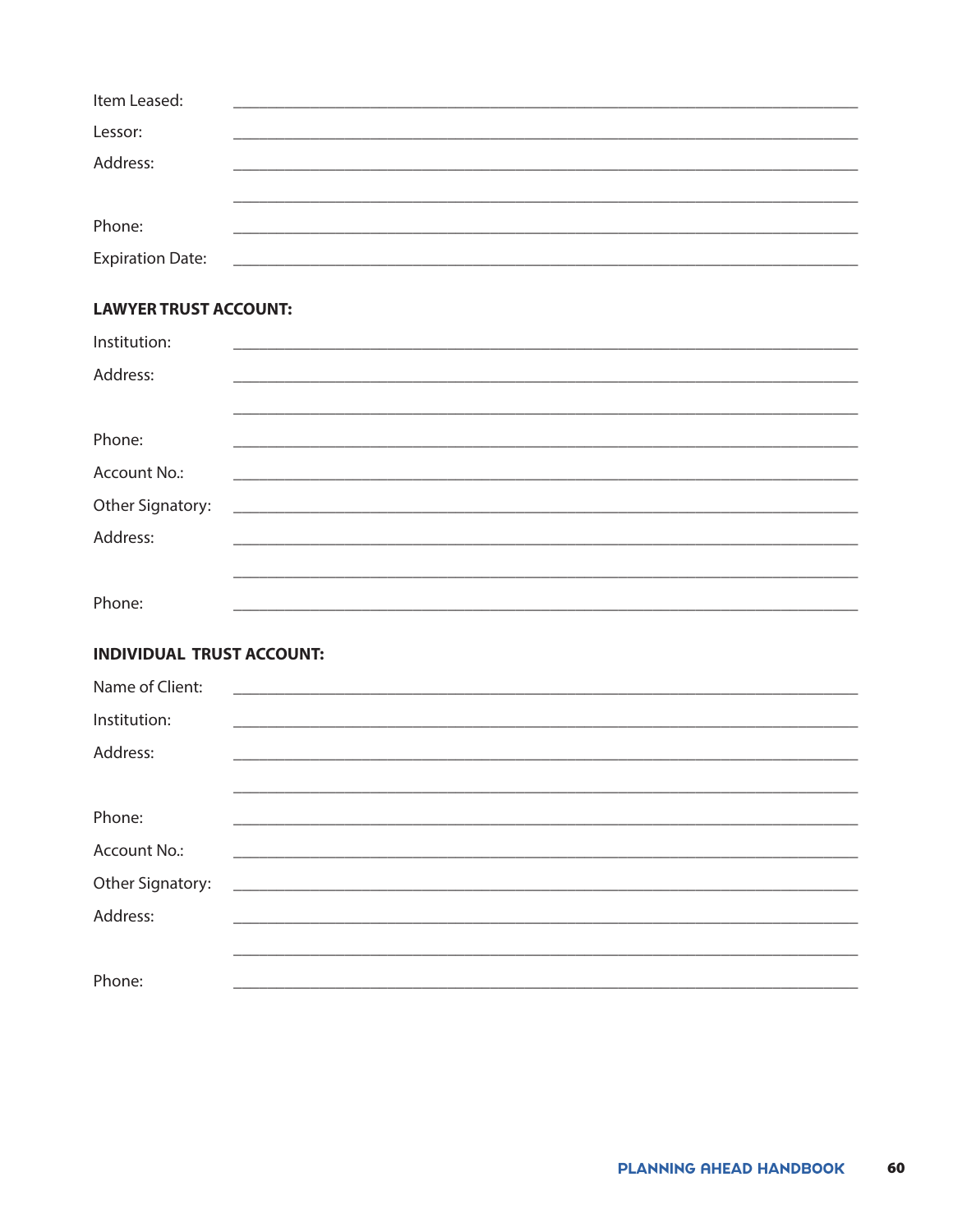Item Leased: ______________________________________________

Lessor: ______________________________________________

Address: ______________________________________________

______________________________________________

Phone: ______________________________________________

Expiration Date: ______________________________________________

**LAWYER TRUST ACCOUNT:**

Institution: ______________________________________________

Address: ______________________________________________

______________________________________________

Phone: ______________________________________________

Account No.: ______________________________________________

Other Signatory: ______________________________________________

Address: ______________________________________________

______________________________________________

Phone: ______________________________________________

**INDIVIDUAL TRUST ACCOUNT:**

Name of Client: ______________________________________________

Institution: ______________________________________________

Address: ______________________________________________

______________________________________________

Phone: ______________________________________________

Account No.: ______________________________________________

Other Signatory: ______________________________________________

Address: ______________________________________________

______________________________________________

Phone: ______________________________________________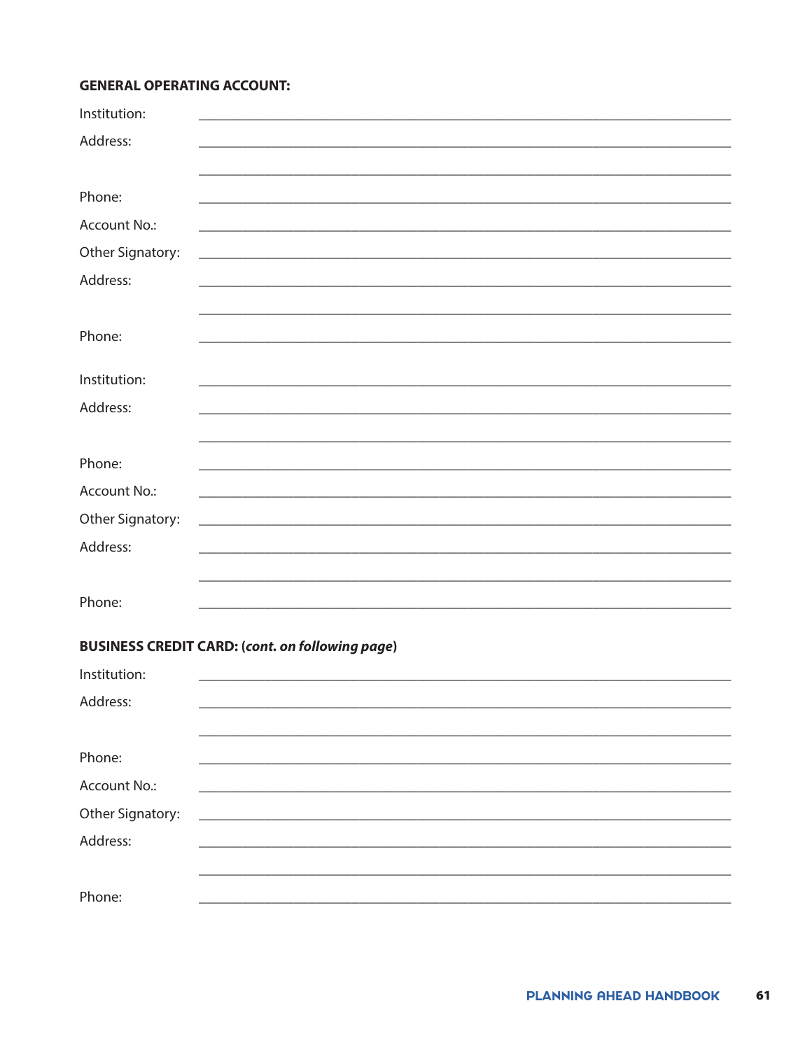**GENERAL OPERATING ACCOUNT:**

Institution: ____________________________________________

Address: ____________________________________________

____________________________________________

Phone: ____________________________________________

Account No.: ____________________________________________

Other Signatory: ____________________________________________

Address: ____________________________________________

____________________________________________

Phone: ____________________________________________

Institution: ____________________________________________

Address: ____________________________________________

____________________________________________

Phone: ____________________________________________

Account No.: ____________________________________________

Other Signatory: ____________________________________________

Address: ____________________________________________

____________________________________________

Phone: ____________________________________________

**BUSINESS CREDIT CARD: (*cont. on following page*)**

Institution: ____________________________________________

Address: ____________________________________________

____________________________________________

Phone: ____________________________________________

Account No.: ____________________________________________

Other Signatory: ____________________________________________

Address: ____________________________________________

____________________________________________

Phone: ____________________________________________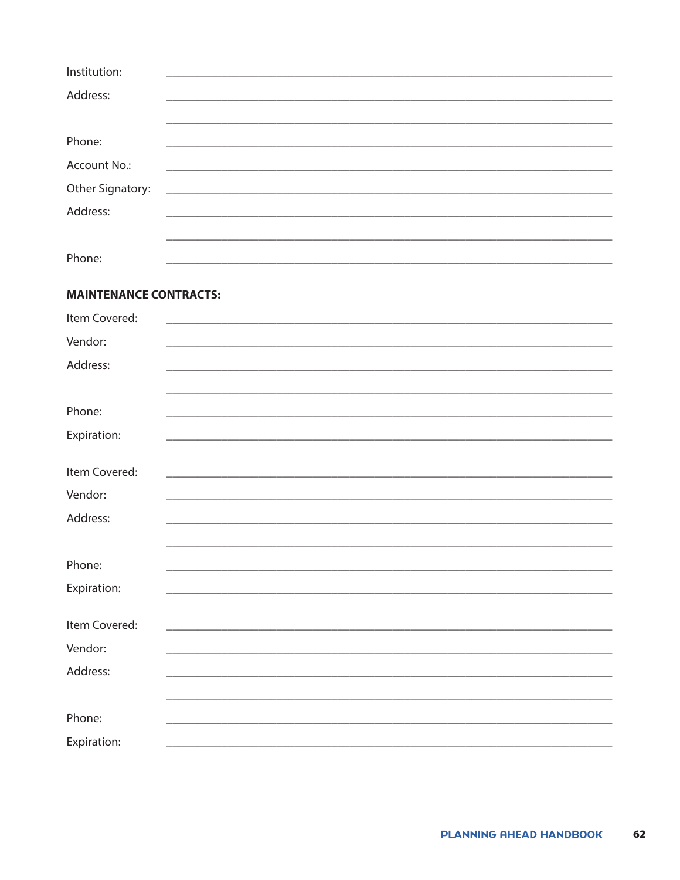Institution: ________________________________________________________________

Address: ________________________________________________________________

________________________________________________________________

Phone: ________________________________________________________________

Account No.: ________________________________________________________________

Other Signatory: ________________________________________________________________

Address: ________________________________________________________________

________________________________________________________________

Phone: ________________________________________________________________

**MAINTENANCE CONTRACTS:**

Item Covered: ________________________________________________________________

Vendor: ________________________________________________________________

Address: ________________________________________________________________

________________________________________________________________

Phone: ________________________________________________________________

Expiration: ________________________________________________________________

Item Covered: ________________________________________________________________

Vendor: ________________________________________________________________

Address: ________________________________________________________________

________________________________________________________________

Phone: ________________________________________________________________

Expiration: ________________________________________________________________

Item Covered: ________________________________________________________________

Vendor: ________________________________________________________________

Address: ________________________________________________________________

________________________________________________________________

Phone: ________________________________________________________________

Expiration: ________________________________________________________________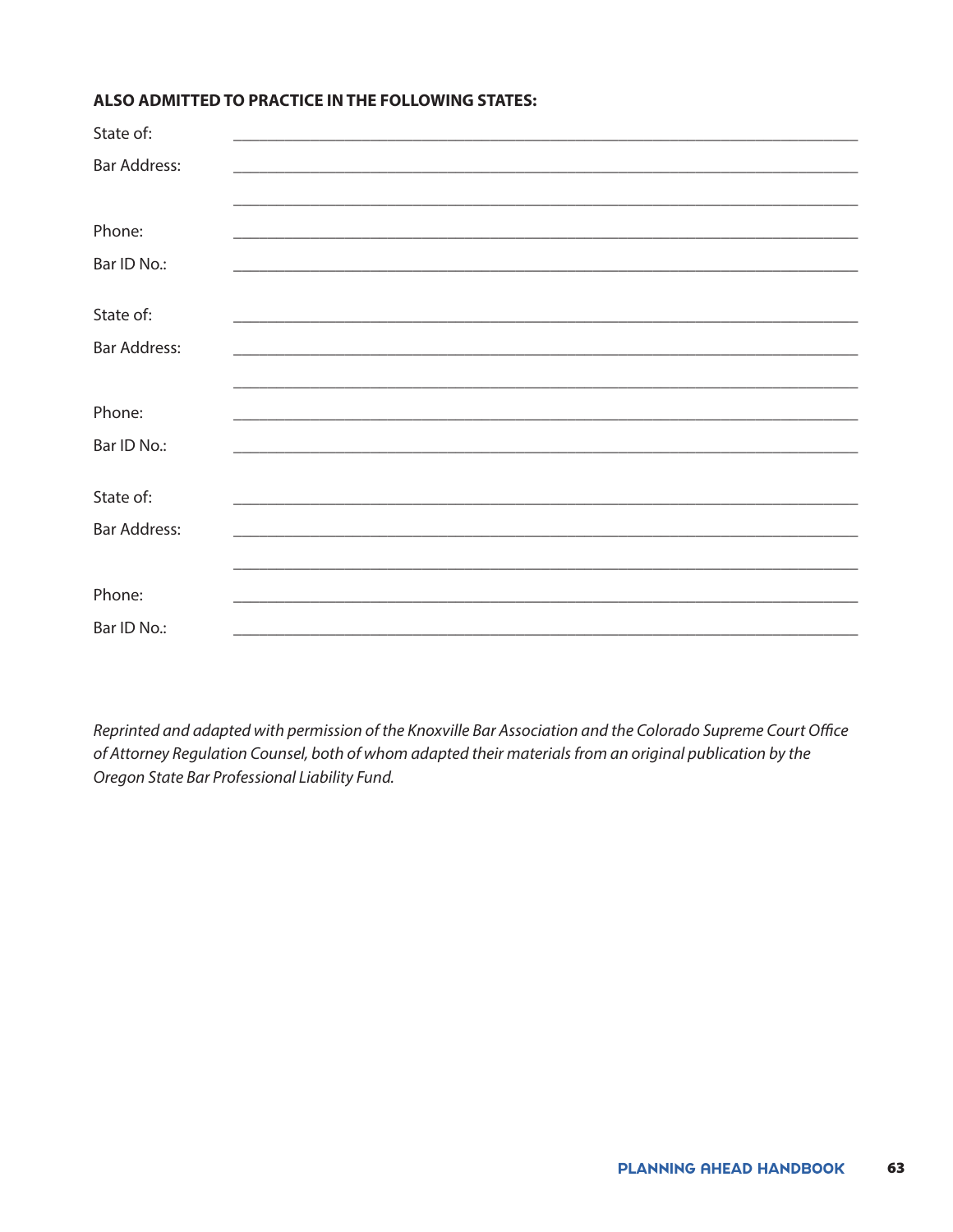**ALSO ADMITTED TO PRACTICE IN THE FOLLOWING STATES:**

State of: ______________________________________________

Bar Address: ______________________________________________

______________________________________________

Phone: ______________________________________________

Bar ID No.: ______________________________________________

State of: ______________________________________________

Bar Address: ______________________________________________

______________________________________________

Phone: ______________________________________________

Bar ID No.: ______________________________________________

State of: ______________________________________________

Bar Address: ______________________________________________

______________________________________________

Phone: ______________________________________________

Bar ID No.: ______________________________________________

*Reprinted and adapted with permission of the Knoxville Bar Association and the Colorado Supreme Court Office of Attorney Regulation Counsel, both of whom adapted their materials from an original publication by the Oregon State Bar Professional Liability Fund.*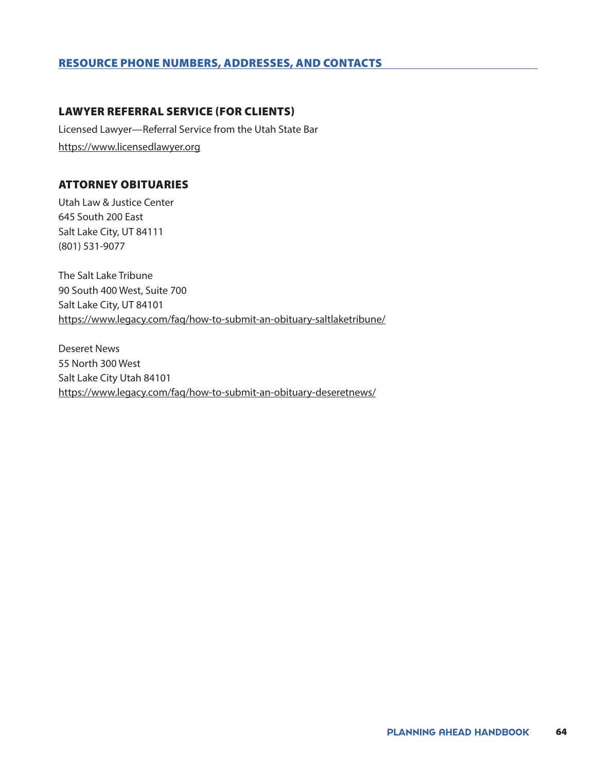## RESOURCE PHONE NUMBERS, ADDRESSES, AND CONTACTS

### LAWYER REFERRAL SERVICE (FOR CLIENTS)

Licensed Lawyer—Referral Service from the Utah State Bar
https://www.licensedlawyer.org

### ATTORNEY OBITUARIES

Utah Law & Justice Center
645 South 200 East
Salt Lake City, UT 84111
(801) 531-9077

The Salt Lake Tribune
90 South 400 West, Suite 700
Salt Lake City, UT 84101
https://www.legacy.com/faq/how-to-submit-an-obituary-saltlaketribune/

Deseret News
55 North 300 West
Salt Lake City Utah 84101
https://www.legacy.com/faq/how-to-submit-an-obituary-deseretnews/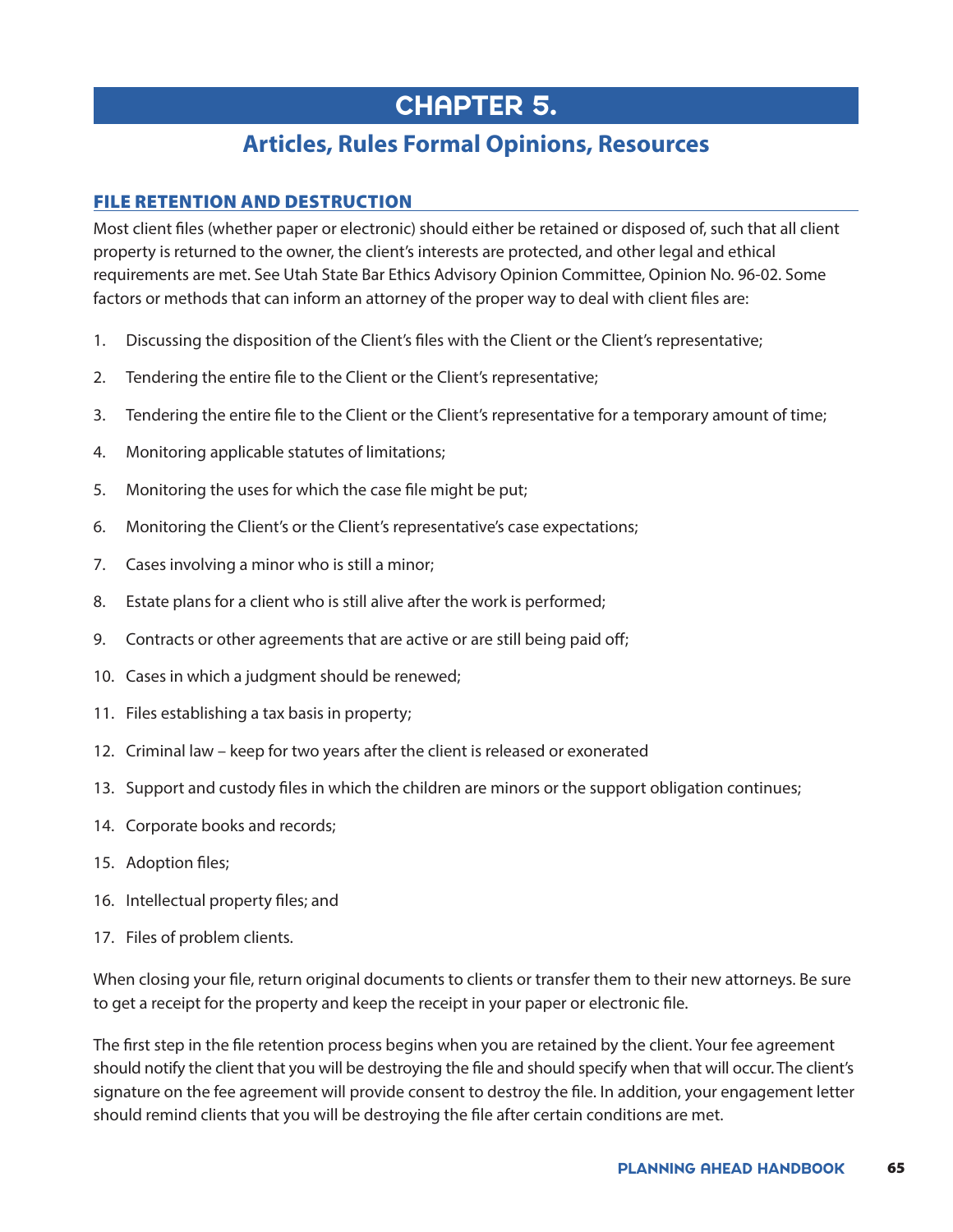# CHAPTER 5.

## Articles, Rules Formal Opinions, Resources

### FILE RETENTION AND DESTRUCTION

Most client files (whether paper or electronic) should either be retained or disposed of, such that all client property is returned to the owner, the client's interests are protected, and other legal and ethical requirements are met. See Utah State Bar Ethics Advisory Opinion Committee, Opinion No. 96-02. Some factors or methods that can inform an attorney of the proper way to deal with client files are:

1. Discussing the disposition of the Client's files with the Client or the Client's representative;
2. Tendering the entire file to the Client or the Client's representative;
3. Tendering the entire file to the Client or the Client's representative for a temporary amount of time;
4. Monitoring applicable statutes of limitations;
5. Monitoring the uses for which the case file might be put;
6. Monitoring the Client's or the Client's representative's case expectations;
7. Cases involving a minor who is still a minor;
8. Estate plans for a client who is still alive after the work is performed;
9. Contracts or other agreements that are active or are still being paid off;
10. Cases in which a judgment should be renewed;
11. Files establishing a tax basis in property;
12. Criminal law – keep for two years after the client is released or exonerated
13. Support and custody files in which the children are minors or the support obligation continues;
14. Corporate books and records;
15. Adoption files;
16. Intellectual property files; and
17. Files of problem clients.

When closing your file, return original documents to clients or transfer them to their new attorneys. Be sure to get a receipt for the property and keep the receipt in your paper or electronic file.

The first step in the file retention process begins when you are retained by the client. Your fee agreement should notify the client that you will be destroying the file and should specify when that will occur. The client's signature on the fee agreement will provide consent to destroy the file. In addition, your engagement letter should remind clients that you will be destroying the file after certain conditions are met.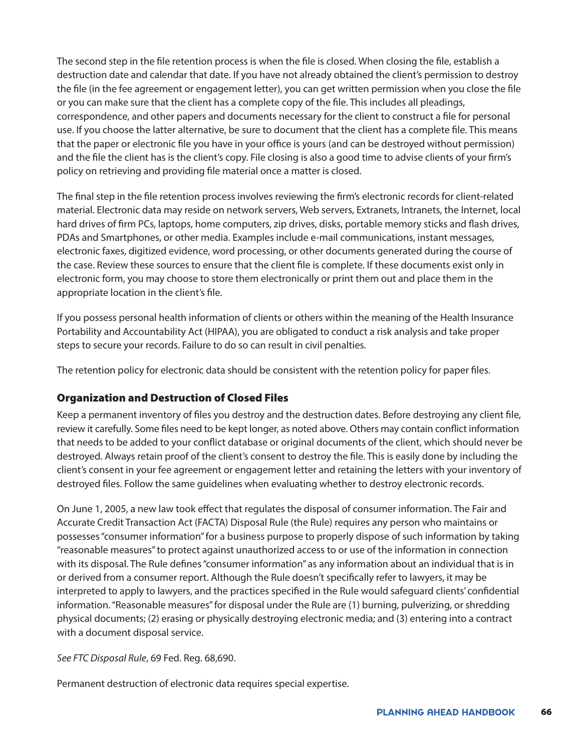The second step in the file retention process is when the file is closed. When closing the file, establish a destruction date and calendar that date. If you have not already obtained the client's permission to destroy the file (in the fee agreement or engagement letter), you can get written permission when you close the file or you can make sure that the client has a complete copy of the file. This includes all pleadings, correspondence, and other papers and documents necessary for the client to construct a file for personal use. If you choose the latter alternative, be sure to document that the client has a complete file. This means that the paper or electronic file you have in your office is yours (and can be destroyed without permission) and the file the client has is the client's copy. File closing is also a good time to advise clients of your firm's policy on retrieving and providing file material once a matter is closed.

The final step in the file retention process involves reviewing the firm's electronic records for client-related material. Electronic data may reside on network servers, Web servers, Extranets, Intranets, the Internet, local hard drives of firm PCs, laptops, home computers, zip drives, disks, portable memory sticks and flash drives, PDAs and Smartphones, or other media. Examples include e-mail communications, instant messages, electronic faxes, digitized evidence, word processing, or other documents generated during the course of the case. Review these sources to ensure that the client file is complete. If these documents exist only in electronic form, you may choose to store them electronically or print them out and place them in the appropriate location in the client's file.

If you possess personal health information of clients or others within the meaning of the Health Insurance Portability and Accountability Act (HIPAA), you are obligated to conduct a risk analysis and take proper steps to secure your records. Failure to do so can result in civil penalties.

The retention policy for electronic data should be consistent with the retention policy for paper files.

## Organization and Destruction of Closed Files

Keep a permanent inventory of files you destroy and the destruction dates. Before destroying any client file, review it carefully. Some files need to be kept longer, as noted above. Others may contain conflict information that needs to be added to your conflict database or original documents of the client, which should never be destroyed. Always retain proof of the client's consent to destroy the file. This is easily done by including the client's consent in your fee agreement or engagement letter and retaining the letters with your inventory of destroyed files. Follow the same guidelines when evaluating whether to destroy electronic records.

On June 1, 2005, a new law took effect that regulates the disposal of consumer information. The Fair and Accurate Credit Transaction Act (FACTA) Disposal Rule (the Rule) requires any person who maintains or possesses "consumer information" for a business purpose to properly dispose of such information by taking "reasonable measures" to protect against unauthorized access to or use of the information in connection with its disposal. The Rule defines "consumer information" as any information about an individual that is in or derived from a consumer report. Although the Rule doesn't specifically refer to lawyers, it may be interpreted to apply to lawyers, and the practices specified in the Rule would safeguard clients' confidential information. "Reasonable measures" for disposal under the Rule are (1) burning, pulverizing, or shredding physical documents; (2) erasing or physically destroying electronic media; and (3) entering into a contract with a document disposal service.

*See FTC Disposal Rule*, 69 Fed. Reg. 68,690.

Permanent destruction of electronic data requires special expertise.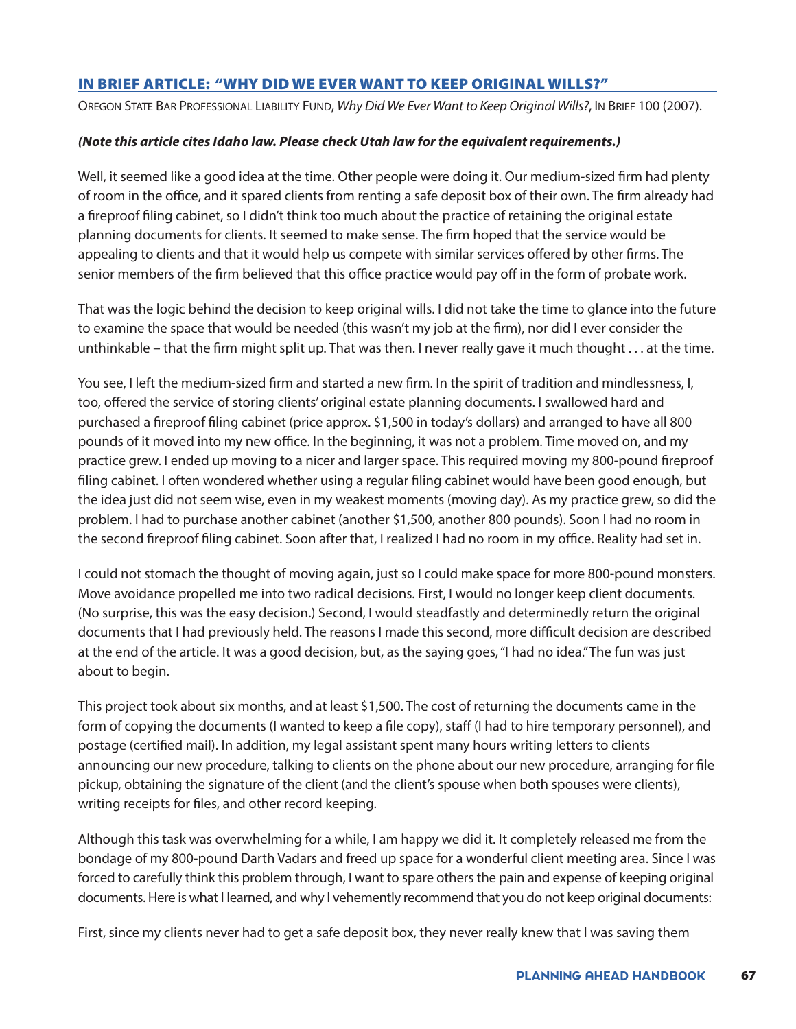## IN BRIEF ARTICLE: "WHY DID WE EVER WANT TO KEEP ORIGINAL WILLS?"

OREGON STATE BAR PROFESSIONAL LIABILITY FUND, *Why Did We Ever Want to Keep Original Wills?*, IN BRIEF 100 (2007).

***(Note this article cites Idaho law. Please check Utah law for the equivalent requirements.)***

Well, it seemed like a good idea at the time. Other people were doing it. Our medium-sized firm had plenty of room in the office, and it spared clients from renting a safe deposit box of their own. The firm already had a fireproof filing cabinet, so I didn't think too much about the practice of retaining the original estate planning documents for clients. It seemed to make sense. The firm hoped that the service would be appealing to clients and that it would help us compete with similar services offered by other firms. The senior members of the firm believed that this office practice would pay off in the form of probate work.

That was the logic behind the decision to keep original wills. I did not take the time to glance into the future to examine the space that would be needed (this wasn't my job at the firm), nor did I ever consider the unthinkable – that the firm might split up. That was then. I never really gave it much thought . . . at the time.

You see, I left the medium-sized firm and started a new firm. In the spirit of tradition and mindlessness, I, too, offered the service of storing clients' original estate planning documents. I swallowed hard and purchased a fireproof filing cabinet (price approx. $1,500 in today's dollars) and arranged to have all 800 pounds of it moved into my new office. In the beginning, it was not a problem. Time moved on, and my practice grew. I ended up moving to a nicer and larger space. This required moving my 800-pound fireproof filing cabinet. I often wondered whether using a regular filing cabinet would have been good enough, but the idea just did not seem wise, even in my weakest moments (moving day). As my practice grew, so did the problem. I had to purchase another cabinet (another $1,500, another 800 pounds). Soon I had no room in the second fireproof filing cabinet. Soon after that, I realized I had no room in my office. Reality had set in.

I could not stomach the thought of moving again, just so I could make space for more 800-pound monsters. Move avoidance propelled me into two radical decisions. First, I would no longer keep client documents. (No surprise, this was the easy decision.) Second, I would steadfastly and determinedly return the original documents that I had previously held. The reasons I made this second, more difficult decision are described at the end of the article. It was a good decision, but, as the saying goes, "I had no idea." The fun was just about to begin.

This project took about six months, and at least $1,500. The cost of returning the documents came in the form of copying the documents (I wanted to keep a file copy), staff (I had to hire temporary personnel), and postage (certified mail). In addition, my legal assistant spent many hours writing letters to clients announcing our new procedure, talking to clients on the phone about our new procedure, arranging for file pickup, obtaining the signature of the client (and the client's spouse when both spouses were clients), writing receipts for files, and other record keeping.

Although this task was overwhelming for a while, I am happy we did it. It completely released me from the bondage of my 800-pound Darth Vadars and freed up space for a wonderful client meeting area. Since I was forced to carefully think this problem through, I want to spare others the pain and expense of keeping original documents. Here is what I learned, and why I vehemently recommend that you do not keep original documents:

First, since my clients never had to get a safe deposit box, they never really knew that I was saving them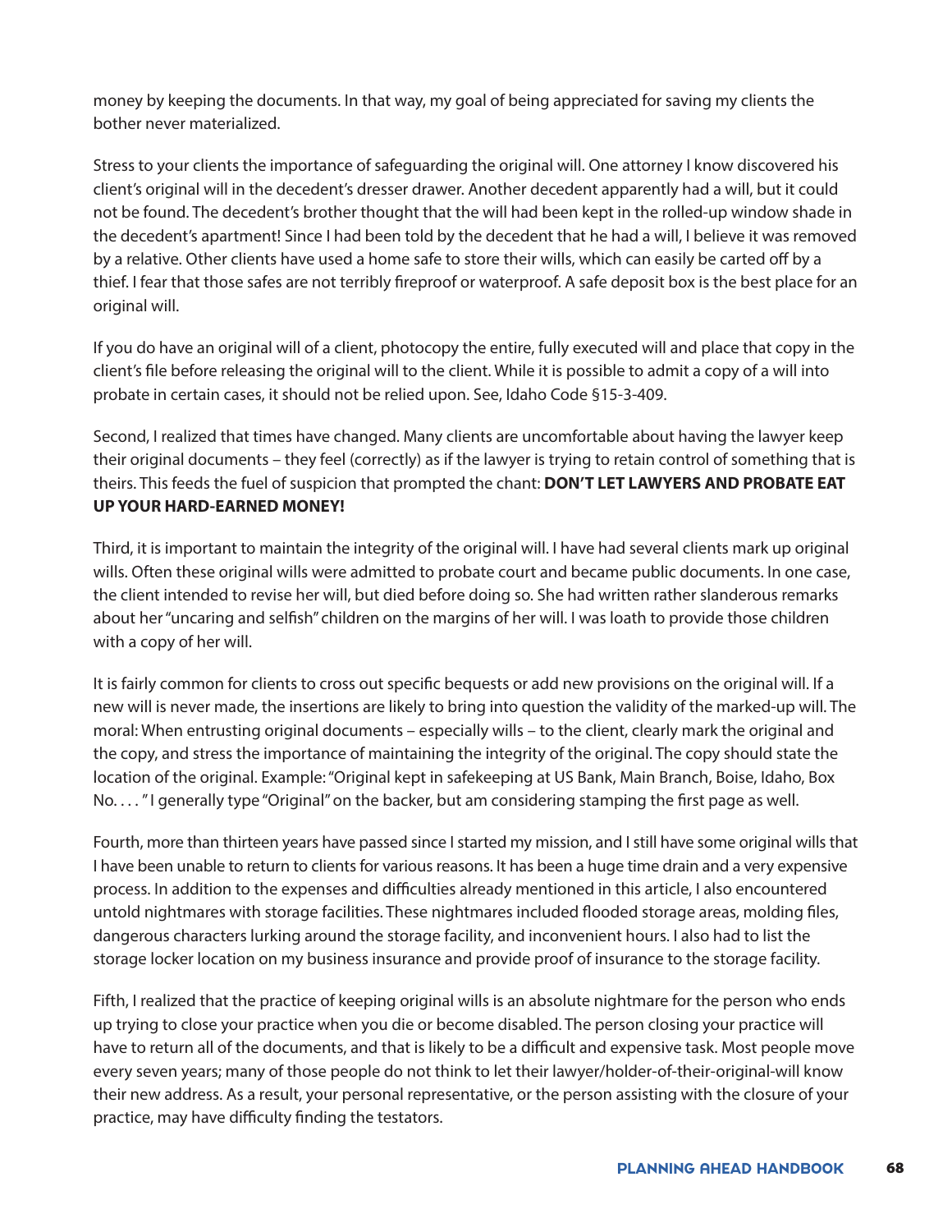money by keeping the documents. In that way, my goal of being appreciated for saving my clients the bother never materialized.

Stress to your clients the importance of safeguarding the original will. One attorney I know discovered his client's original will in the decedent's dresser drawer. Another decedent apparently had a will, but it could not be found. The decedent's brother thought that the will had been kept in the rolled-up window shade in the decedent's apartment! Since I had been told by the decedent that he had a will, I believe it was removed by a relative. Other clients have used a home safe to store their wills, which can easily be carted off by a thief. I fear that those safes are not terribly fireproof or waterproof. A safe deposit box is the best place for an original will.

If you do have an original will of a client, photocopy the entire, fully executed will and place that copy in the client's file before releasing the original will to the client. While it is possible to admit a copy of a will into probate in certain cases, it should not be relied upon. See, Idaho Code §15-3-409.

Second, I realized that times have changed. Many clients are uncomfortable about having the lawyer keep their original documents – they feel (correctly) as if the lawyer is trying to retain control of something that is theirs. This feeds the fuel of suspicion that prompted the chant: **DON'T LET LAWYERS AND PROBATE EAT UP YOUR HARD-EARNED MONEY!**

Third, it is important to maintain the integrity of the original will. I have had several clients mark up original wills. Often these original wills were admitted to probate court and became public documents. In one case, the client intended to revise her will, but died before doing so. She had written rather slanderous remarks about her "uncaring and selfish" children on the margins of her will. I was loath to provide those children with a copy of her will.

It is fairly common for clients to cross out specific bequests or add new provisions on the original will. If a new will is never made, the insertions are likely to bring into question the validity of the marked-up will. The moral: When entrusting original documents – especially wills – to the client, clearly mark the original and the copy, and stress the importance of maintaining the integrity of the original. The copy should state the location of the original. Example: "Original kept in safekeeping at US Bank, Main Branch, Boise, Idaho, Box No. . . . " I generally type "Original" on the backer, but am considering stamping the first page as well.

Fourth, more than thirteen years have passed since I started my mission, and I still have some original wills that I have been unable to return to clients for various reasons. It has been a huge time drain and a very expensive process. In addition to the expenses and difficulties already mentioned in this article, I also encountered untold nightmares with storage facilities. These nightmares included flooded storage areas, molding files, dangerous characters lurking around the storage facility, and inconvenient hours. I also had to list the storage locker location on my business insurance and provide proof of insurance to the storage facility.

Fifth, I realized that the practice of keeping original wills is an absolute nightmare for the person who ends up trying to close your practice when you die or become disabled. The person closing your practice will have to return all of the documents, and that is likely to be a difficult and expensive task. Most people move every seven years; many of those people do not think to let their lawyer/holder-of-their-original-will know their new address. As a result, your personal representative, or the person assisting with the closure of your practice, may have difficulty finding the testators.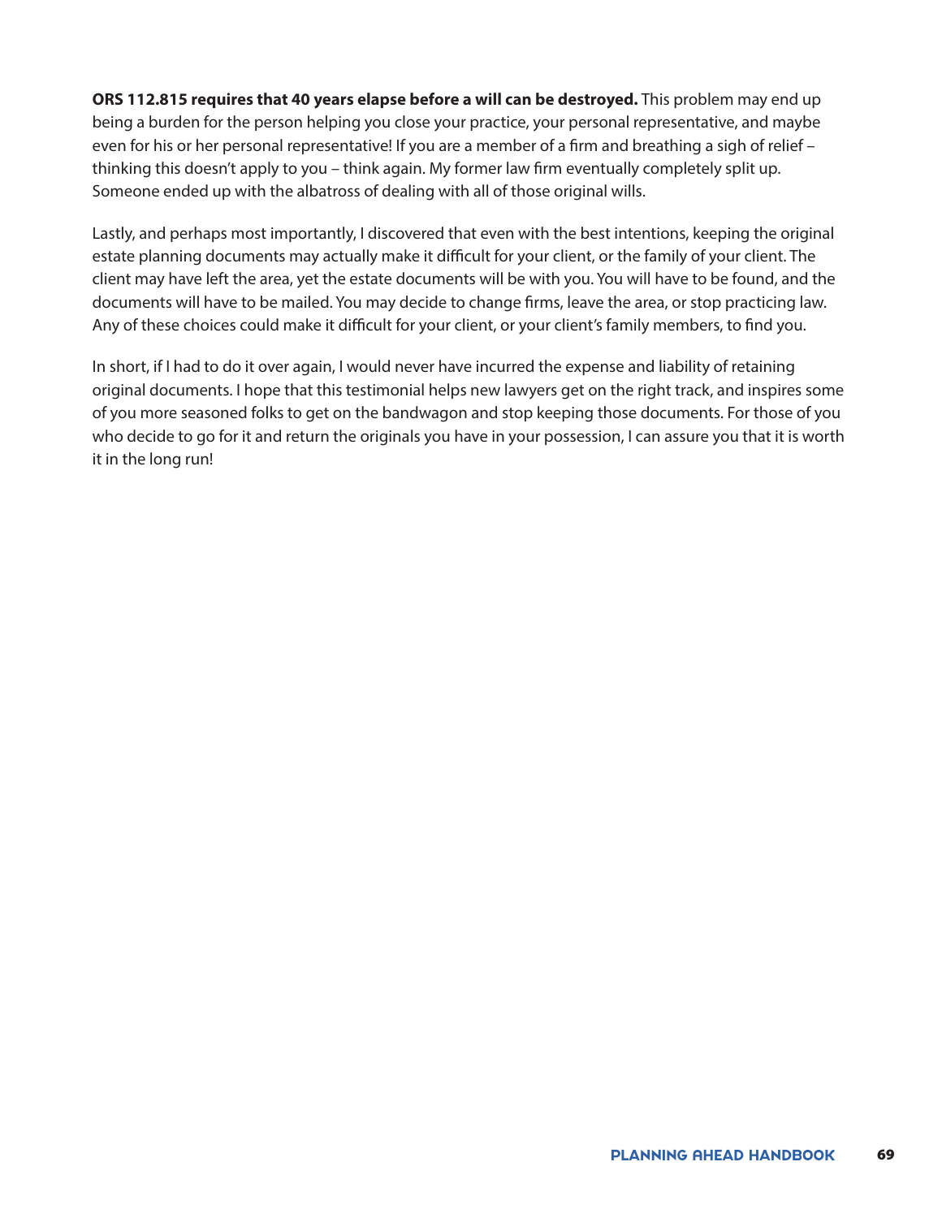**ORS 112.815 requires that 40 years elapse before a will can be destroyed.** This problem may end up being a burden for the person helping you close your practice, your personal representative, and maybe even for his or her personal representative! If you are a member of a firm and breathing a sigh of relief – thinking this doesn't apply to you – think again. My former law firm eventually completely split up. Someone ended up with the albatross of dealing with all of those original wills.

Lastly, and perhaps most importantly, I discovered that even with the best intentions, keeping the original estate planning documents may actually make it difficult for your client, or the family of your client. The client may have left the area, yet the estate documents will be with you. You will have to be found, and the documents will have to be mailed. You may decide to change firms, leave the area, or stop practicing law. Any of these choices could make it difficult for your client, or your client's family members, to find you.

In short, if I had to do it over again, I would never have incurred the expense and liability of retaining original documents. I hope that this testimonial helps new lawyers get on the right track, and inspires some of you more seasoned folks to get on the bandwagon and stop keeping those documents. For those of you who decide to go for it and return the originals you have in your possession, I can assure you that it is worth it in the long run!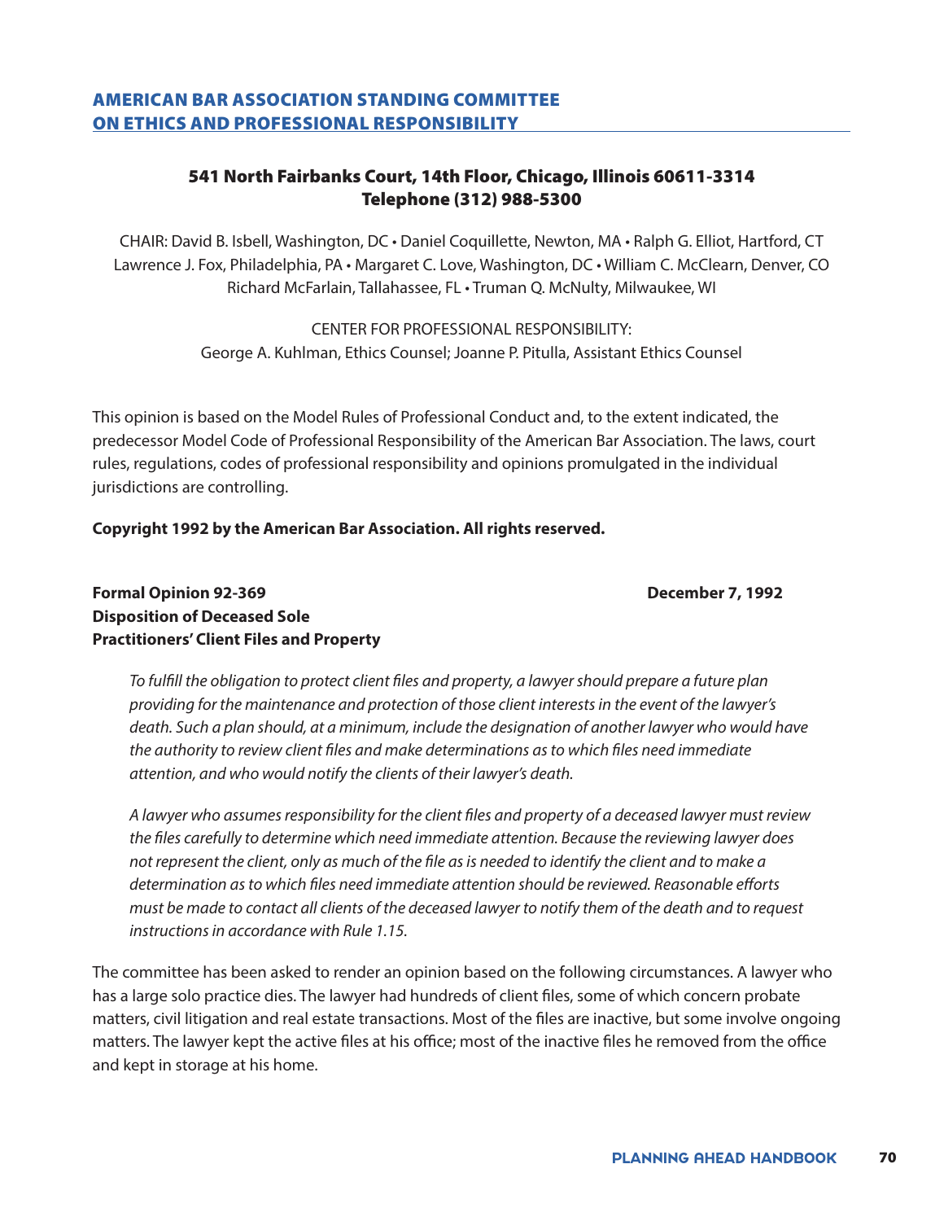## AMERICAN BAR ASSOCIATION STANDING COMMITTEE ON ETHICS AND PROFESSIONAL RESPONSIBILITY

**541 North Fairbanks Court, 14th Floor, Chicago, Illinois 60611-3314**
**Telephone (312) 988-5300**

CHAIR: David B. Isbell, Washington, DC • Daniel Coquillette, Newton, MA • Ralph G. Elliot, Hartford, CT Lawrence J. Fox, Philadelphia, PA • Margaret C. Love, Washington, DC • William C. McClearn, Denver, CO Richard McFarlain, Tallahassee, FL • Truman Q. McNulty, Milwaukee, WI

CENTER FOR PROFESSIONAL RESPONSIBILITY:
George A. Kuhlman, Ethics Counsel; Joanne P. Pitulla, Assistant Ethics Counsel

This opinion is based on the Model Rules of Professional Conduct and, to the extent indicated, the predecessor Model Code of Professional Responsibility of the American Bar Association. The laws, court rules, regulations, codes of professional responsibility and opinions promulgated in the individual jurisdictions are controlling.

**Copyright 1992 by the American Bar Association. All rights reserved.**

**Formal Opinion 92-369** **December 7, 1992**
**Disposition of Deceased Sole Practitioners' Client Files and Property**

*To fulfill the obligation to protect client files and property, a lawyer should prepare a future plan providing for the maintenance and protection of those client interests in the event of the lawyer's death. Such a plan should, at a minimum, include the designation of another lawyer who would have the authority to review client files and make determinations as to which files need immediate attention, and who would notify the clients of their lawyer's death.*

*A lawyer who assumes responsibility for the client files and property of a deceased lawyer must review the files carefully to determine which need immediate attention. Because the reviewing lawyer does not represent the client, only as much of the file as is needed to identify the client and to make a determination as to which files need immediate attention should be reviewed. Reasonable efforts must be made to contact all clients of the deceased lawyer to notify them of the death and to request instructions in accordance with Rule 1.15.*

The committee has been asked to render an opinion based on the following circumstances. A lawyer who has a large solo practice dies. The lawyer had hundreds of client files, some of which concern probate matters, civil litigation and real estate transactions. Most of the files are inactive, but some involve ongoing matters. The lawyer kept the active files at his office; most of the inactive files he removed from the office and kept in storage at his home.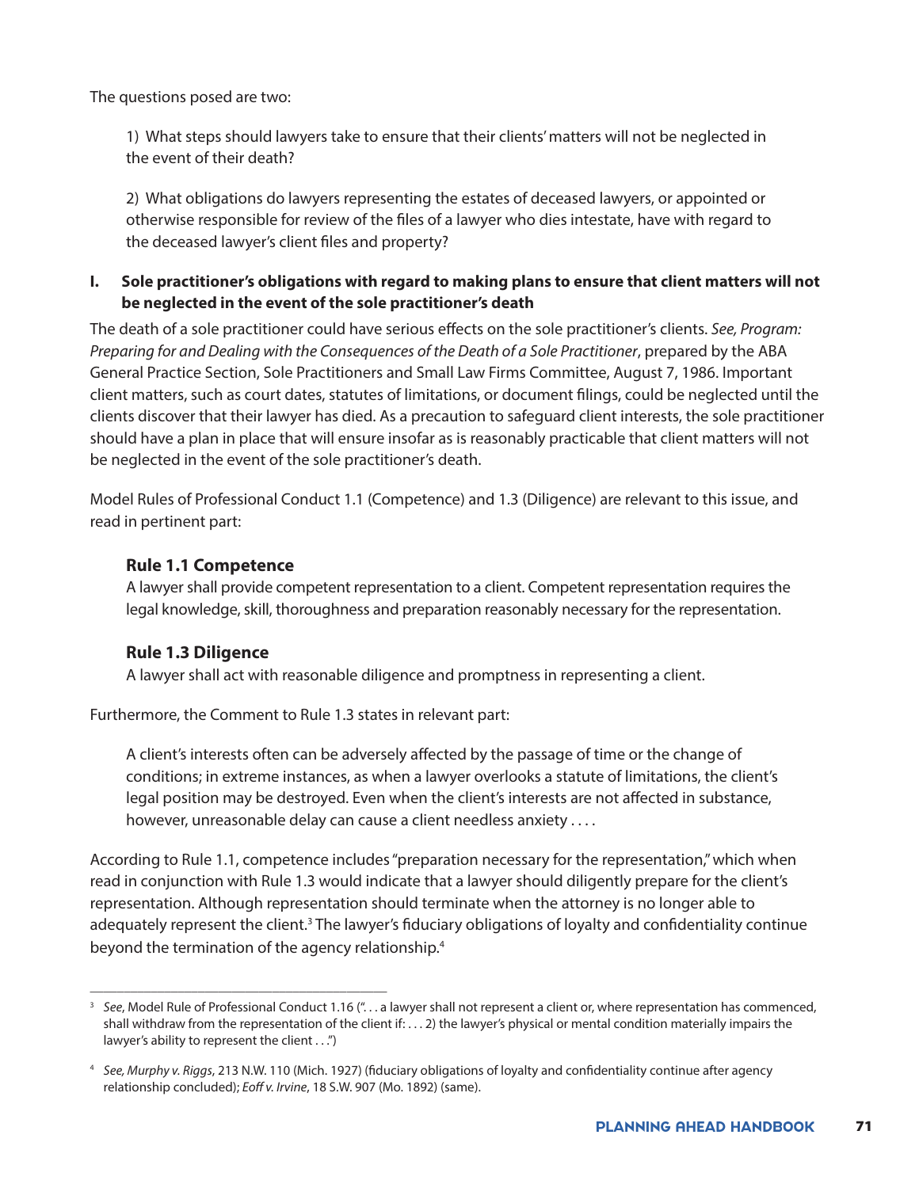The questions posed are two:

> 1) What steps should lawyers take to ensure that their clients' matters will not be neglected in the event of their death?
>
> 2) What obligations do lawyers representing the estates of deceased lawyers, or appointed or otherwise responsible for review of the files of a lawyer who dies intestate, have with regard to the deceased lawyer's client files and property?

**I. Sole practitioner's obligations with regard to making plans to ensure that client matters will not be neglected in the event of the sole practitioner's death**

The death of a sole practitioner could have serious effects on the sole practitioner's clients. *See, Program: Preparing for and Dealing with the Consequences of the Death of a Sole Practitioner*, prepared by the ABA General Practice Section, Sole Practitioners and Small Law Firms Committee, August 7, 1986. Important client matters, such as court dates, statutes of limitations, or document filings, could be neglected until the clients discover that their lawyer has died. As a precaution to safeguard client interests, the sole practitioner should have a plan in place that will ensure insofar as is reasonably practicable that client matters will not be neglected in the event of the sole practitioner's death.

Model Rules of Professional Conduct 1.1 (Competence) and 1.3 (Diligence) are relevant to this issue, and read in pertinent part:

> **Rule 1.1 Competence**
> A lawyer shall provide competent representation to a client. Competent representation requires the legal knowledge, skill, thoroughness and preparation reasonably necessary for the representation.
>
> **Rule 1.3 Diligence**
> A lawyer shall act with reasonable diligence and promptness in representing a client.

Furthermore, the Comment to Rule 1.3 states in relevant part:

> A client's interests often can be adversely affected by the passage of time or the change of conditions; in extreme instances, as when a lawyer overlooks a statute of limitations, the client's legal position may be destroyed. Even when the client's interests are not affected in substance, however, unreasonable delay can cause a client needless anxiety . . . .

According to Rule 1.1, competence includes "preparation necessary for the representation," which when read in conjunction with Rule 1.3 would indicate that a lawyer should diligently prepare for the client's representation. Although representation should terminate when the attorney is no longer able to adequately represent the client.[3] The lawyer's fiduciary obligations of loyalty and confidentiality continue beyond the termination of the agency relationship.[4]

---

[3] *See*, Model Rule of Professional Conduct 1.16 (". . . a lawyer shall not represent a client or, where representation has commenced, shall withdraw from the representation of the client if: . . . 2) the lawyer's physical or mental condition materially impairs the lawyer's ability to represent the client . . .")

[4] *See, Murphy v. Riggs*, 213 N.W. 110 (Mich. 1927) (fiduciary obligations of loyalty and confidentiality continue after agency relationship concluded); *Eoff v. Irvine*, 18 S.W. 907 (Mo. 1892) (same).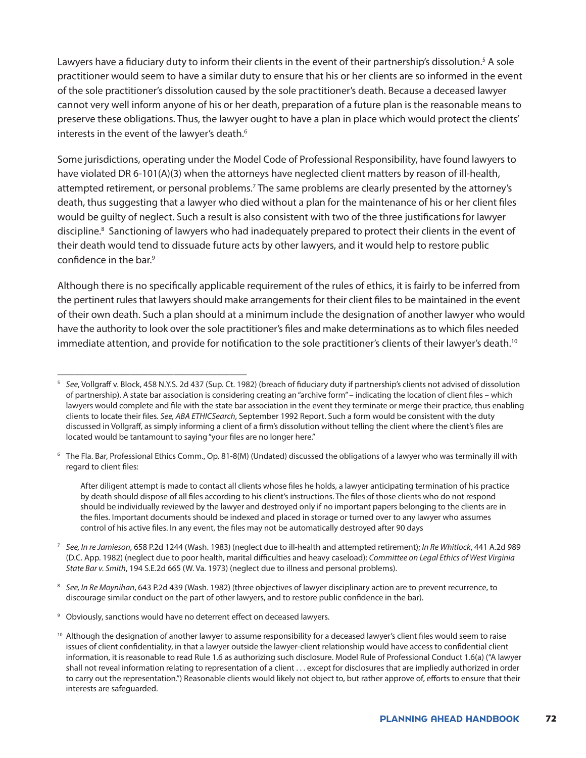Lawyers have a fiduciary duty to inform their clients in the event of their partnership's dissolution.[5] A sole practitioner would seem to have a similar duty to ensure that his or her clients are so informed in the event of the sole practitioner's dissolution caused by the sole practitioner's death. Because a deceased lawyer cannot very well inform anyone of his or her death, preparation of a future plan is the reasonable means to preserve these obligations. Thus, the lawyer ought to have a plan in place which would protect the clients' interests in the event of the lawyer's death.[6]

Some jurisdictions, operating under the Model Code of Professional Responsibility, have found lawyers to have violated DR 6-101(A)(3) when the attorneys have neglected client matters by reason of ill-health, attempted retirement, or personal problems.[7] The same problems are clearly presented by the attorney's death, thus suggesting that a lawyer who died without a plan for the maintenance of his or her client files would be guilty of neglect. Such a result is also consistent with two of the three justifications for lawyer discipline.[8] Sanctioning of lawyers who had inadequately prepared to protect their clients in the event of their death would tend to dissuade future acts by other lawyers, and it would help to restore public confidence in the bar.[9]

Although there is no specifically applicable requirement of the rules of ethics, it is fairly to be inferred from the pertinent rules that lawyers should make arrangements for their client files to be maintained in the event of their own death. Such a plan should at a minimum include the designation of another lawyer who would have the authority to look over the sole practitioner's files and make determinations as to which files needed immediate attention, and provide for notification to the sole practitioner's clients of their lawyer's death.[10]

---

[5] *See*, Vollgraff v. Block, 458 N.Y.S. 2d 437 (Sup. Ct. 1982) (breach of fiduciary duty if partnership's clients not advised of dissolution of partnership). A state bar association is considering creating an "archive form" – indicating the location of client files – which lawyers would complete and file with the state bar association in the event they terminate or merge their practice, thus enabling clients to locate their files. *See, ABA ETHICSearch*, September 1992 Report. Such a form would be consistent with the duty discussed in Vollgraff, as simply informing a client of a firm's dissolution without telling the client where the client's files are located would be tantamount to saying "your files are no longer here."

[6] The Fla. Bar, Professional Ethics Comm., Op. 81-8(M) (Undated) discussed the obligations of a lawyer who was terminally ill with regard to client files:

> After diligent attempt is made to contact all clients whose files he holds, a lawyer anticipating termination of his practice by death should dispose of all files according to his client's instructions. The files of those clients who do not respond should be individually reviewed by the lawyer and destroyed only if no important papers belonging to the clients are in the files. Important documents should be indexed and placed in storage or turned over to any lawyer who assumes control of his active files. In any event, the files may not be automatically destroyed after 90 days

[7] *See, In re Jamieson*, 658 P.2d 1244 (Wash. 1983) (neglect due to ill-health and attempted retirement); *In Re Whitlock*, 441 A.2d 989 (D.C. App. 1982) (neglect due to poor health, marital difficulties and heavy caseload); *Committee on Legal Ethics of West Virginia State Bar v. Smith*, 194 S.E.2d 665 (W. Va. 1973) (neglect due to illness and personal problems).

[8] *See, In Re Moynihan*, 643 P.2d 439 (Wash. 1982) (three objectives of lawyer disciplinary action are to prevent recurrence, to discourage similar conduct on the part of other lawyers, and to restore public confidence in the bar).

[9] Obviously, sanctions would have no deterrent effect on deceased lawyers.

[10] Although the designation of another lawyer to assume responsibility for a deceased lawyer's client files would seem to raise issues of client confidentiality, in that a lawyer outside the lawyer-client relationship would have access to confidential client information, it is reasonable to read Rule 1.6 as authorizing such disclosure. Model Rule of Professional Conduct 1.6(a) ("A lawyer shall not reveal information relating to representation of a client . . . except for disclosures that are impliedly authorized in order to carry out the representation.") Reasonable clients would likely not object to, but rather approve of, efforts to ensure that their interests are safeguarded.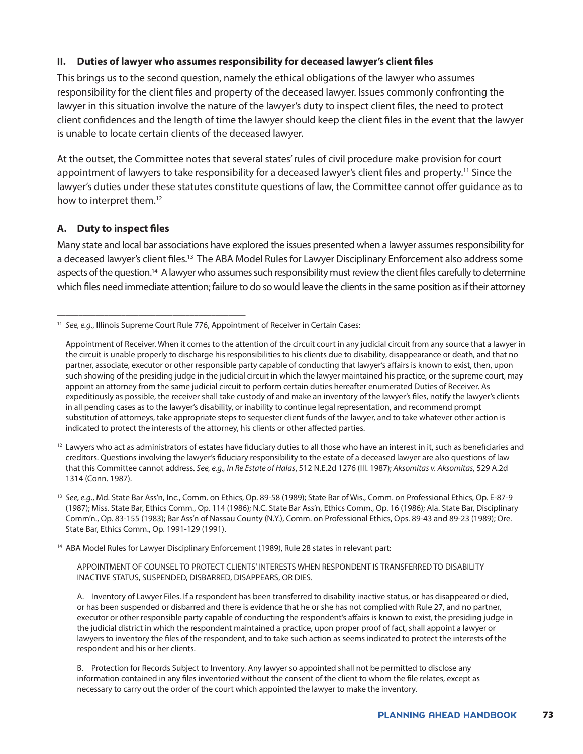## II. Duties of lawyer who assumes responsibility for deceased lawyer's client files

This brings us to the second question, namely the ethical obligations of the lawyer who assumes responsibility for the client files and property of the deceased lawyer. Issues commonly confronting the lawyer in this situation involve the nature of the lawyer's duty to inspect client files, the need to protect client confidences and the length of time the lawyer should keep the client files in the event that the lawyer is unable to locate certain clients of the deceased lawyer.

At the outset, the Committee notes that several states' rules of civil procedure make provision for court appointment of lawyers to take responsibility for a deceased lawyer's client files and property.[11] Since the lawyer's duties under these statutes constitute questions of law, the Committee cannot offer guidance as to how to interpret them.[12]

### A. Duty to inspect files

Many state and local bar associations have explored the issues presented when a lawyer assumes responsibility for a deceased lawyer's client files.[13] The ABA Model Rules for Lawyer Disciplinary Enforcement also address some aspects of the question.[14] A lawyer who assumes such responsibility must review the client files carefully to determine which files need immediate attention; failure to do so would leave the clients in the same position as if their attorney

---

[11] *See, e.g.*, Illinois Supreme Court Rule 776, Appointment of Receiver in Certain Cases:

> Appointment of Receiver. When it comes to the attention of the circuit court in any judicial circuit from any source that a lawyer in the circuit is unable properly to discharge his responsibilities to his clients due to disability, disappearance or death, and that no partner, associate, executor or other responsible party capable of conducting that lawyer's affairs is known to exist, then, upon such showing of the presiding judge in the judicial circuit in which the lawyer maintained his practice, or the supreme court, may appoint an attorney from the same judicial circuit to perform certain duties hereafter enumerated Duties of Receiver. As expeditiously as possible, the receiver shall take custody of and make an inventory of the lawyer's files, notify the lawyer's clients in all pending cases as to the lawyer's disability, or inability to continue legal representation, and recommend prompt substitution of attorneys, take appropriate steps to sequester client funds of the lawyer, and to take whatever other action is indicated to protect the interests of the attorney, his clients or other affected parties.

[12] Lawyers who act as administrators of estates have fiduciary duties to all those who have an interest in it, such as beneficiaries and creditors. Questions involving the lawyer's fiduciary responsibility to the estate of a deceased lawyer are also questions of law that this Committee cannot address. *See, e.g., In Re Estate of Halas*, 512 N.E.2d 1276 (Ill. 1987); *Aksomitas v. Aksomitas,* 529 A.2d 1314 (Conn. 1987).

[13] *See, e.g.*, Md. State Bar Ass'n, Inc., Comm. on Ethics, Op. 89-58 (1989); State Bar of Wis., Comm. on Professional Ethics, Op. E-87-9 (1987); Miss. State Bar, Ethics Comm., Op. 114 (1986); N.C. State Bar Ass'n, Ethics Comm., Op. 16 (1986); Ala. State Bar, Disciplinary Comm'n., Op. 83-155 (1983); Bar Ass'n of Nassau County (N.Y.), Comm. on Professional Ethics, Ops. 89-43 and 89-23 (1989); Ore. State Bar, Ethics Comm., Op. 1991-129 (1991).

[14] ABA Model Rules for Lawyer Disciplinary Enforcement (1989), Rule 28 states in relevant part:

> APPOINTMENT OF COUNSEL TO PROTECT CLIENTS' INTERESTS WHEN RESPONDENT IS TRANSFERRED TO DISABILITY INACTIVE STATUS, SUSPENDED, DISBARRED, DISAPPEARS, OR DIES.
>
> A. Inventory of Lawyer Files. If a respondent has been transferred to disability inactive status, or has disappeared or died, or has been suspended or disbarred and there is evidence that he or she has not complied with Rule 27, and no partner, executor or other responsible party capable of conducting the respondent's affairs is known to exist, the presiding judge in the judicial district in which the respondent maintained a practice, upon proper proof of fact, shall appoint a lawyer or lawyers to inventory the files of the respondent, and to take such action as seems indicated to protect the interests of the respondent and his or her clients.
>
> B. Protection for Records Subject to Inventory. Any lawyer so appointed shall not be permitted to disclose any information contained in any files inventoried without the consent of the client to whom the file relates, except as necessary to carry out the order of the court which appointed the lawyer to make the inventory.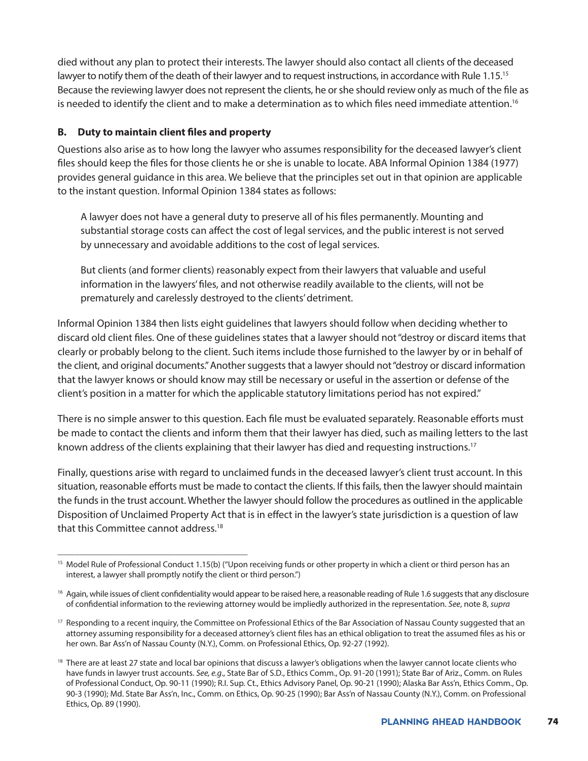died without any plan to protect their interests. The lawyer should also contact all clients of the deceased lawyer to notify them of the death of their lawyer and to request instructions, in accordance with Rule 1.15.[15] Because the reviewing lawyer does not represent the clients, he or she should review only as much of the file as is needed to identify the client and to make a determination as to which files need immediate attention.[16]

### B. Duty to maintain client files and property

Questions also arise as to how long the lawyer who assumes responsibility for the deceased lawyer's client files should keep the files for those clients he or she is unable to locate. ABA Informal Opinion 1384 (1977) provides general guidance in this area. We believe that the principles set out in that opinion are applicable to the instant question. Informal Opinion 1384 states as follows:

> A lawyer does not have a general duty to preserve all of his files permanently. Mounting and substantial storage costs can affect the cost of legal services, and the public interest is not served by unnecessary and avoidable additions to the cost of legal services.
>
> But clients (and former clients) reasonably expect from their lawyers that valuable and useful information in the lawyers' files, and not otherwise readily available to the clients, will not be prematurely and carelessly destroyed to the clients' detriment.

Informal Opinion 1384 then lists eight guidelines that lawyers should follow when deciding whether to discard old client files. One of these guidelines states that a lawyer should not "destroy or discard items that clearly or probably belong to the client. Such items include those furnished to the lawyer by or in behalf of the client, and original documents." Another suggests that a lawyer should not "destroy or discard information that the lawyer knows or should know may still be necessary or useful in the assertion or defense of the client's position in a matter for which the applicable statutory limitations period has not expired."

There is no simple answer to this question. Each file must be evaluated separately. Reasonable efforts must be made to contact the clients and inform them that their lawyer has died, such as mailing letters to the last known address of the clients explaining that their lawyer has died and requesting instructions.[17]

Finally, questions arise with regard to unclaimed funds in the deceased lawyer's client trust account. In this situation, reasonable efforts must be made to contact the clients. If this fails, then the lawyer should maintain the funds in the trust account. Whether the lawyer should follow the procedures as outlined in the applicable Disposition of Unclaimed Property Act that is in effect in the lawyer's state jurisdiction is a question of law that this Committee cannot address.[18]

---

[15] Model Rule of Professional Conduct 1.15(b) ("Upon receiving funds or other property in which a client or third person has an interest, a lawyer shall promptly notify the client or third person.")

[16] Again, while issues of client confidentiality would appear to be raised here, a reasonable reading of Rule 1.6 suggests that any disclosure of confidential information to the reviewing attorney would be impliedly authorized in the representation. *See*, note 8, *supra*

[17] Responding to a recent inquiry, the Committee on Professional Ethics of the Bar Association of Nassau County suggested that an attorney assuming responsibility for a deceased attorney's client files has an ethical obligation to treat the assumed files as his or her own. Bar Ass'n of Nassau County (N.Y.), Comm. on Professional Ethics, Op. 92-27 (1992).

[18] There are at least 27 state and local bar opinions that discuss a lawyer's obligations when the lawyer cannot locate clients who have funds in lawyer trust accounts. *See, e.g.*, State Bar of S.D., Ethics Comm., Op. 91-20 (1991); State Bar of Ariz., Comm. on Rules of Professional Conduct, Op. 90-11 (1990); R.I. Sup. Ct., Ethics Advisory Panel, Op. 90-21 (1990); Alaska Bar Ass'n, Ethics Comm., Op. 90-3 (1990); Md. State Bar Ass'n, Inc., Comm. on Ethics, Op. 90-25 (1990); Bar Ass'n of Nassau County (N.Y.), Comm. on Professional Ethics, Op. 89 (1990).